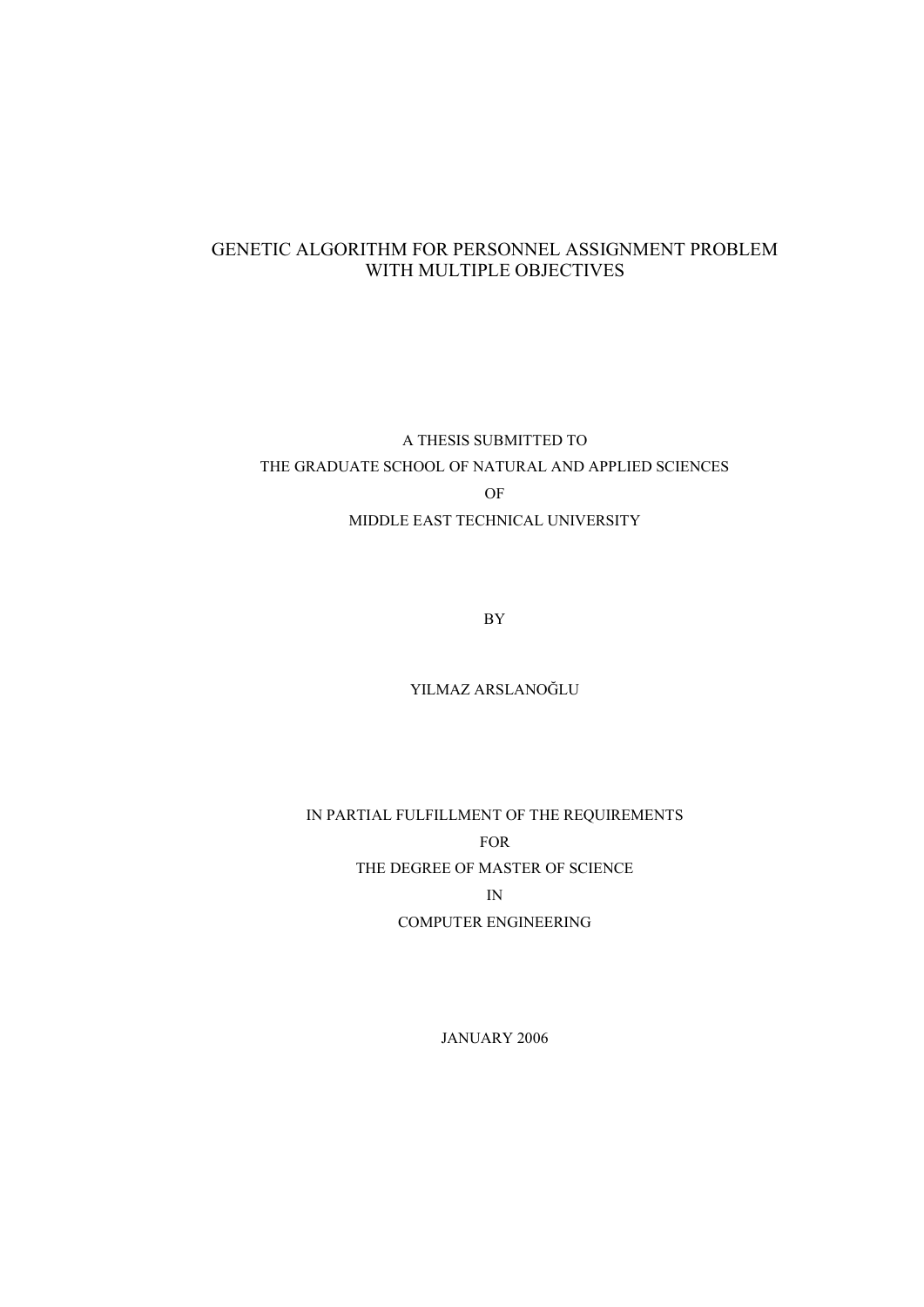# GENETIC ALGORITHM FOR PERSONNEL ASSIGNMENT PROBLEM WITH MULTIPLE OBJECTIVES

A THESIS SUBMITTED TO

THE GRADUATE SCHOOL OF NATURAL AND APPLIED SCIENCES

OF

MIDDLE EAST TECHNICAL UNIVERSITY

BY

YILMAZ ARSLANOĞLU

IN PARTIAL FULFILLMENT OF THE REQUIREMENTS

FOR

THE DEGREE OF MASTER OF SCIENCE

IN

COMPUTER ENGINEERING

JANUARY 2006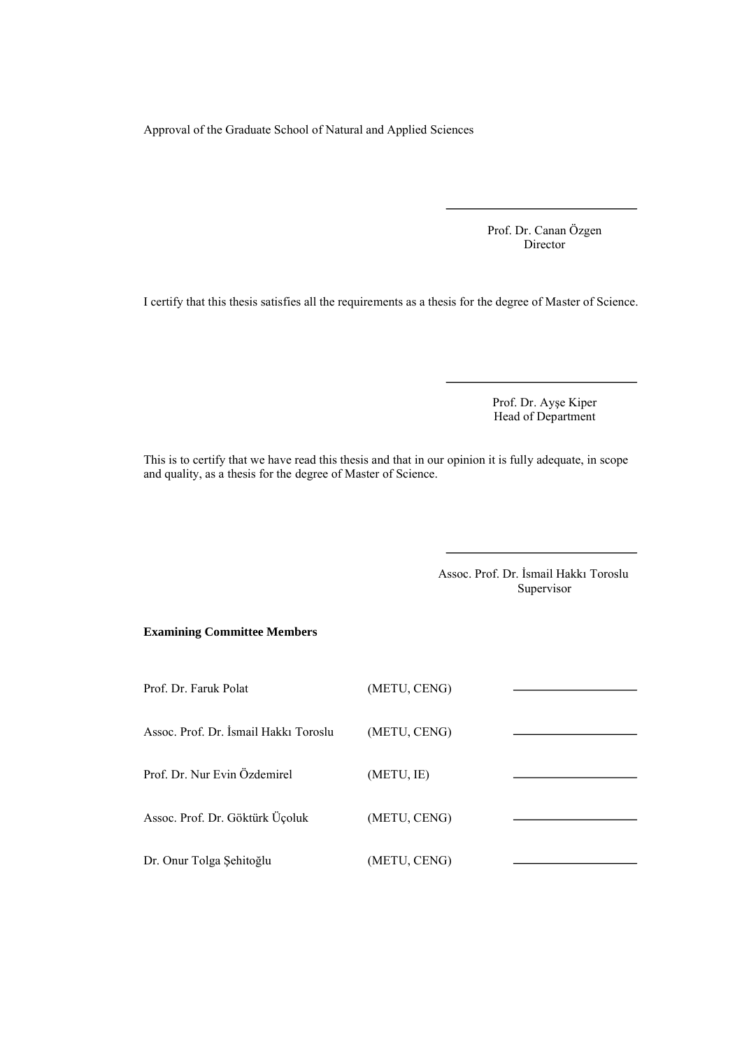Approval of the Graduate School of Natural and Applied Sciences

Prof. Dr. Canan Özgen
Director

I certify that this thesis satisfies all the requirements as a thesis for the degree of Master of Science.

Prof. Dr. Ayşe Kiper
Head of Department

This is to certify that we have read this thesis and that in our opinion it is fully adequate, in scope and quality, as a thesis for the degree of Master of Science.

Assoc. Prof. Dr. İsmail Hakkı Toroslu
Supervisor

**Examining Committee Members**

| | | |
|---|---|---|
| Prof. Dr. Faruk Polat | (METU, CENG) | |
| Assoc. Prof. Dr. İsmail Hakkı Toroslu | (METU, CENG) | |
| Prof. Dr. Nur Evin Özdemirel | (METU, IE) | |
| Assoc. Prof. Dr. Göktürk Üçoluk | (METU, CENG) | |
| Dr. Onur Tolga Şehitoğlu | (METU, CENG) | |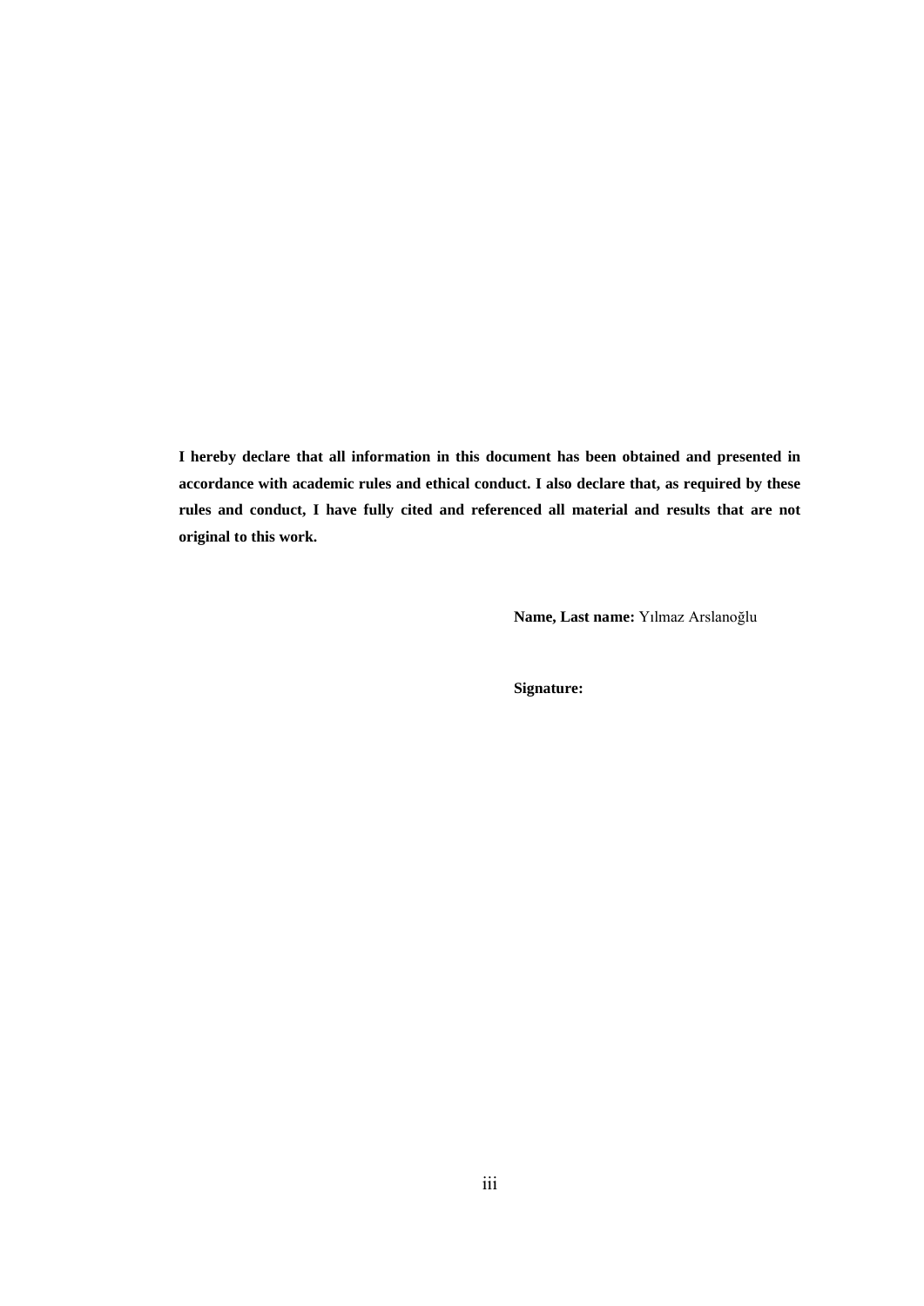**I hereby declare that all information in this document has been obtained and presented in accordance with academic rules and ethical conduct. I also declare that, as required by these rules and conduct, I have fully cited and referenced all material and results that are not original to this work.**

**Name, Last name:** Yılmaz Arslanoğlu

**Signature:**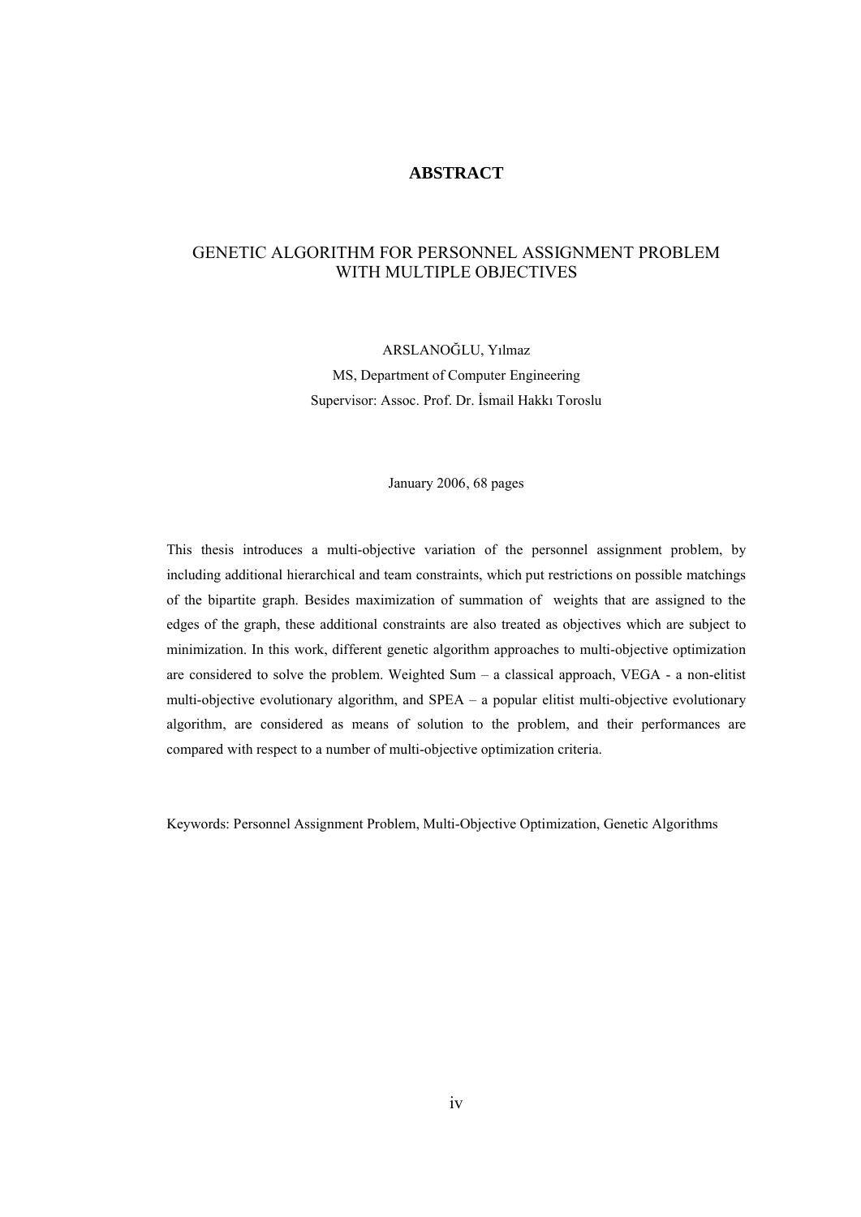# ABSTRACT

## GENETIC ALGORITHM FOR PERSONNEL ASSIGNMENT PROBLEM WITH MULTIPLE OBJECTIVES

ARSLANOĞLU, Yılmaz

MS, Department of Computer Engineering

Supervisor: Assoc. Prof. Dr. İsmail Hakkı Toroslu

January 2006, 68 pages

This thesis introduces a multi-objective variation of the personnel assignment problem, by including additional hierarchical and team constraints, which put restrictions on possible matchings of the bipartite graph. Besides maximization of summation of weights that are assigned to the edges of the graph, these additional constraints are also treated as objectives which are subject to minimization. In this work, different genetic algorithm approaches to multi-objective optimization are considered to solve the problem. Weighted Sum – a classical approach, VEGA - a non-elitist multi-objective evolutionary algorithm, and SPEA – a popular elitist multi-objective evolutionary algorithm, are considered as means of solution to the problem, and their performances are compared with respect to a number of multi-objective optimization criteria.

Keywords: Personnel Assignment Problem, Multi-Objective Optimization, Genetic Algorithms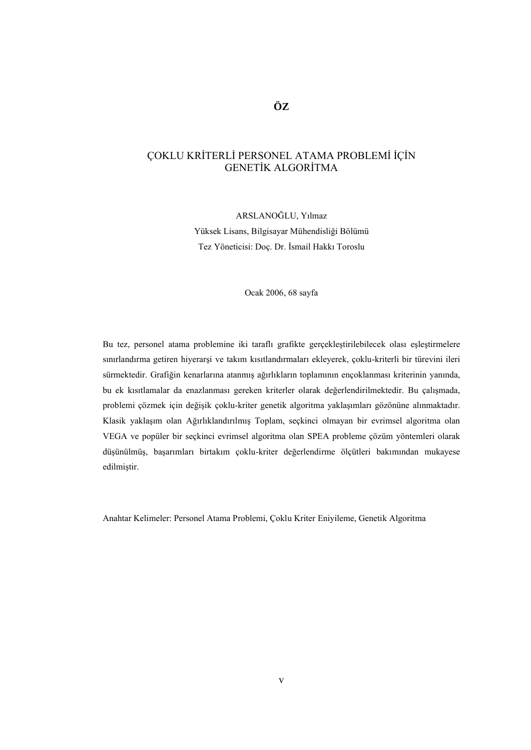# ÖZ

## ÇOKLU KRİTERLİ PERSONEL ATAMA PROBLEMİ İÇİN GENETİK ALGORİTMA

ARSLANOĞLU, Yılmaz
Yüksek Lisans, Bilgisayar Mühendisliği Bölümü
Tez Yöneticisi: Doç. Dr. İsmail Hakkı Toroslu

Ocak 2006, 68 sayfa

Bu tez, personel atama problemine iki taraflı grafikte gerçekleştirilebilecek olası eşleştirmelere sınırlandırma getiren hiyerarşi ve takım kısıtlandırmaları ekleyerek, çoklu-kriterli bir türevini ileri sürmektedir. Grafiğin kenarlarına atanmış ağırlıkların toplamının ençoklanması kriterinin yanında, bu ek kısıtlamalar da enazlanması gereken kriterler olarak değerlendirilmektedir. Bu çalışmada, problemi çözmek için değişik çoklu-kriter genetik algoritma yaklaşımları gözönüne alınmaktadır. Klasik yaklaşım olan Ağırlıklandırılmış Toplam, seçkinci olmayan bir evrimsel algoritma olan VEGA ve popüler bir seçkinci evrimsel algoritma olan SPEA probleme çözüm yöntemleri olarak düşünülmüş, başarımları birtakım çoklu-kriter değerlendirme ölçütleri bakımından mukayese edilmiştir.

Anahtar Kelimeler: Personel Atama Problemi, Çoklu Kriter Eniyileme, Genetik Algoritma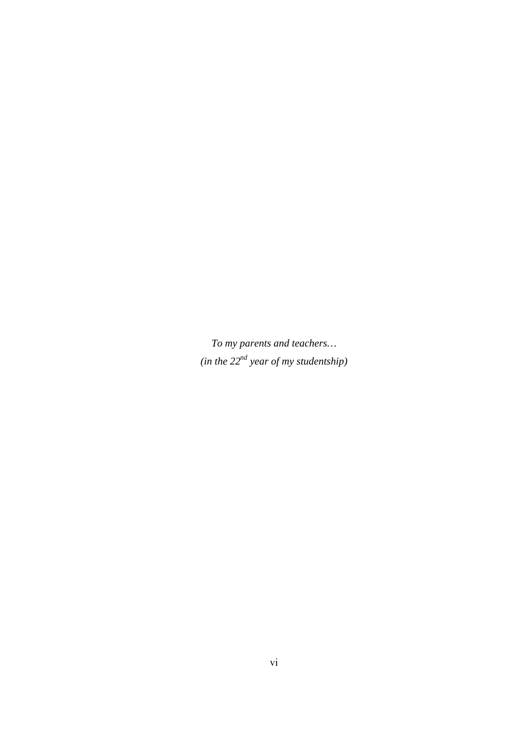*To my parents and teachers…*

*(in the 22nd year of my studentship)*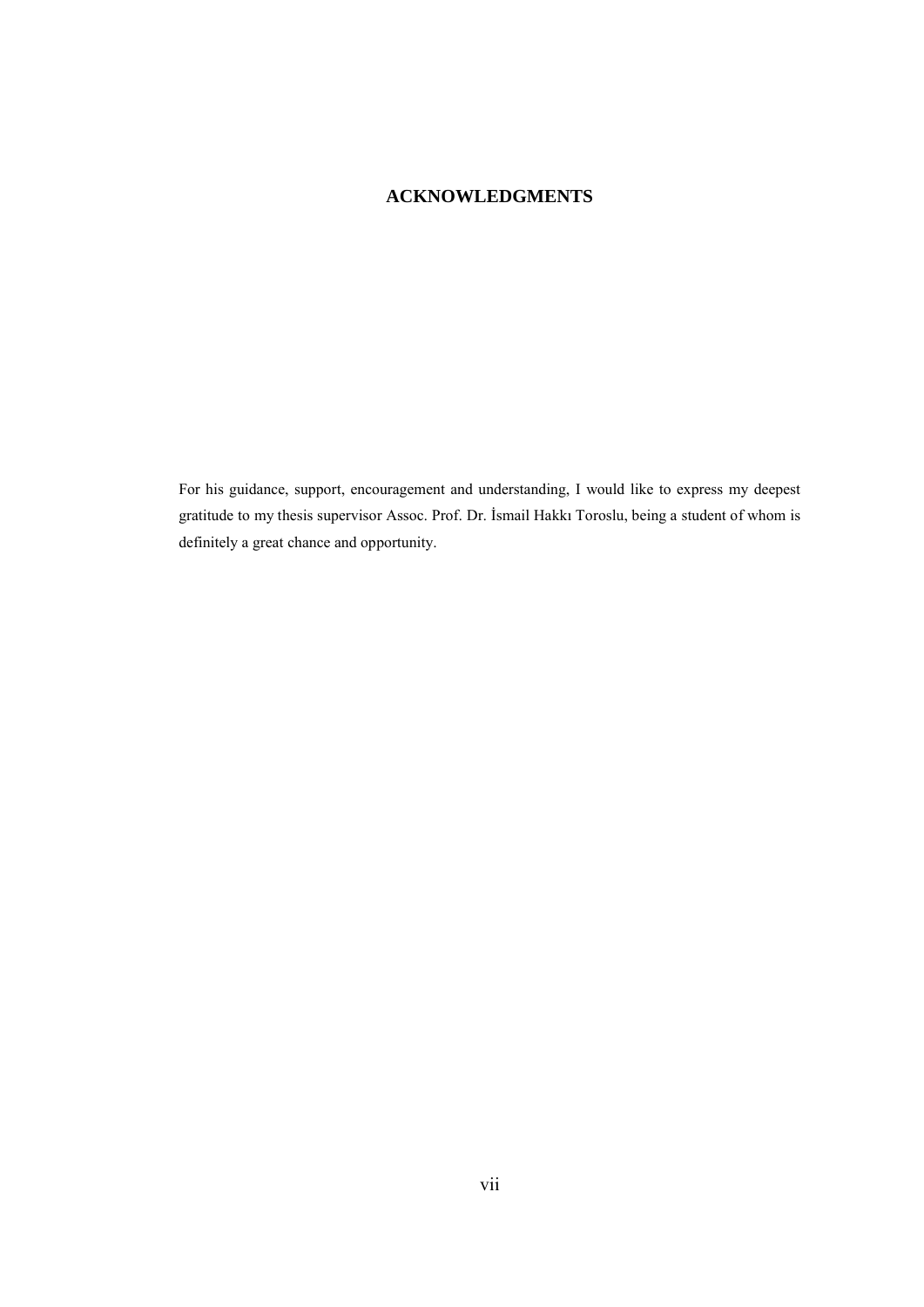# ACKNOWLEDGMENTS

For his guidance, support, encouragement and understanding, I would like to express my deepest gratitude to my thesis supervisor Assoc. Prof. Dr. İsmail Hakkı Toroslu, being a student of whom is definitely a great chance and opportunity.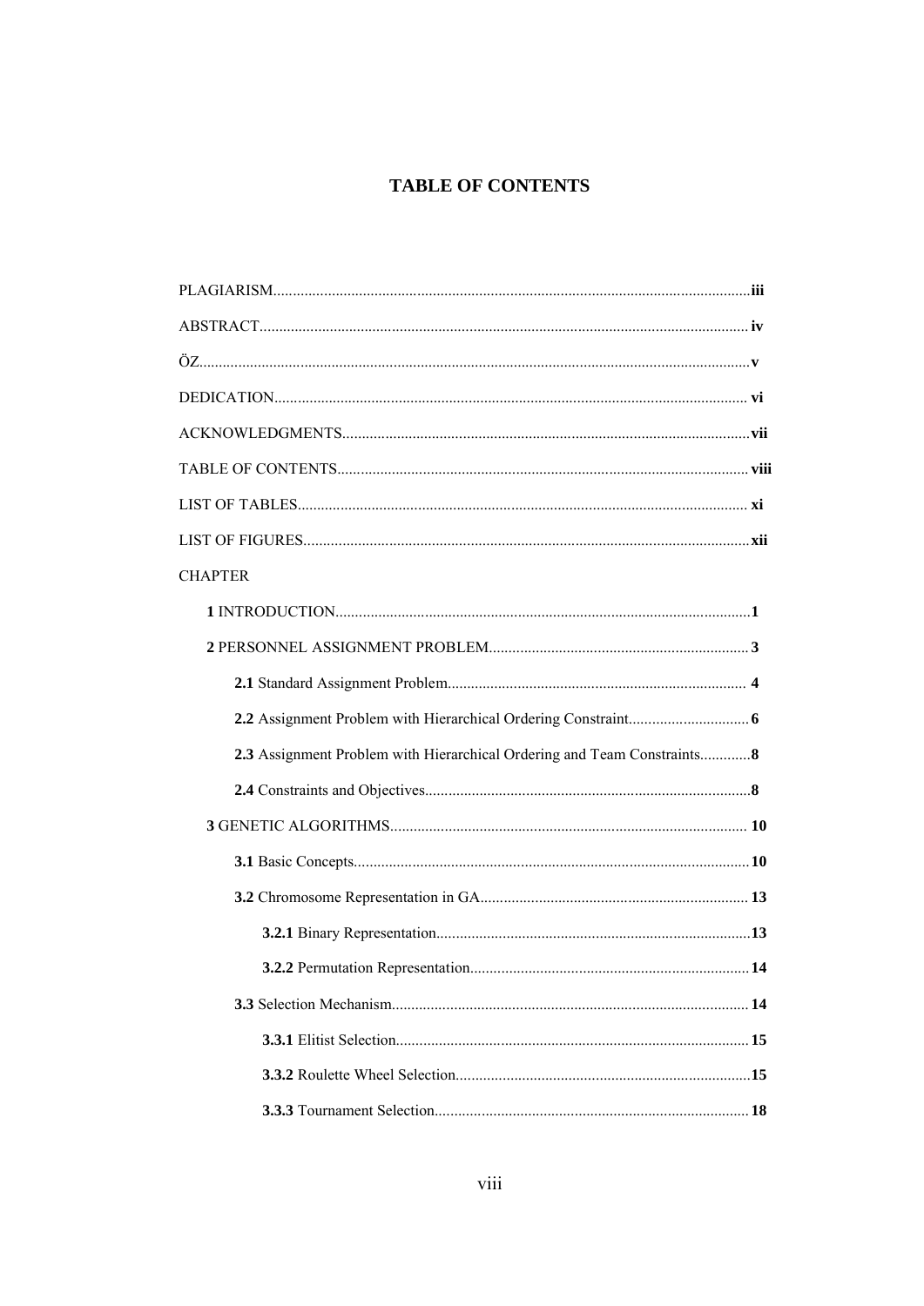# TABLE OF CONTENTS

PLAGIARISM.......................................................................................................................**iii**

ABSTRACT.........................................................................................................................**iv**

ÖZ........................................................................................................................................**v**

DEDICATION.....................................................................................................................**vi**

ACKNOWLEDGMENTS....................................................................................................**vii**

TABLE OF CONTENTS.....................................................................................................**viii**

LIST OF TABLES...............................................................................................................**xi**

LIST OF FIGURES..............................................................................................................**xii**

CHAPTER

**1** INTRODUCTION.....................................................................................................**1**

**2** PERSONNEL ASSIGNMENT PROBLEM..............................................................**3**

**2.1** Standard Assignment Problem.......................................................................**4**

**2.2** Assignment Problem with Hierarchical Ordering Constraint...........................**6**

**2.3** Assignment Problem with Hierarchical Ordering and Team Constraints..........**8**

**2.4** Constraints and Objectives..............................................................................**8**

**3** GENETIC ALGORITHMS.......................................................................................**10**

**3.1** Basic Concepts...............................................................................................**10**

**3.2** Chromosome Representation in GA................................................................**13**

**3.2.1** Binary Representation..........................................................................**13**

**3.2.2** Permutation Representation..................................................................**14**

**3.3** Selection Mechanism......................................................................................**14**

**3.3.1** Elitist Selection....................................................................................**15**

**3.3.2** Roulette Wheel Selection......................................................................**15**

**3.3.3** Tournament Selection...........................................................................**18**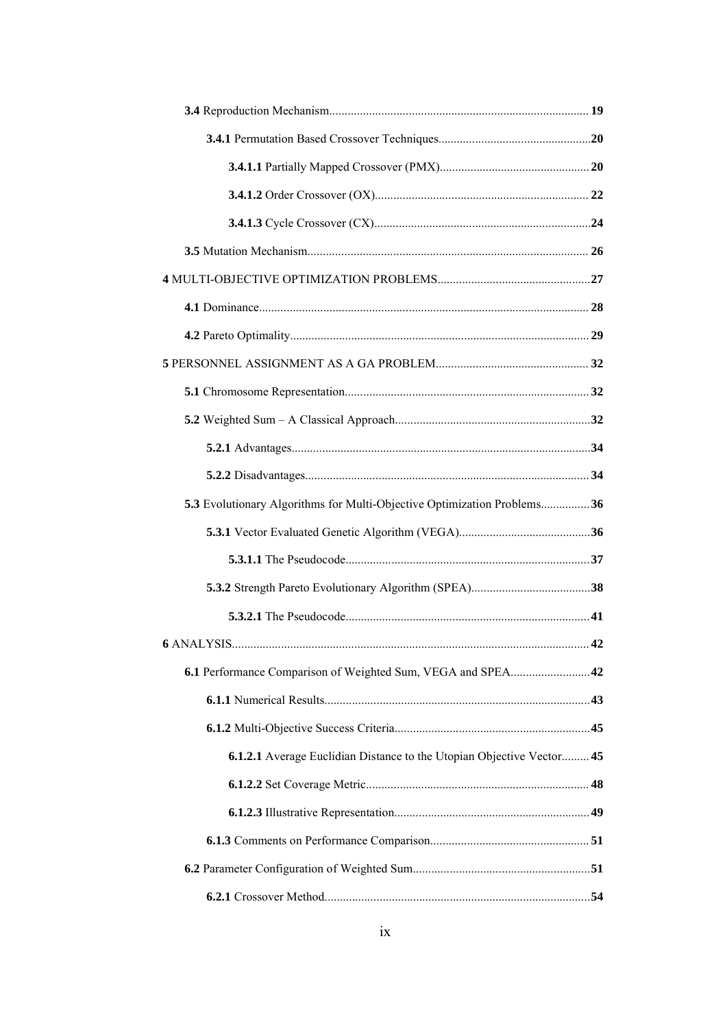**3.4** Reproduction Mechanism.................................................................................... **19**

**3.4.1** Permutation Based Crossover Techniques................................................ **20**

**3.4.1.1** Partially Mapped Crossover (PMX)................................................ **20**

**3.4.1.2** Order Crossover (OX)..................................................................... **22**

**3.4.1.3** Cycle Crossover (CX)...................................................................... **24**

**3.5** Mutation Mechanism........................................................................................ **26**

**4** MULTI-OBJECTIVE OPTIMIZATION PROBLEMS................................................. **27**

**4.1** Dominance........................................................................................................ **28**

**4.2** Pareto Optimality............................................................................................. **29**

**5** PERSONNEL ASSIGNMENT AS A GA PROBLEM................................................. **32**

**5.1** Chromosome Representation............................................................................ **32**

**5.2** Weighted Sum – A Classical Approach............................................................. **32**

**5.2.1** Advantages................................................................................................ **34**

**5.2.2** Disadvantages............................................................................................ **34**

**5.3** Evolutionary Algorithms for Multi-Objective Optimization Problems................ **36**

**5.3.1** Vector Evaluated Genetic Algorithm (VEGA)........................................... **36**

**5.3.1.1** The Pseudocode............................................................................... **37**

**5.3.2** Strength Pareto Evolutionary Algorithm (SPEA)....................................... **38**

**5.3.2.1** The Pseudocode............................................................................... **41**

**6** ANALYSIS................................................................................................................ **42**

**6.1** Performance Comparison of Weighted Sum, VEGA and SPEA.......................... **42**

**6.1.1** Numerical Results...................................................................................... **43**

**6.1.2** Multi-Objective Success Criteria............................................................... **45**

**6.1.2.1** Average Euclidian Distance to the Utopian Objective Vector......... **45**

**6.1.2.2** Set Coverage Metric........................................................................ **48**

**6.1.2.3** Illustrative Representation............................................................... **49**

**6.1.3** Comments on Performance Comparison................................................... **51**

**6.2** Parameter Configuration of Weighted Sum......................................................... **51**

**6.2.1** Crossover Method...................................................................................... **54**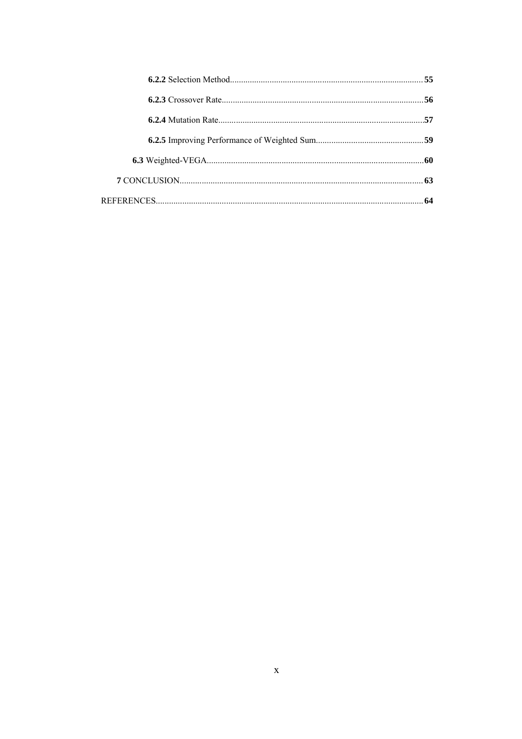**6.2.2** Selection Method........................................................................................**55**

**6.2.3** Crossover Rate...........................................................................................**56**

**6.2.4** Mutation Rate.............................................................................................**57**

**6.2.5** Improving Performance of Weighted Sum.................................................**59**

**6.3** Weighted-VEGA..................................................................................................**60**

**7** CONCLUSION..............................................................................................................**63**

REFERENCES.........................................................................................................................**64**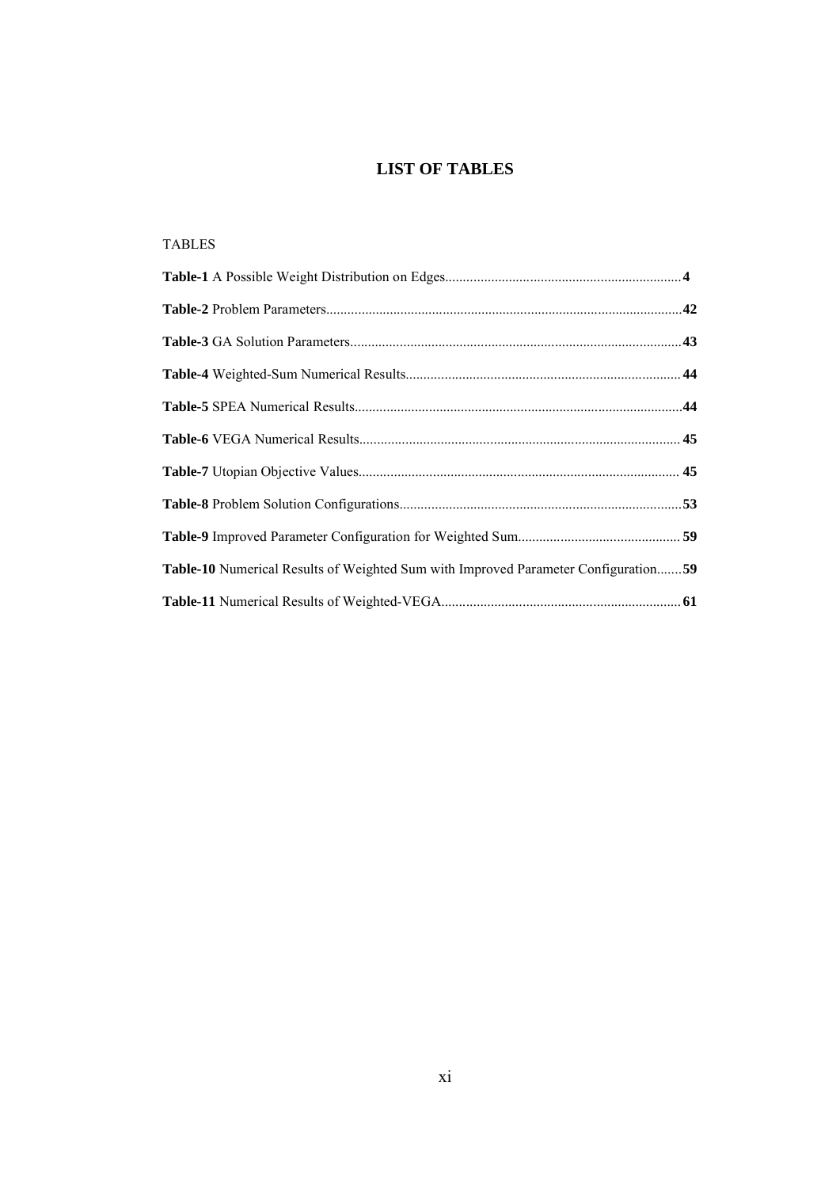# LIST OF TABLES

TABLES

**Table-1** A Possible Weight Distribution on Edges.................................................................. **4**

**Table-2** Problem Parameters.................................................................................................**42**

**Table-3** GA Solution Parameters............................................................................................**43**

**Table-4** Weighted-Sum Numerical Results............................................................................ **44**

**Table-5** SPEA Numerical Results...........................................................................................**44**

**Table-6** VEGA Numerical Results.......................................................................................... **45**

**Table-7** Utopian Objective Values.......................................................................................... **45**

**Table-8** Problem Solution Configurations...............................................................................**53**

**Table-9** Improved Parameter Configuration for Weighted Sum............................................. **59**

**Table-10** Numerical Results of Weighted Sum with Improved Parameter Configuration.......**59**

**Table-11** Numerical Results of Weighted-VEGA................................................................... **61**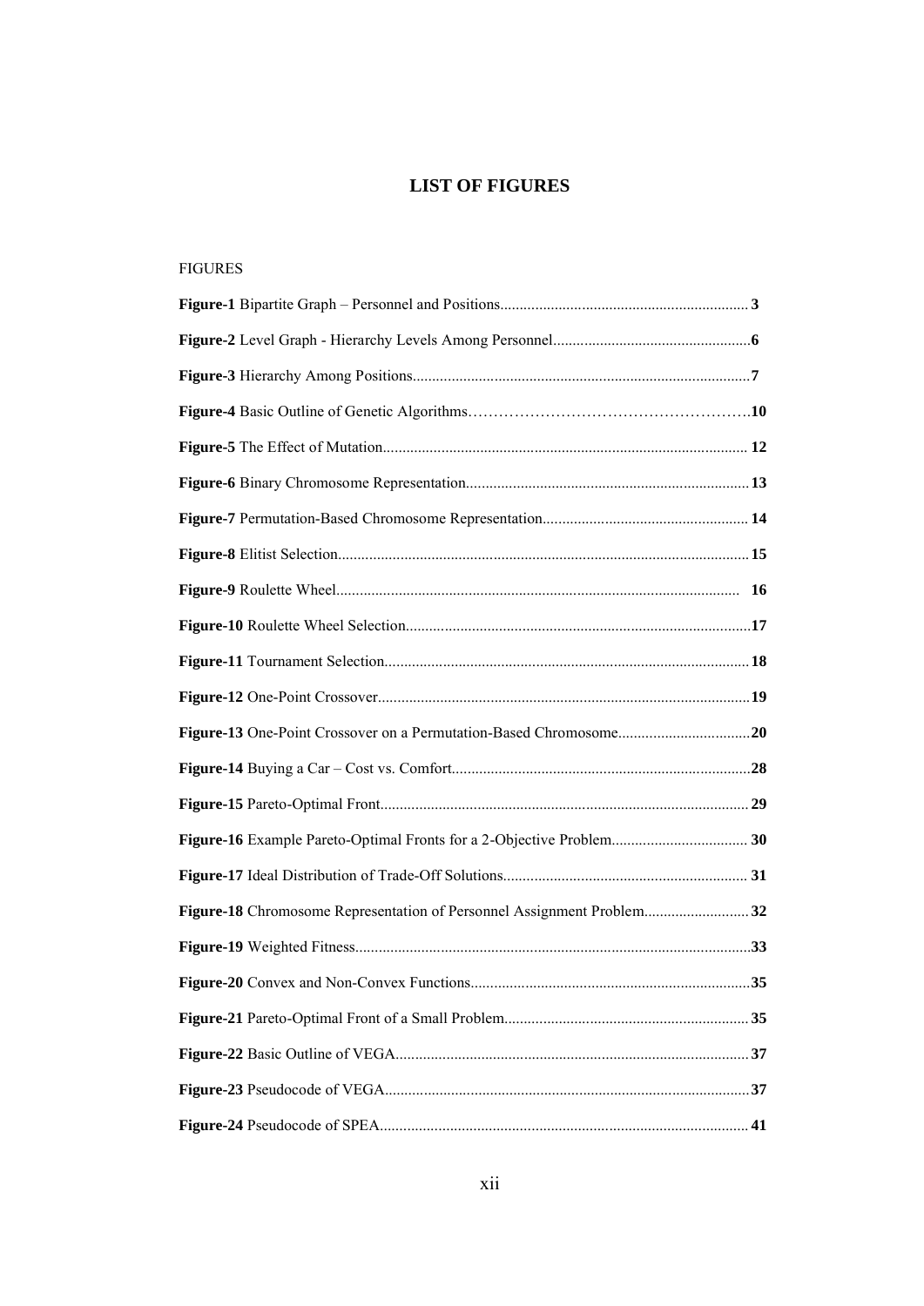# LIST OF FIGURES

FIGURES

**Figure-1** Bipartite Graph – Personnel and Positions................................................................ **3**

**Figure-2** Level Graph - Hierarchy Levels Among Personnel..................................................**6**

**Figure-3** Hierarchy Among Positions......................................................................................**7**

**Figure-4** Basic Outline of Genetic Algorithms……………………………………………….**10**

**Figure-5** The Effect of Mutation............................................................................................. **12**

**Figure-6** Binary Chromosome Representation......................................................................... **13**

**Figure-7** Permutation-Based Chromosome Representation..................................................... **14**

**Figure-8** Elitist Selection.......................................................................................................... **15**

**Figure-9** Roulette Wheel........................................................................................................ **16**

**Figure-10** Roulette Wheel Selection........................................................................................**17**

**Figure-11** Tournament Selection............................................................................................. **18**

**Figure-12** One-Point Crossover...............................................................................................**19**

**Figure-13** One-Point Crossover on a Permutation-Based Chromosome..................................**20**

**Figure-14** Buying a Car – Cost vs. Comfort............................................................................**28**

**Figure-15** Pareto-Optimal Front.............................................................................................. **29**

**Figure-16** Example Pareto-Optimal Fronts for a 2-Objective Problem................................... **30**

**Figure-17** Ideal Distribution of Trade-Off Solutions............................................................... **31**

**Figure-18** Chromosome Representation of Personnel Assignment Problem........................... **32**

**Figure-19** Weighted Fitness.....................................................................................................**33**

**Figure-20** Convex and Non-Convex Functions........................................................................**35**

**Figure-21** Pareto-Optimal Front of a Small Problem............................................................... **35**

**Figure-22** Basic Outline of VEGA........................................................................................... **37**

**Figure-23** Pseudocode of VEGA.............................................................................................**37**

**Figure-24** Pseudocode of SPEA............................................................................................... **41**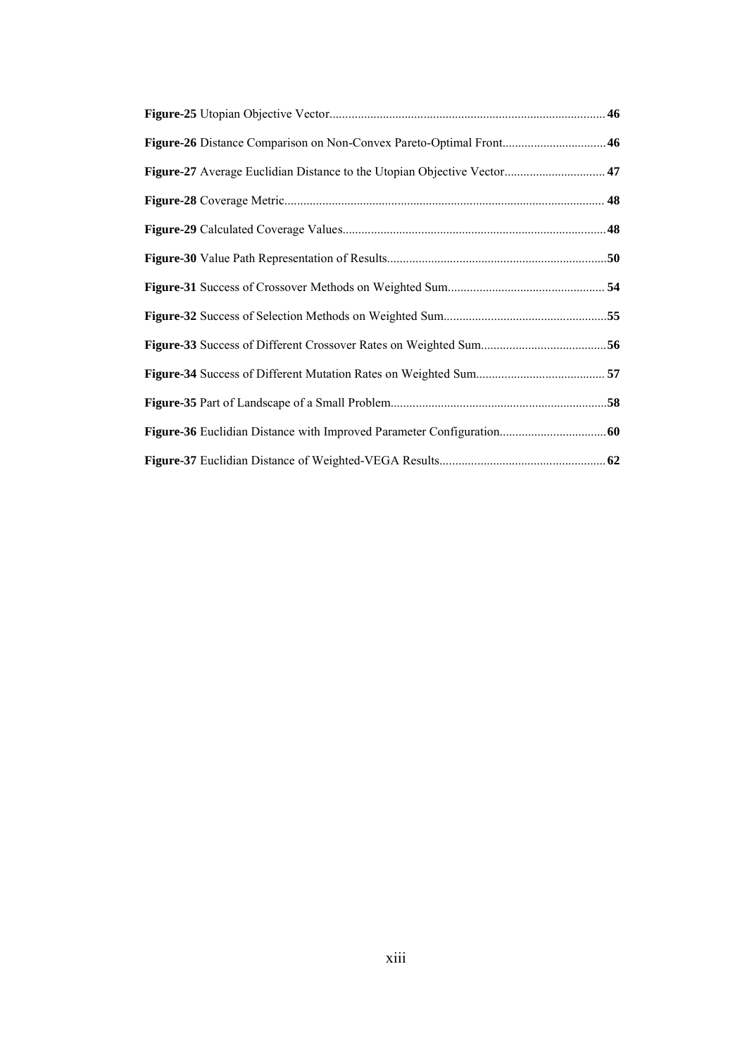**Figure-25** Utopian Objective Vector........................................................................................ **46**

**Figure-26** Distance Comparison on Non-Convex Pareto-Optimal Front................................ **46**

**Figure-27** Average Euclidian Distance to the Utopian Objective Vector................................ **47**

**Figure-28** Coverage Metric..................................................................................................... **48**

**Figure-29** Calculated Coverage Values................................................................................... **48**

**Figure-30** Value Path Representation of Results..................................................................... **50**

**Figure-31** Success of Crossover Methods on Weighted Sum.................................................. **54**

**Figure-32** Success of Selection Methods on Weighted Sum................................................... **55**

**Figure-33** Success of Different Crossover Rates on Weighted Sum........................................ **56**

**Figure-34** Success of Different Mutation Rates on Weighted Sum......................................... **57**

**Figure-35** Part of Landscape of a Small Problem.................................................................... **58**

**Figure-36** Euclidian Distance with Improved Parameter Configuration.................................. **60**

**Figure-37** Euclidian Distance of Weighted-VEGA Results..................................................... **62**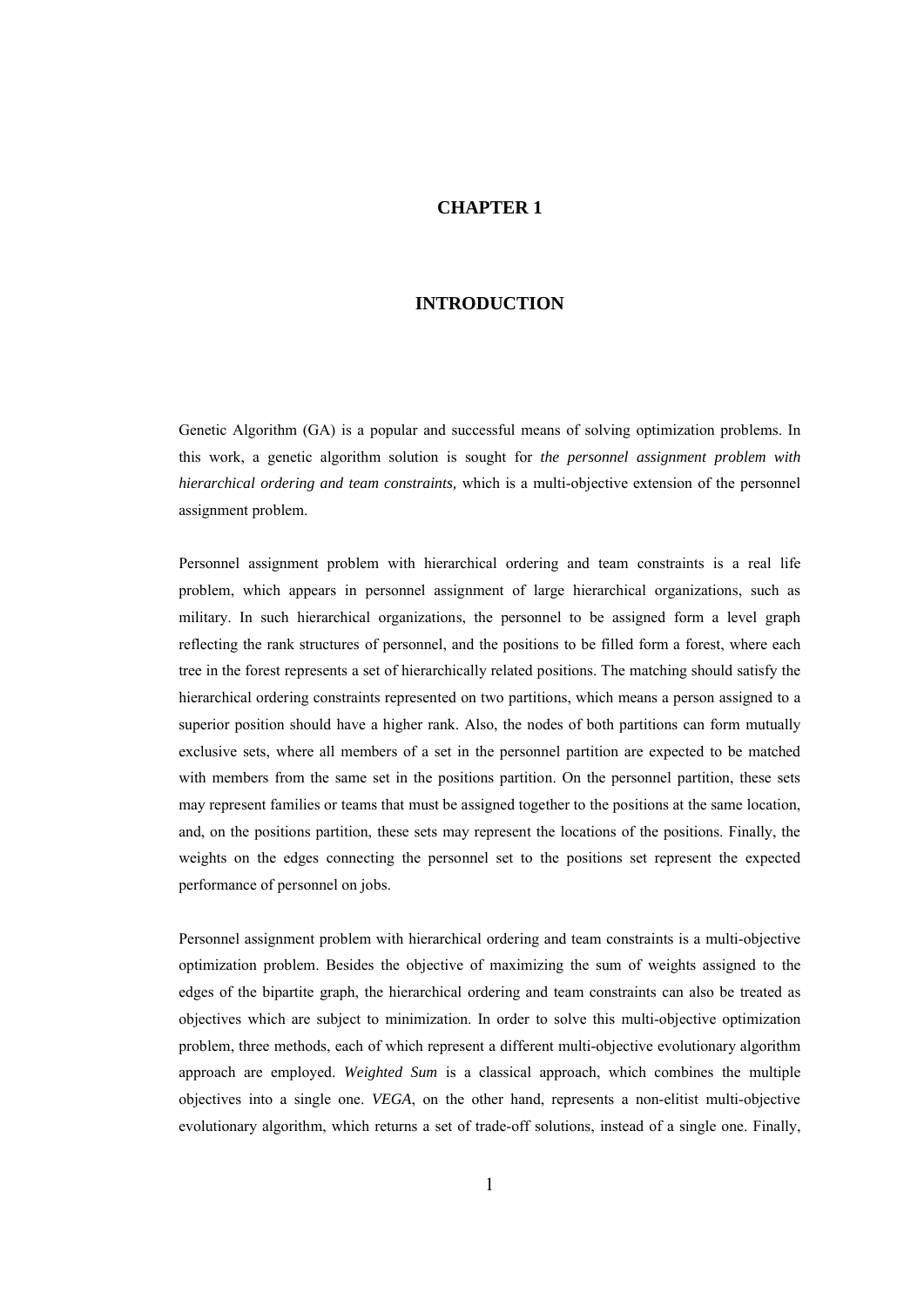# CHAPTER 1

# INTRODUCTION

Genetic Algorithm (GA) is a popular and successful means of solving optimization problems. In this work, a genetic algorithm solution is sought for *the personnel assignment problem with hierarchical ordering and team constraints,* which is a multi-objective extension of the personnel assignment problem.

Personnel assignment problem with hierarchical ordering and team constraints is a real life problem, which appears in personnel assignment of large hierarchical organizations, such as military. In such hierarchical organizations, the personnel to be assigned form a level graph reflecting the rank structures of personnel, and the positions to be filled form a forest, where each tree in the forest represents a set of hierarchically related positions. The matching should satisfy the hierarchical ordering constraints represented on two partitions, which means a person assigned to a superior position should have a higher rank. Also, the nodes of both partitions can form mutually exclusive sets, where all members of a set in the personnel partition are expected to be matched with members from the same set in the positions partition. On the personnel partition, these sets may represent families or teams that must be assigned together to the positions at the same location, and, on the positions partition, these sets may represent the locations of the positions. Finally, the weights on the edges connecting the personnel set to the positions set represent the expected performance of personnel on jobs.

Personnel assignment problem with hierarchical ordering and team constraints is a multi-objective optimization problem. Besides the objective of maximizing the sum of weights assigned to the edges of the bipartite graph, the hierarchical ordering and team constraints can also be treated as objectives which are subject to minimization. In order to solve this multi-objective optimization problem, three methods, each of which represent a different multi-objective evolutionary algorithm approach are employed. *Weighted Sum* is a classical approach, which combines the multiple objectives into a single one. *VEGA*, on the other hand, represents a non-elitist multi-objective evolutionary algorithm, which returns a set of trade-off solutions, instead of a single one. Finally,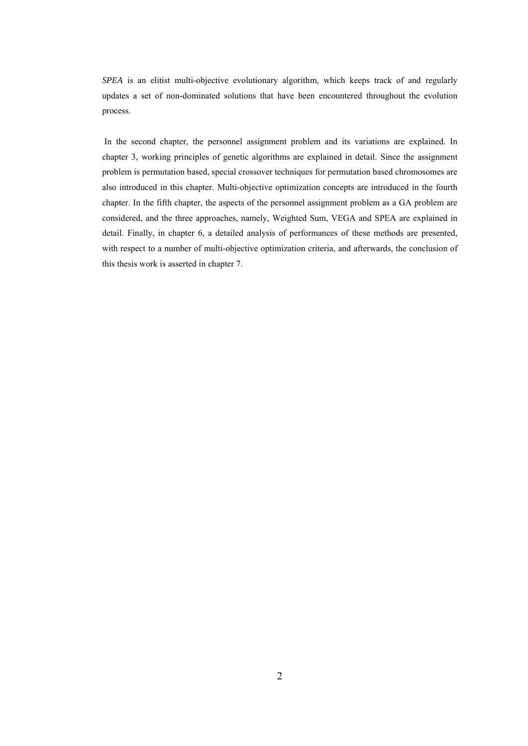*SPEA* is an elitist multi-objective evolutionary algorithm, which keeps track of and regularly updates a set of non-dominated solutions that have been encountered throughout the evolution process.

In the second chapter, the personnel assignment problem and its variations are explained. In chapter 3, working principles of genetic algorithms are explained in detail. Since the assignment problem is permutation based, special crossover techniques for permutation based chromosomes are also introduced in this chapter. Multi-objective optimization concepts are introduced in the fourth chapter. In the fifth chapter, the aspects of the personnel assignment problem as a GA problem are considered, and the three approaches, namely, Weighted Sum, VEGA and SPEA are explained in detail. Finally, in chapter 6, a detailed analysis of performances of these methods are presented, with respect to a number of multi-objective optimization criteria, and afterwards, the conclusion of this thesis work is asserted in chapter 7.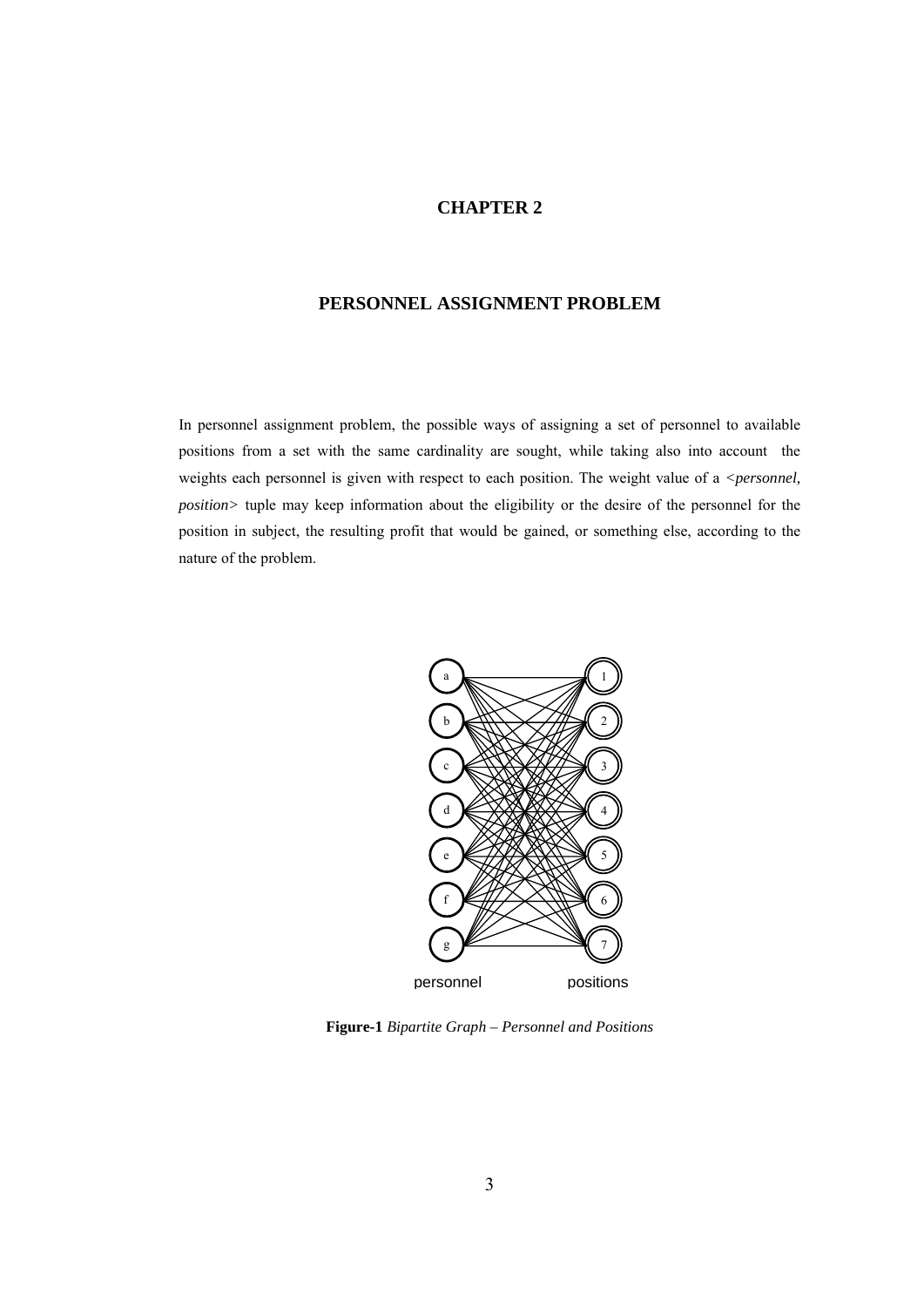# CHAPTER 2

## PERSONNEL ASSIGNMENT PROBLEM

In personnel assignment problem, the possible ways of assigning a set of personnel to available positions from a set with the same cardinality are sought, while taking also into account the weights each personnel is given with respect to each position. The weight value of a <*personnel, position*> tuple may keep information about the eligibility or the desire of the personnel for the position in subject, the resulting profit that would be gained, or something else, according to the nature of the problem.

a
b
c
d
e
f
g
personnel

1
2
3
4
5
6
7
positions

**Figure-1** *Bipartite Graph – Personnel and Positions*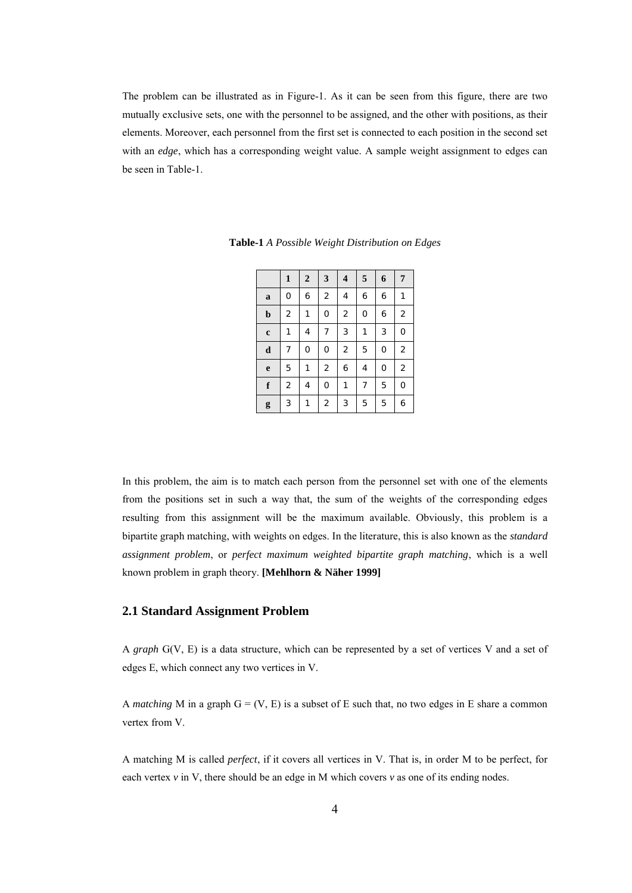The problem can be illustrated as in Figure-1. As it can be seen from this figure, there are two mutually exclusive sets, one with the personnel to be assigned, and the other with positions, as their elements. Moreover, each personnel from the first set is connected to each position in the second set with an *edge*, which has a corresponding weight value. A sample weight assignment to edges can be seen in Table-1.

**Table-1** *A Possible Weight Distribution on Edges*

| | **1** | **2** | **3** | **4** | **5** | **6** | **7** |
|---|---|---|---|---|---|---|---|
| **a** | 0 | 6 | 2 | 4 | 6 | 6 | 1 |
| **b** | 2 | 1 | 0 | 2 | 0 | 6 | 2 |
| **c** | 1 | 4 | 7 | 3 | 1 | 3 | 0 |
| **d** | 7 | 0 | 0 | 2 | 5 | 0 | 2 |
| **e** | 5 | 1 | 2 | 6 | 4 | 0 | 2 |
| **f** | 2 | 4 | 0 | 1 | 7 | 5 | 0 |
| **g** | 3 | 1 | 2 | 3 | 5 | 5 | 6 |

In this problem, the aim is to match each person from the personnel set with one of the elements from the positions set in such a way that, the sum of the weights of the corresponding edges resulting from this assignment will be the maximum available. Obviously, this problem is a bipartite graph matching, with weights on edges. In the literature, this is also known as the *standard assignment problem*, or *perfect maximum weighted bipartite graph matching*, which is a well known problem in graph theory. **[Mehlhorn & Näher 1999]**

## 2.1 Standard Assignment Problem

A *graph* G(V, E) is a data structure, which can be represented by a set of vertices V and a set of edges E, which connect any two vertices in V.

A *matching* M in a graph G = (V, E) is a subset of E such that, no two edges in E share a common vertex from V.

A matching M is called *perfect*, if it covers all vertices in V. That is, in order M to be perfect, for each vertex *v* in V, there should be an edge in M which covers *v* as one of its ending nodes.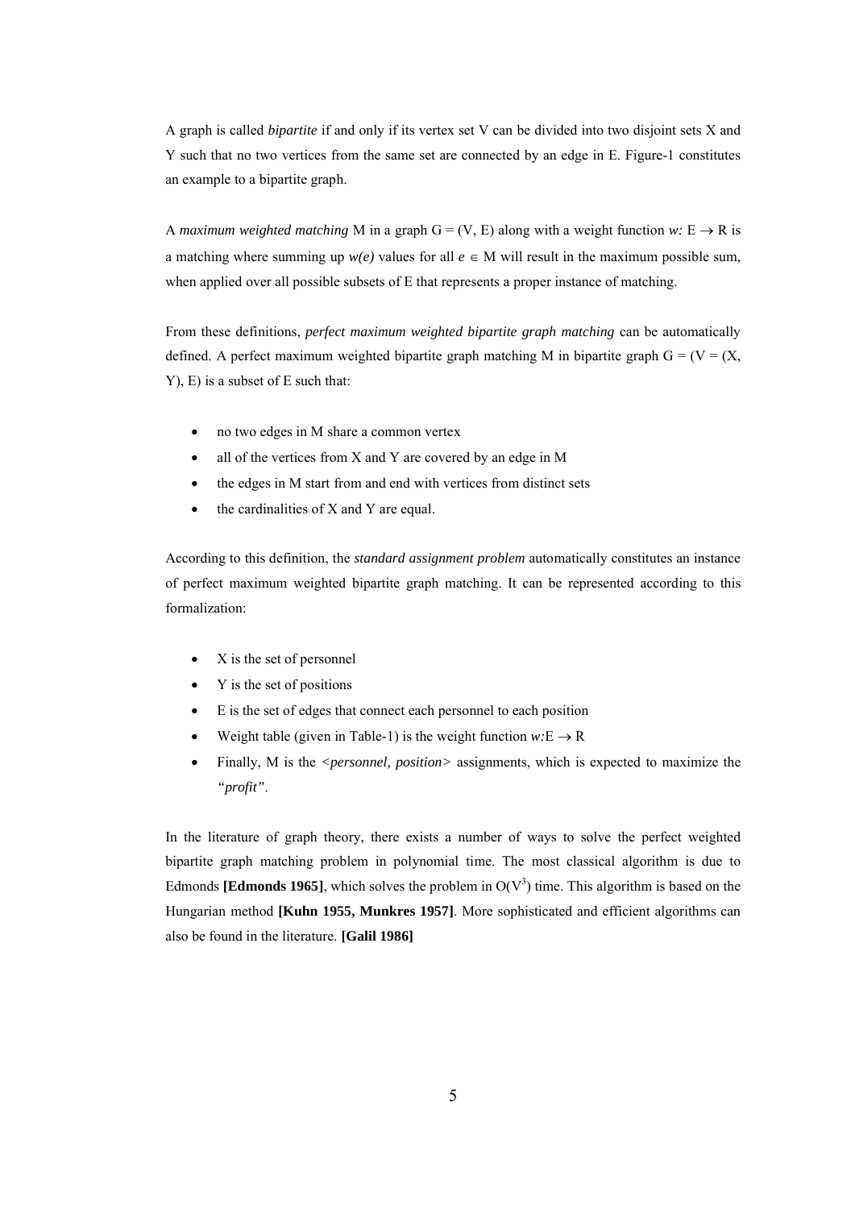A graph is called *bipartite* if and only if its vertex set V can be divided into two disjoint sets X and Y such that no two vertices from the same set are connected by an edge in E. Figure-1 constitutes an example to a bipartite graph.

A *maximum weighted matching* M in a graph G = (V, E) along with a weight function $w: E \rightarrow R$ is a matching where summing up $w(e)$ values for all $e \in M$ will result in the maximum possible sum, when applied over all possible subsets of E that represents a proper instance of matching.

From these definitions, *perfect maximum weighted bipartite graph matching* can be automatically defined. A perfect maximum weighted bipartite graph matching M in bipartite graph G = (V = (X, Y), E) is a subset of E such that:

- no two edges in M share a common vertex
- all of the vertices from X and Y are covered by an edge in M
- the edges in M start from and end with vertices from distinct sets
- the cardinalities of X and Y are equal.

According to this definition, the *standard assignment problem* automatically constitutes an instance of perfect maximum weighted bipartite graph matching. It can be represented according to this formalization:

- X is the set of personnel
- Y is the set of positions
- E is the set of edges that connect each personnel to each position
- Weight table (given in Table-1) is the weight function $w: E \rightarrow R$
- Finally, M is the <*personnel, position*> assignments, which is expected to maximize the *"profit"*.

In the literature of graph theory, there exists a number of ways to solve the perfect weighted bipartite graph matching problem in polynomial time. The most classical algorithm is due to Edmonds **[Edmonds 1965]**, which solves the problem in $O(V^3)$ time. This algorithm is based on the Hungarian method **[Kuhn 1955, Munkres 1957]**. More sophisticated and efficient algorithms can also be found in the literature. **[Galil 1986]**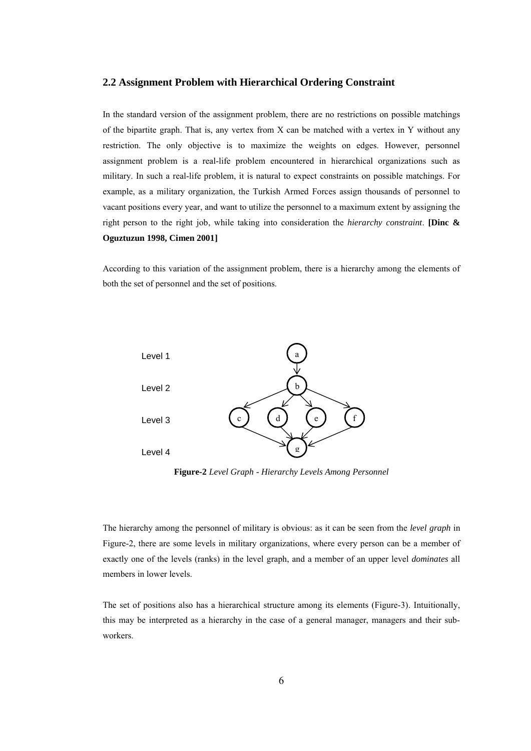## 2.2 Assignment Problem with Hierarchical Ordering Constraint

In the standard version of the assignment problem, there are no restrictions on possible matchings of the bipartite graph. That is, any vertex from X can be matched with a vertex in Y without any restriction. The only objective is to maximize the weights on edges. However, personnel assignment problem is a real-life problem encountered in hierarchical organizations such as military. In such a real-life problem, it is natural to expect constraints on possible matchings. For example, as a military organization, the Turkish Armed Forces assign thousands of personnel to vacant positions every year, and want to utilize the personnel to a maximum extent by assigning the right person to the right job, while taking into consideration the *hierarchy constraint*. **[Dinc & Oguztuzun 1998, Cimen 2001]**

According to this variation of the assignment problem, there is a hierarchy among the elements of both the set of personnel and the set of positions.

Level 1

Level 2

Level 3

Level 4

**Figure-2** *Level Graph - Hierarchy Levels Among Personnel*

The hierarchy among the personnel of military is obvious: as it can be seen from the *level graph* in Figure-2, there are some levels in military organizations, where every person can be a member of exactly one of the levels (ranks) in the level graph, and a member of an upper level *dominates* all members in lower levels.

The set of positions also has a hierarchical structure among its elements (Figure-3). Intuitionally, this may be interpreted as a hierarchy in the case of a general manager, managers and their sub-workers.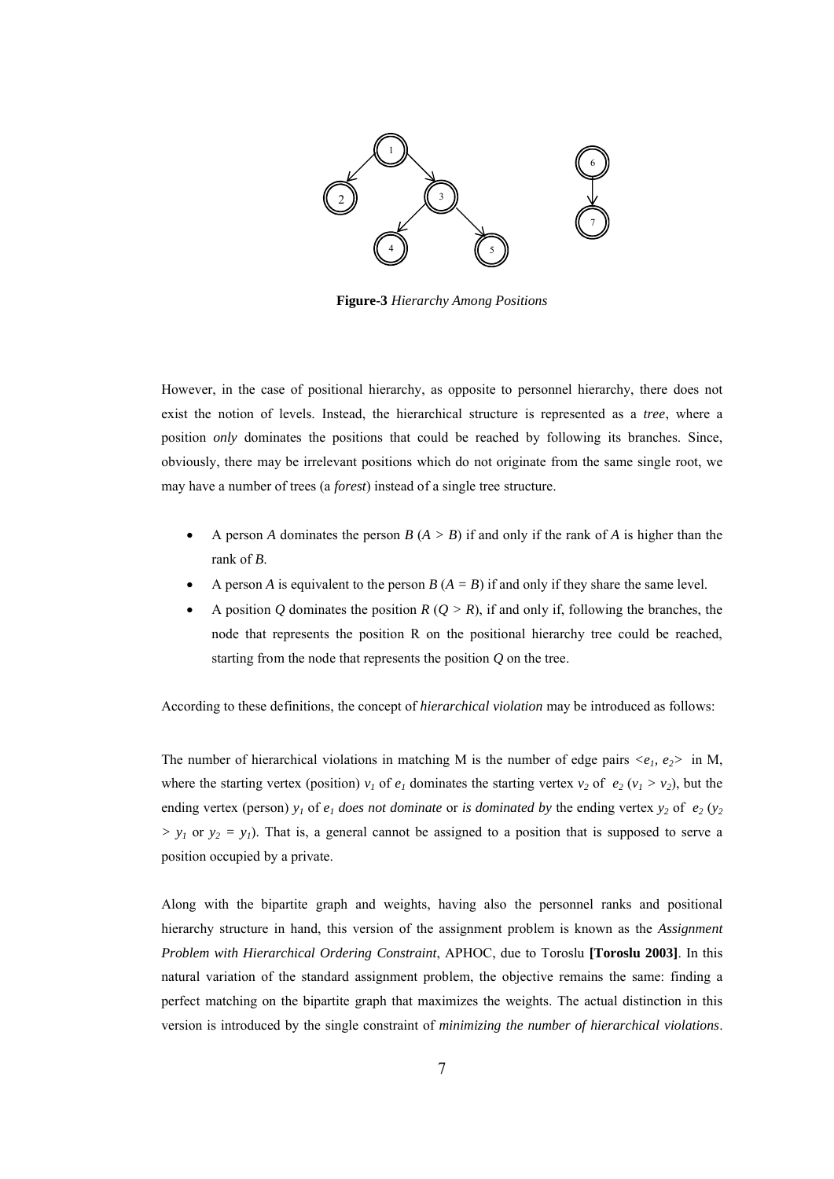**Figure-3** *Hierarchy Among Positions*

However, in the case of positional hierarchy, as opposite to personnel hierarchy, there does not exist the notion of levels. Instead, the hierarchical structure is represented as a *tree*, where a position *only* dominates the positions that could be reached by following its branches. Since, obviously, there may be irrelevant positions which do not originate from the same single root, we may have a number of trees (a *forest*) instead of a single tree structure.

- A person $A$ dominates the person $B$ ($A > B$) if and only if the rank of $A$ is higher than the rank of $B$.
- A person $A$ is equivalent to the person $B$ ($A = B$) if and only if they share the same level.
- A position $Q$ dominates the position $R$ ($Q > R$), if and only if, following the branches, the node that represents the position R on the positional hierarchy tree could be reached, starting from the node that represents the position $Q$ on the tree.

According to these definitions, the concept of *hierarchical violation* may be introduced as follows:

The number of hierarchical violations in matching M is the number of edge pairs $<e_1, e_2>$ in M, where the starting vertex (position) $v_1$ of $e_1$ dominates the starting vertex $v_2$ of $e_2$ ($v_1 > v_2$), but the ending vertex (person) $y_1$ of $e_1$ *does not dominate* or *is dominated by* the ending vertex $y_2$ of $e_2$ ($y_2 > y_1$ or $y_2 = y_1$). That is, a general cannot be assigned to a position that is supposed to serve a position occupied by a private.

Along with the bipartite graph and weights, having also the personnel ranks and positional hierarchy structure in hand, this version of the assignment problem is known as the *Assignment Problem with Hierarchical Ordering Constraint*, APHOC, due to Toroslu **[Toroslu 2003]**. In this natural variation of the standard assignment problem, the objective remains the same: finding a perfect matching on the bipartite graph that maximizes the weights. The actual distinction in this version is introduced by the single constraint of *minimizing the number of hierarchical violations*.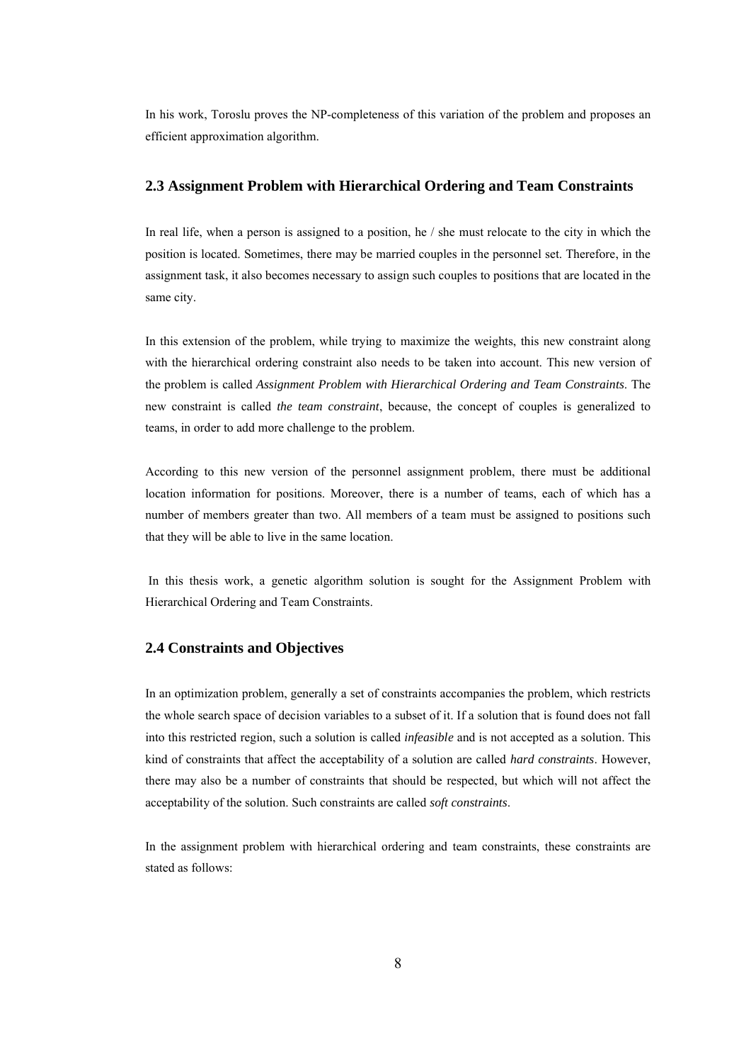In his work, Toroslu proves the NP-completeness of this variation of the problem and proposes an efficient approximation algorithm.

## 2.3 Assignment Problem with Hierarchical Ordering and Team Constraints

In real life, when a person is assigned to a position, he / she must relocate to the city in which the position is located. Sometimes, there may be married couples in the personnel set. Therefore, in the assignment task, it also becomes necessary to assign such couples to positions that are located in the same city.

In this extension of the problem, while trying to maximize the weights, this new constraint along with the hierarchical ordering constraint also needs to be taken into account. This new version of the problem is called *Assignment Problem with Hierarchical Ordering and Team Constraints*. The new constraint is called *the team constraint*, because, the concept of couples is generalized to teams, in order to add more challenge to the problem.

According to this new version of the personnel assignment problem, there must be additional location information for positions. Moreover, there is a number of teams, each of which has a number of members greater than two. All members of a team must be assigned to positions such that they will be able to live in the same location.

In this thesis work, a genetic algorithm solution is sought for the Assignment Problem with Hierarchical Ordering and Team Constraints.

## 2.4 Constraints and Objectives

In an optimization problem, generally a set of constraints accompanies the problem, which restricts the whole search space of decision variables to a subset of it. If a solution that is found does not fall into this restricted region, such a solution is called *infeasible* and is not accepted as a solution. This kind of constraints that affect the acceptability of a solution are called *hard constraints*. However, there may also be a number of constraints that should be respected, but which will not affect the acceptability of the solution. Such constraints are called *soft constraints*.

In the assignment problem with hierarchical ordering and team constraints, these constraints are stated as follows: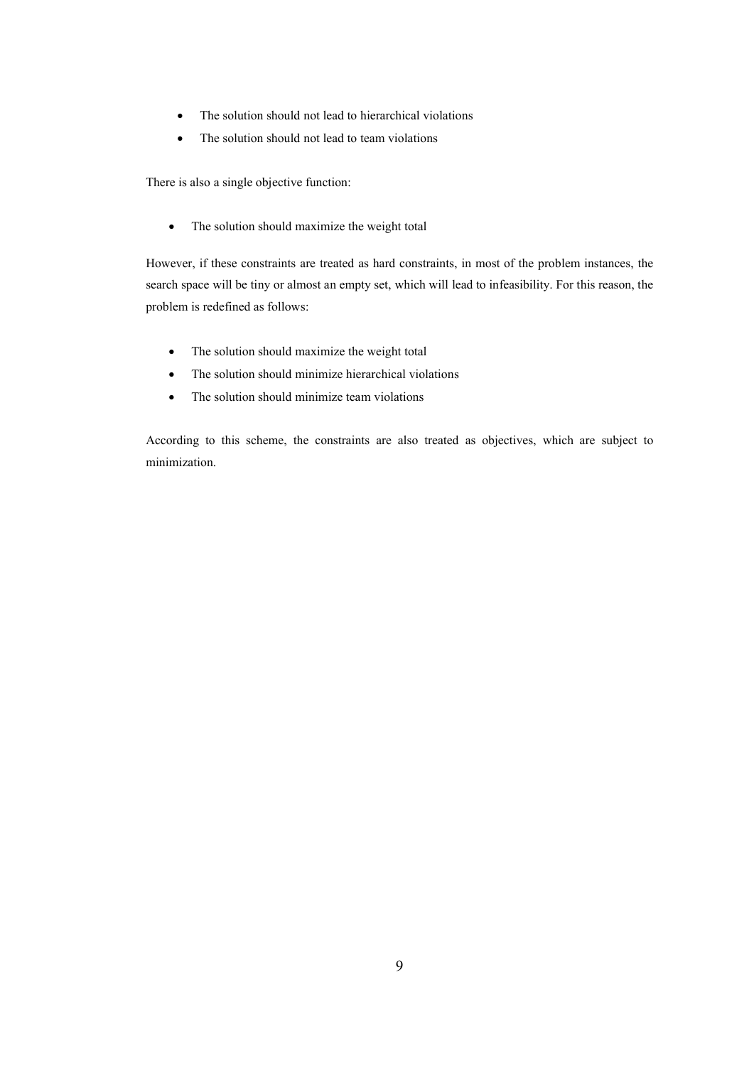- The solution should not lead to hierarchical violations
- The solution should not lead to team violations

There is also a single objective function:

- The solution should maximize the weight total

However, if these constraints are treated as hard constraints, in most of the problem instances, the search space will be tiny or almost an empty set, which will lead to infeasibility. For this reason, the problem is redefined as follows:

- The solution should maximize the weight total
- The solution should minimize hierarchical violations
- The solution should minimize team violations

According to this scheme, the constraints are also treated as objectives, which are subject to minimization.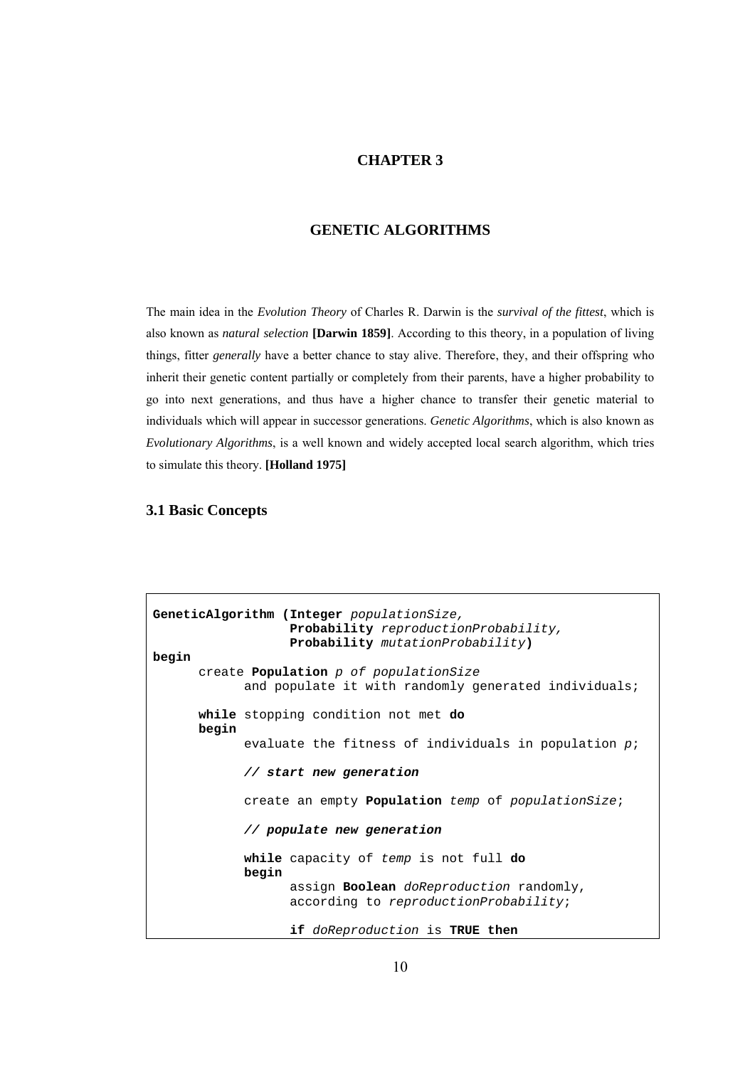# CHAPTER 3

# GENETIC ALGORITHMS

The main idea in the *Evolution Theory* of Charles R. Darwin is the *survival of the fittest*, which is also known as *natural selection* **[Darwin 1859]**. According to this theory, in a population of living things, fitter *generally* have a better chance to stay alive. Therefore, they, and their offspring who inherit their genetic content partially or completely from their parents, have a higher probability to go into next generations, and thus have a higher chance to transfer their genetic material to individuals which will appear in successor generations. *Genetic Algorithms*, which is also known as *Evolutionary Algorithms*, is a well known and widely accepted local search algorithm, which tries to simulate this theory. **[Holland 1975]**

## 3.1 Basic Concepts

```
GeneticAlgorithm (Integer populationSize,
                  Probability reproductionProbability,
                  Probability mutationProbability)
begin
      create Population p of populationSize
            and populate it with randomly generated individuals;

      while stopping condition not met do
      begin
            evaluate the fitness of individuals in population p;

            // start new generation

            create an empty Population temp of populationSize;

            // populate new generation

            while capacity of temp is not full do
            begin
                  assign Boolean doReproduction randomly,
                  according to reproductionProbability;

                  if doReproduction is TRUE then
```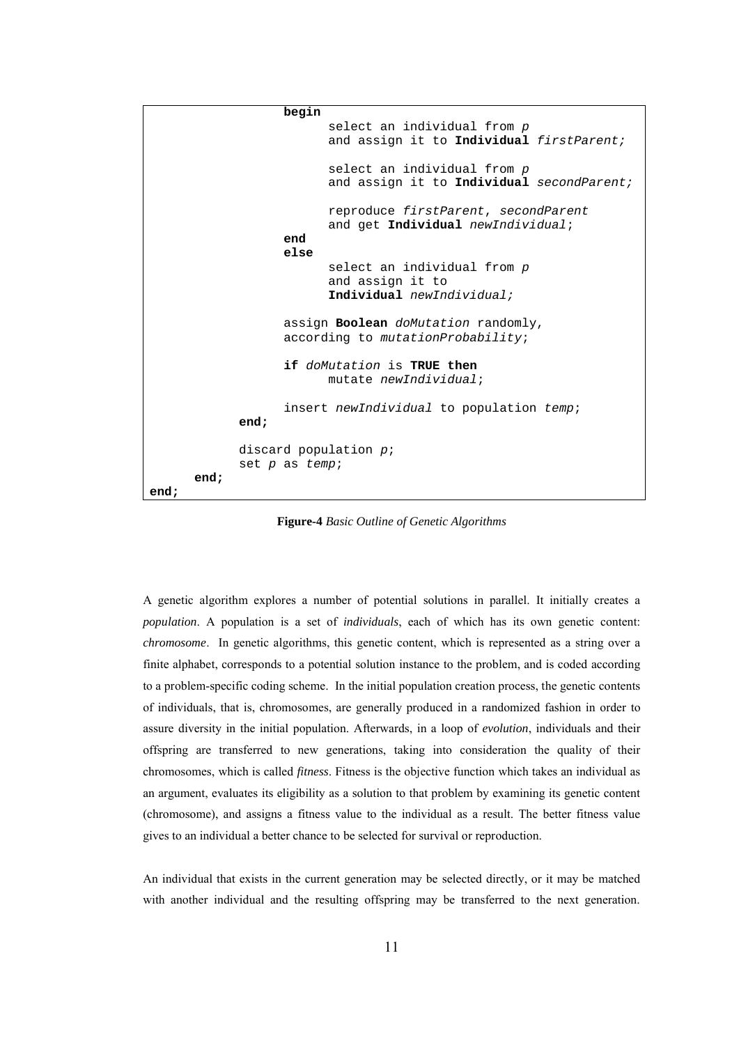```
                begin
                        select an individual from p
                        and assign it to Individual firstParent;

                        select an individual from p
                        and assign it to Individual secondParent;

                        reproduce firstParent, secondParent
                        and get Individual newIndividual;
                end
                else
                        select an individual from p
                        and assign it to
                        Individual newIndividual;

                assign Boolean doMutation randomly,
                according to mutationProbability;

                if doMutation is TRUE then
                        mutate newIndividual;

                insert newIndividual to population temp;
        end;

        discard population p;
        set p as temp;
    end;
end;
```

**Figure-4** *Basic Outline of Genetic Algorithms*

A genetic algorithm explores a number of potential solutions in parallel. It initially creates a *population*. A population is a set of *individuals*, each of which has its own genetic content: *chromosome*. In genetic algorithms, this genetic content, which is represented as a string over a finite alphabet, corresponds to a potential solution instance to the problem, and is coded according to a problem-specific coding scheme. In the initial population creation process, the genetic contents of individuals, that is, chromosomes, are generally produced in a randomized fashion in order to assure diversity in the initial population. Afterwards, in a loop of *evolution*, individuals and their offspring are transferred to new generations, taking into consideration the quality of their chromosomes, which is called *fitness*. Fitness is the objective function which takes an individual as an argument, evaluates its eligibility as a solution to that problem by examining its genetic content (chromosome), and assigns a fitness value to the individual as a result. The better fitness value gives to an individual a better chance to be selected for survival or reproduction.

An individual that exists in the current generation may be selected directly, or it may be matched with another individual and the resulting offspring may be transferred to the next generation.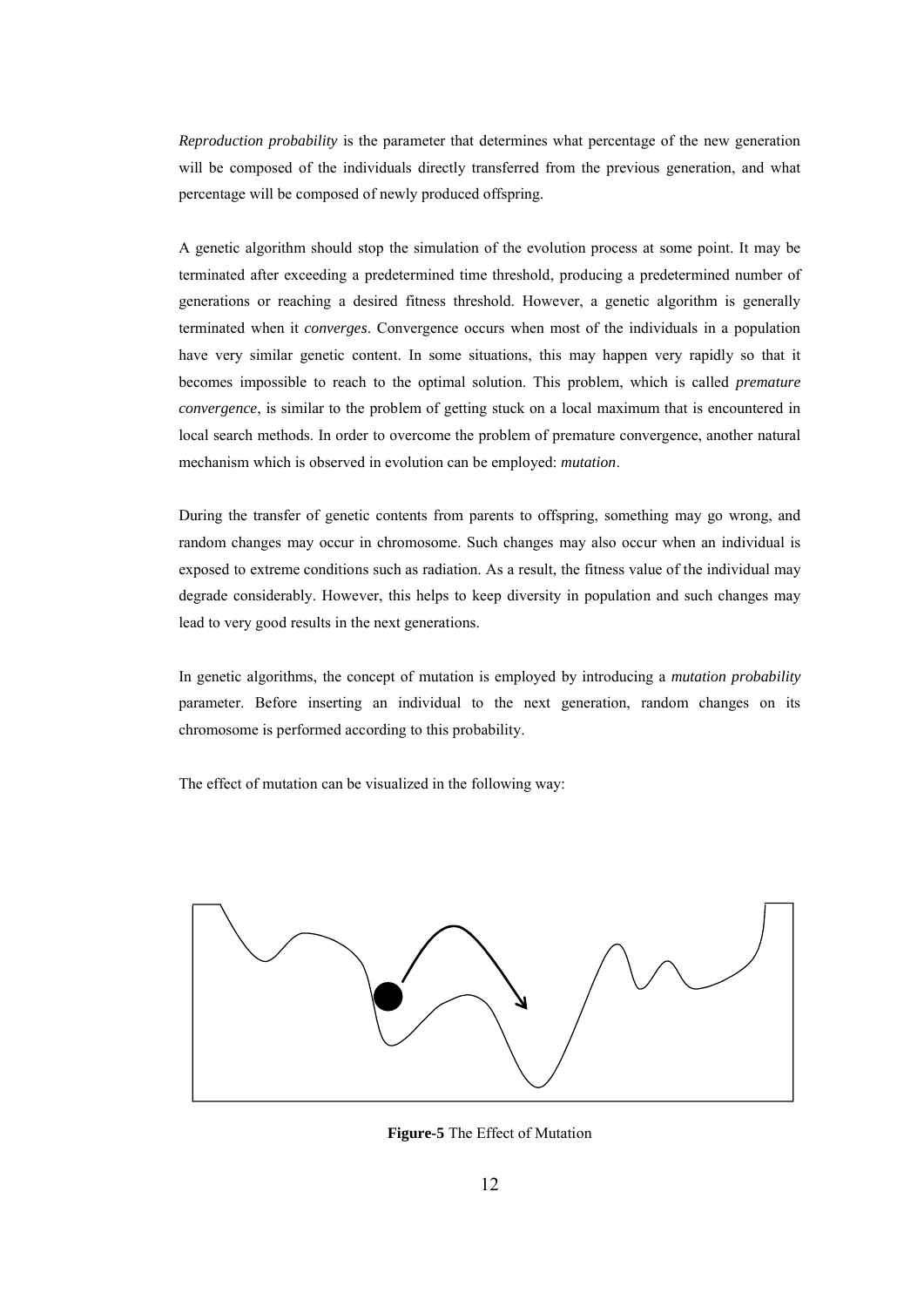*Reproduction probability* is the parameter that determines what percentage of the new generation will be composed of the individuals directly transferred from the previous generation, and what percentage will be composed of newly produced offspring.

A genetic algorithm should stop the simulation of the evolution process at some point. It may be terminated after exceeding a predetermined time threshold, producing a predetermined number of generations or reaching a desired fitness threshold. However, a genetic algorithm is generally terminated when it *converges*. Convergence occurs when most of the individuals in a population have very similar genetic content. In some situations, this may happen very rapidly so that it becomes impossible to reach to the optimal solution. This problem, which is called *premature convergence*, is similar to the problem of getting stuck on a local maximum that is encountered in local search methods. In order to overcome the problem of premature convergence, another natural mechanism which is observed in evolution can be employed: *mutation*.

During the transfer of genetic contents from parents to offspring, something may go wrong, and random changes may occur in chromosome. Such changes may also occur when an individual is exposed to extreme conditions such as radiation. As a result, the fitness value of the individual may degrade considerably. However, this helps to keep diversity in population and such changes may lead to very good results in the next generations.

In genetic algorithms, the concept of mutation is employed by introducing a *mutation probability* parameter. Before inserting an individual to the next generation, random changes on its chromosome is performed according to this probability.

The effect of mutation can be visualized in the following way:

**Figure-5** The Effect of Mutation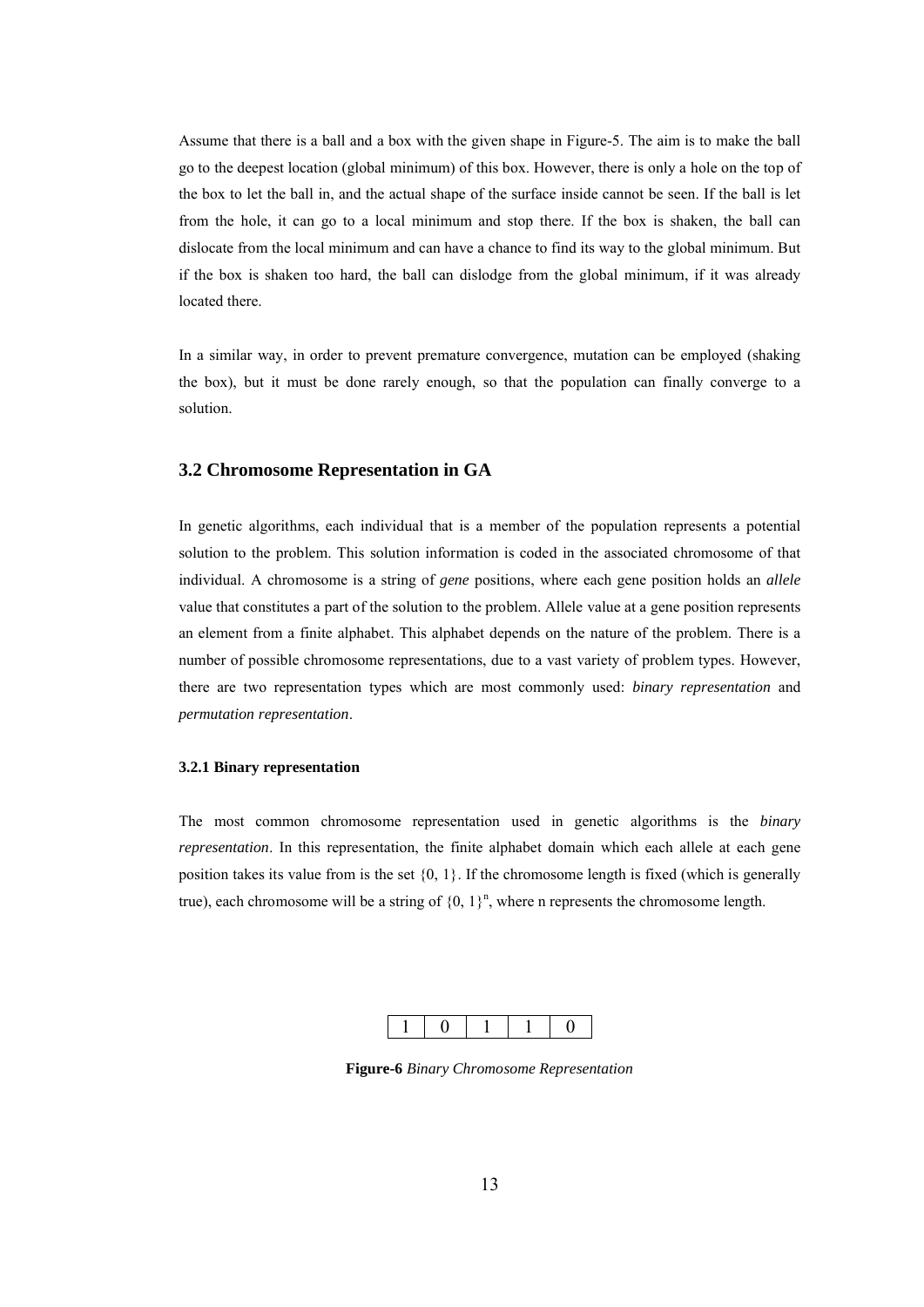Assume that there is a ball and a box with the given shape in Figure-5. The aim is to make the ball go to the deepest location (global minimum) of this box. However, there is only a hole on the top of the box to let the ball in, and the actual shape of the surface inside cannot be seen. If the ball is let from the hole, it can go to a local minimum and stop there. If the box is shaken, the ball can dislocate from the local minimum and can have a chance to find its way to the global minimum. But if the box is shaken too hard, the ball can dislodge from the global minimum, if it was already located there.

In a similar way, in order to prevent premature convergence, mutation can be employed (shaking the box), but it must be done rarely enough, so that the population can finally converge to a solution.

## 3.2 Chromosome Representation in GA

In genetic algorithms, each individual that is a member of the population represents a potential solution to the problem. This solution information is coded in the associated chromosome of that individual. A chromosome is a string of *gene* positions, where each gene position holds an *allele* value that constitutes a part of the solution to the problem. Allele value at a gene position represents an element from a finite alphabet. This alphabet depends on the nature of the problem. There is a number of possible chromosome representations, due to a vast variety of problem types. However, there are two representation types which are most commonly used: *binary representation* and *permutation representation*.

### 3.2.1 Binary representation

The most common chromosome representation used in genetic algorithms is the *binary representation*. In this representation, the finite alphabet domain which each allele at each gene position takes its value from is the set {0, 1}. If the chromosome length is fixed (which is generally true), each chromosome will be a string of $\{0, 1\}^n$, where n represents the chromosome length.

| 1 | 0 | 1 | 1 | 0 |
|---|---|---|---|---|

**Figure-6** *Binary Chromosome Representation*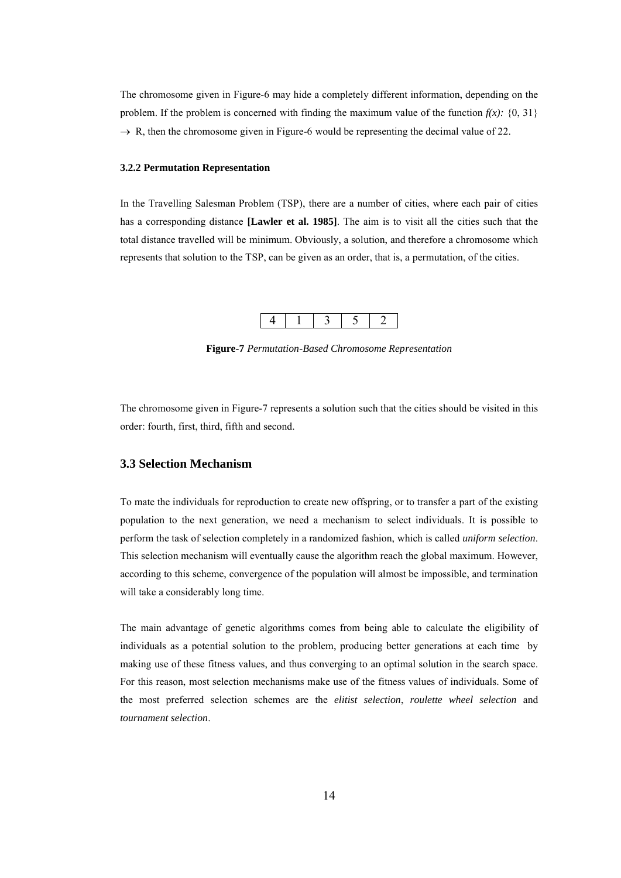The chromosome given in Figure-6 may hide a completely different information, depending on the problem. If the problem is concerned with finding the maximum value of the function *f(x):* $\{0, 31\} \rightarrow R$, then the chromosome given in Figure-6 would be representing the decimal value of 22.

### 3.2.2 Permutation Representation

In the Travelling Salesman Problem (TSP), there are a number of cities, where each pair of cities has a corresponding distance **[Lawler et al. 1985]**. The aim is to visit all the cities such that the total distance travelled will be minimum. Obviously, a solution, and therefore a chromosome which represents that solution to the TSP, can be given as an order, that is, a permutation, of the cities.

| | | | | |
|---|---|---|---|---|
| 4 | 1 | 3 | 5 | 2 |

**Figure-7** *Permutation-Based Chromosome Representation*

The chromosome given in Figure-7 represents a solution such that the cities should be visited in this order: fourth, first, third, fifth and second.

## 3.3 Selection Mechanism

To mate the individuals for reproduction to create new offspring, or to transfer a part of the existing population to the next generation, we need a mechanism to select individuals. It is possible to perform the task of selection completely in a randomized fashion, which is called *uniform selection*. This selection mechanism will eventually cause the algorithm reach the global maximum. However, according to this scheme, convergence of the population will almost be impossible, and termination will take a considerably long time.

The main advantage of genetic algorithms comes from being able to calculate the eligibility of individuals as a potential solution to the problem, producing better generations at each time by making use of these fitness values, and thus converging to an optimal solution in the search space. For this reason, most selection mechanisms make use of the fitness values of individuals. Some of the most preferred selection schemes are the *elitist selection*, *roulette wheel selection* and *tournament selection*.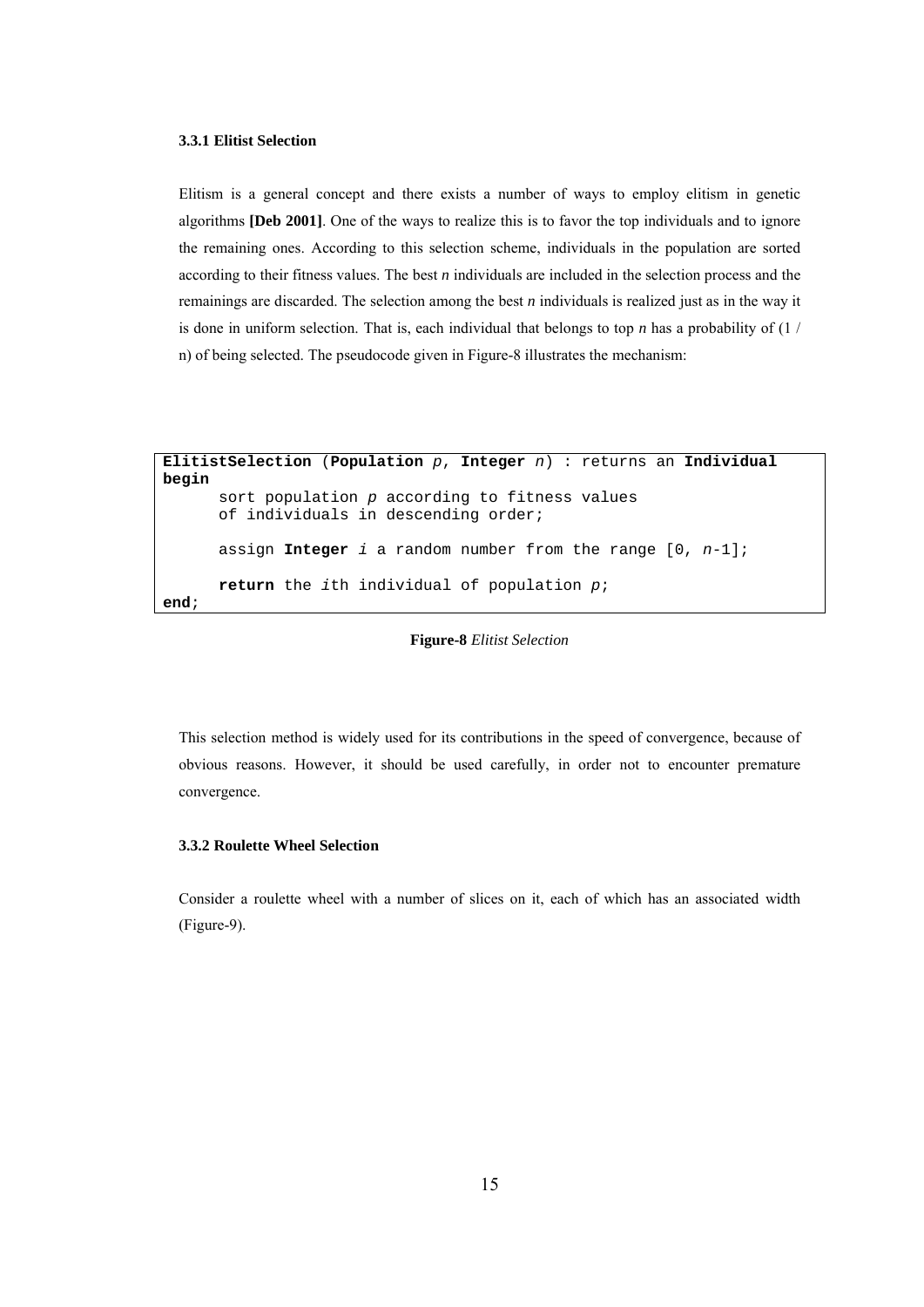### 3.3.1 Elitist Selection

Elitism is a general concept and there exists a number of ways to employ elitism in genetic algorithms **[Deb 2001]**. One of the ways to realize this is to favor the top individuals and to ignore the remaining ones. According to this selection scheme, individuals in the population are sorted according to their fitness values. The best *n* individuals are included in the selection process and the remainings are discarded. The selection among the best *n* individuals is realized just as in the way it is done in uniform selection. That is, each individual that belongs to top *n* has a probability of (1 / n) of being selected. The pseudocode given in Figure-8 illustrates the mechanism:

```
ElitistSelection (Population p, Integer n) : returns an Individual
begin
      sort population p according to fitness values
      of individuals in descending order;

      assign Integer i a random number from the range [0, n-1];

      return the ith individual of population p;
end;
```

**Figure-8** *Elitist Selection*

This selection method is widely used for its contributions in the speed of convergence, because of obvious reasons. However, it should be used carefully, in order not to encounter premature convergence.

### 3.3.2 Roulette Wheel Selection

Consider a roulette wheel with a number of slices on it, each of which has an associated width (Figure-9).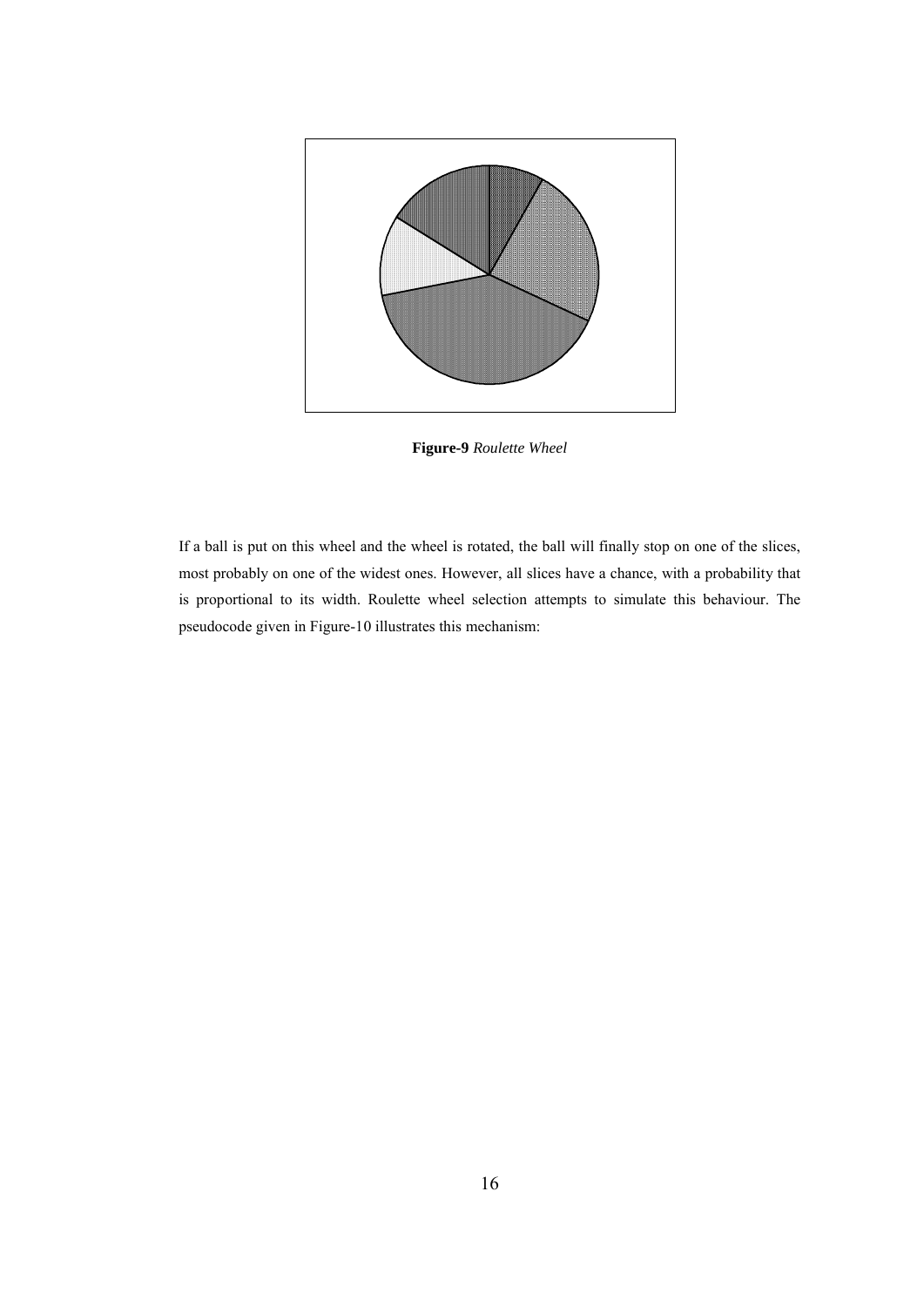**Figure-9** *Roulette Wheel*

If a ball is put on this wheel and the wheel is rotated, the ball will finally stop on one of the slices, most probably on one of the widest ones. However, all slices have a chance, with a probability that is proportional to its width. Roulette wheel selection attempts to simulate this behaviour. The pseudocode given in Figure-10 illustrates this mechanism: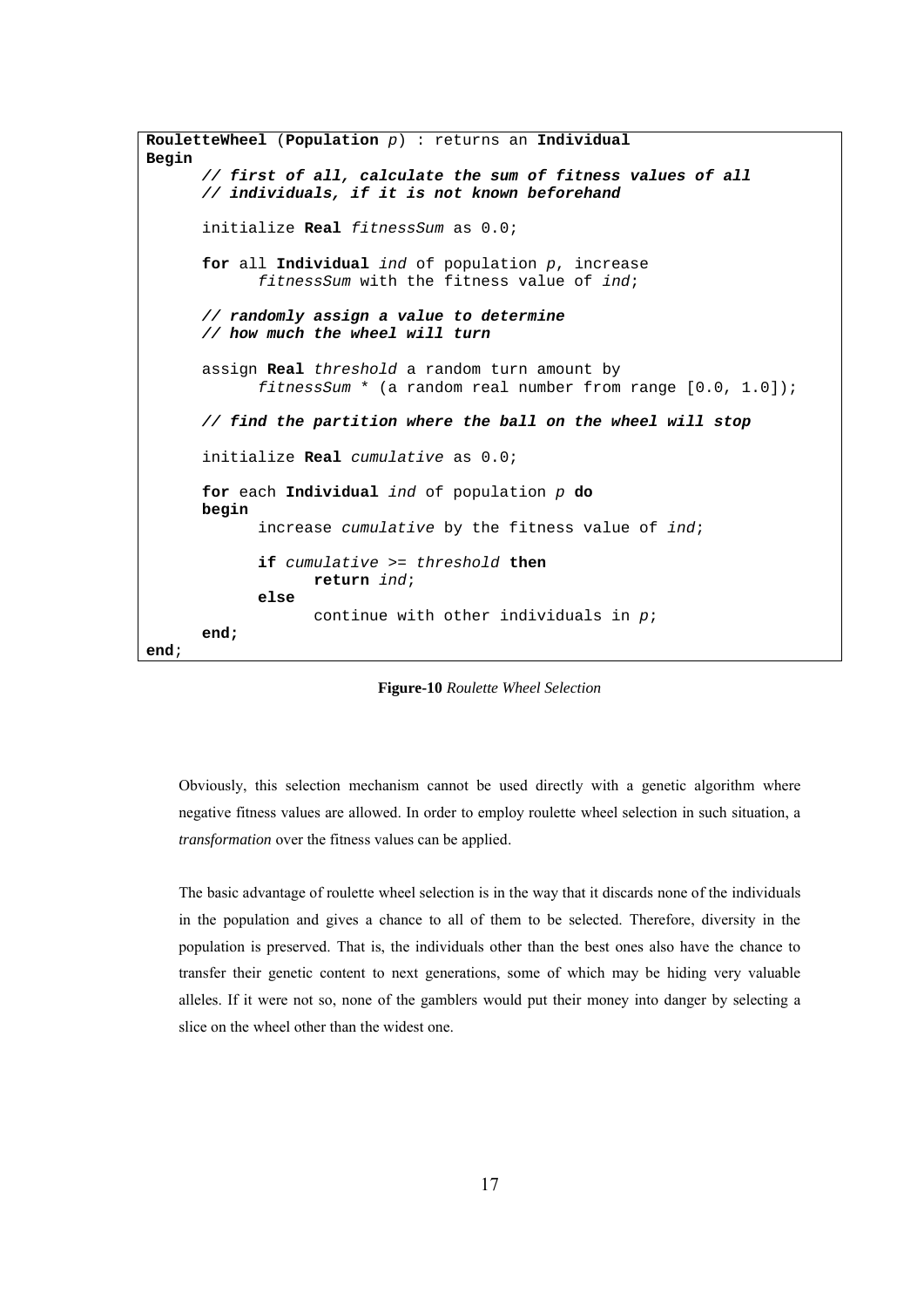```
RouletteWheel (Population p) : returns an Individual
Begin
      // first of all, calculate the sum of fitness values of all
      // individuals, if it is not known beforehand

      initialize Real fitnessSum as 0.0;

      for all Individual ind of population p, increase
            fitnessSum with the fitness value of ind;

      // randomly assign a value to determine
      // how much the wheel will turn

      assign Real threshold a random turn amount by
            fitnessSum * (a random real number from range [0.0, 1.0]);

      // find the partition where the ball on the wheel will stop

      initialize Real cumulative as 0.0;

      for each Individual ind of population p do
      begin
            increase cumulative by the fitness value of ind;

            if cumulative >= threshold then
                  return ind;
            else
                  continue with other individuals in p;
      end;
end;
```

**Figure-10** *Roulette Wheel Selection*

Obviously, this selection mechanism cannot be used directly with a genetic algorithm where negative fitness values are allowed. In order to employ roulette wheel selection in such situation, a *transformation* over the fitness values can be applied.

The basic advantage of roulette wheel selection is in the way that it discards none of the individuals in the population and gives a chance to all of them to be selected. Therefore, diversity in the population is preserved. That is, the individuals other than the best ones also have the chance to transfer their genetic content to next generations, some of which may be hiding very valuable alleles. If it were not so, none of the gamblers would put their money into danger by selecting a slice on the wheel other than the widest one.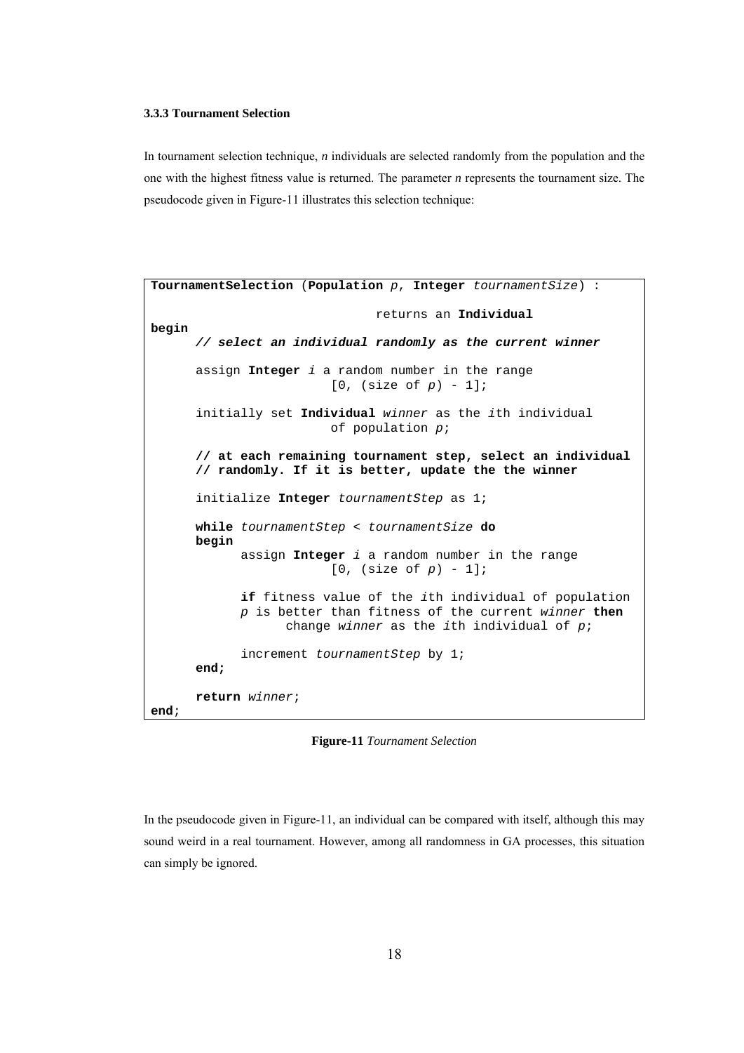### 3.3.3 Tournament Selection

In tournament selection technique, *n* individuals are selected randomly from the population and the one with the highest fitness value is returned. The parameter *n* represents the tournament size. The pseudocode given in Figure-11 illustrates this selection technique:

```
TournamentSelection (Population p, Integer tournamentSize) :

                              returns an Individual
begin
      // select an individual randomly as the current winner

      assign Integer i a random number in the range
                        [0, (size of p) - 1];

      initially set Individual winner as the ith individual
                        of population p;

      // at each remaining tournament step, select an individual
      // randomly. If it is better, update the the winner

      initialize Integer tournamentStep as 1;

      while tournamentStep < tournamentSize do
      begin
            assign Integer i a random number in the range
                        [0, (size of p) - 1];

            if fitness value of the ith individual of population
            p is better than fitness of the current winner then
                  change winner as the ith individual of p;

            increment tournamentStep by 1;
      end;

      return winner;
end;
```

**Figure-11** *Tournament Selection*

In the pseudocode given in Figure-11, an individual can be compared with itself, although this may sound weird in a real tournament. However, among all randomness in GA processes, this situation can simply be ignored.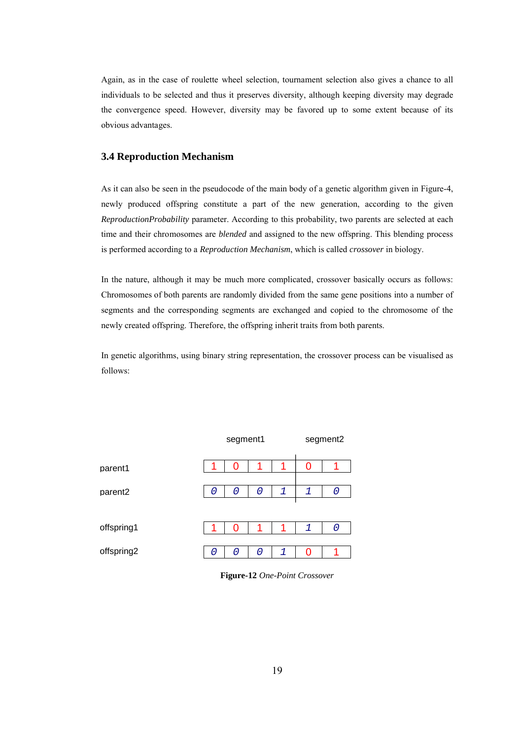Again, as in the case of roulette wheel selection, tournament selection also gives a chance to all individuals to be selected and thus it preserves diversity, although keeping diversity may degrade the convergence speed. However, diversity may be favored up to some extent because of its obvious advantages.

### 3.4 Reproduction Mechanism

As it can also be seen in the pseudocode of the main body of a genetic algorithm given in Figure-4, newly produced offspring constitute a part of the new generation, according to the given *ReproductionProbability* parameter. According to this probability, two parents are selected at each time and their chromosomes are *blended* and assigned to the new offspring. This blending process is performed according to a *Reproduction Mechanism*, which is called *crossover* in biology.

In the nature, although it may be much more complicated, crossover basically occurs as follows: Chromosomes of both parents are randomly divided from the same gene positions into a number of segments and the corresponding segments are exchanged and copied to the chromosome of the newly created offspring. Therefore, the offspring inherit traits from both parents.

In genetic algorithms, using binary string representation, the crossover process can be visualised as follows:

| | segment1 | | | | segment2 | |
|---|---|---|---|---|---|---|
| parent1 | 1 | 0 | 1 | 1 | 0 | 1 |
| parent2 | 0 | 0 | 0 | 1 | 1 | 0 |
| offspring1 | 1 | 0 | 1 | 1 | 1 | 0 |
| offspring2 | 0 | 0 | 0 | 1 | 0 | 1 |

**Figure-12** *One-Point Crossover*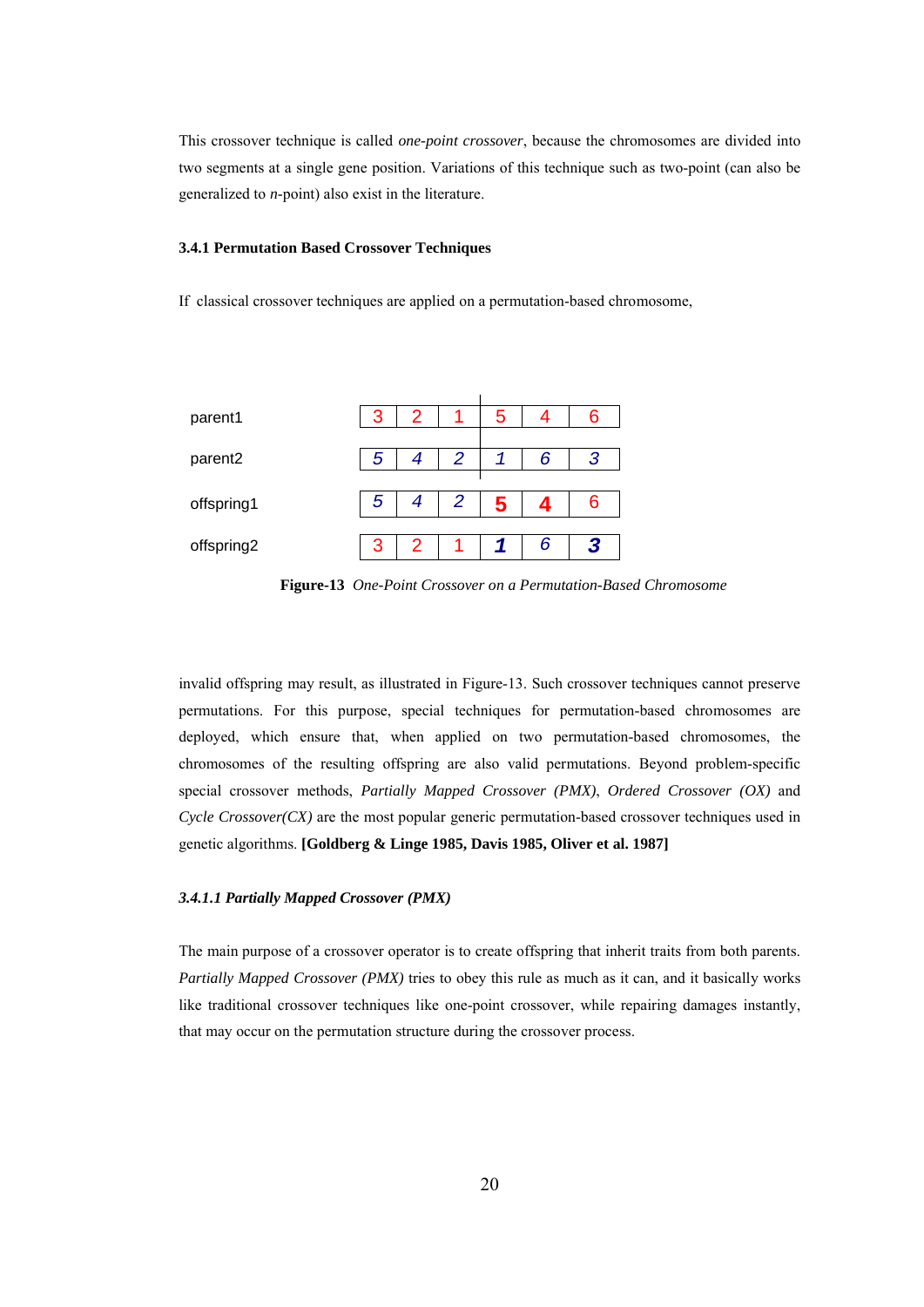This crossover technique is called *one-point crossover*, because the chromosomes are divided into two segments at a single gene position. Variations of this technique such as two-point (can also be generalized to *n*-point) also exist in the literature.

### 3.4.1 Permutation Based Crossover Techniques

If classical crossover techniques are applied on a permutation-based chromosome,

| | | | | | | |
|---|---|---|---|---|---|---|
| parent1 | 3 | 2 | 1 | 5 | 4 | 6 |
| parent2 | 5 | 4 | 2 | 1 | 6 | 3 |
| offspring1 | 5 | 4 | 2 | **5** | **4** | 6 |
| offspring2 | 3 | 2 | 1 | **1** | 6 | **3** |

**Figure-13** *One-Point Crossover on a Permutation-Based Chromosome*

invalid offspring may result, as illustrated in Figure-13. Such crossover techniques cannot preserve permutations. For this purpose, special techniques for permutation-based chromosomes are deployed, which ensure that, when applied on two permutation-based chromosomes, the chromosomes of the resulting offspring are also valid permutations. Beyond problem-specific special crossover methods, *Partially Mapped Crossover (PMX)*, *Ordered Crossover (OX)* and *Cycle Crossover(CX)* are the most popular generic permutation-based crossover techniques used in genetic algorithms. **[Goldberg & Linge 1985, Davis 1985, Oliver et al. 1987]**

#### *3.4.1.1 Partially Mapped Crossover (PMX)*

The main purpose of a crossover operator is to create offspring that inherit traits from both parents. *Partially Mapped Crossover (PMX)* tries to obey this rule as much as it can, and it basically works like traditional crossover techniques like one-point crossover, while repairing damages instantly, that may occur on the permutation structure during the crossover process.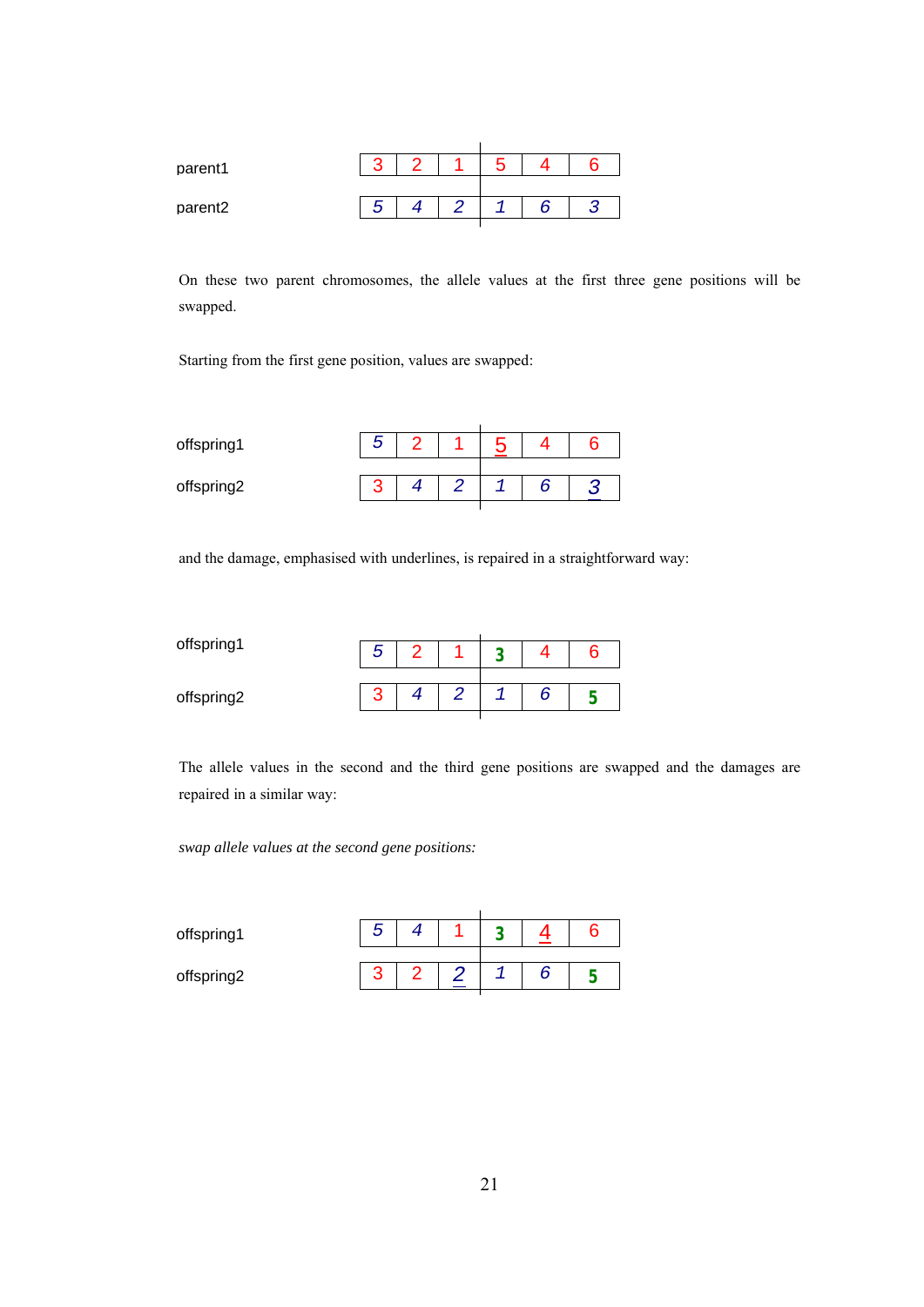| | | | | | | |
|---|---|---|---|---|---|---|
| parent1 | 3 | 2 | 1 | 5 | 4 | 6 |
| parent2 | 5 | 4 | 2 | 1 | 6 | 3 |

On these two parent chromosomes, the allele values at the first three gene positions will be swapped.

Starting from the first gene position, values are swapped:

| | | | | | | |
|---|---|---|---|---|---|---|
| offspring1 | 5 | 2 | 1 | 5 | 4 | 6 |
| offspring2 | 3 | 4 | 2 | 1 | 6 | 3 |

and the damage, emphasised with underlines, is repaired in a straightforward way:

| | | | | | | |
|---|---|---|---|---|---|---|
| offspring1 | 5 | 2 | 1 | **3** | 4 | 6 |
| offspring2 | 3 | 4 | 2 | 1 | 6 | **5** |

The allele values in the second and the third gene positions are swapped and the damages are repaired in a similar way:

*swap allele values at the second gene positions:*

| | | | | | | |
|---|---|---|---|---|---|---|
| offspring1 | 5 | 4 | 1 | **3** | 4 | 6 |
| offspring2 | 3 | 2 | 2 | 1 | 6 | **5** |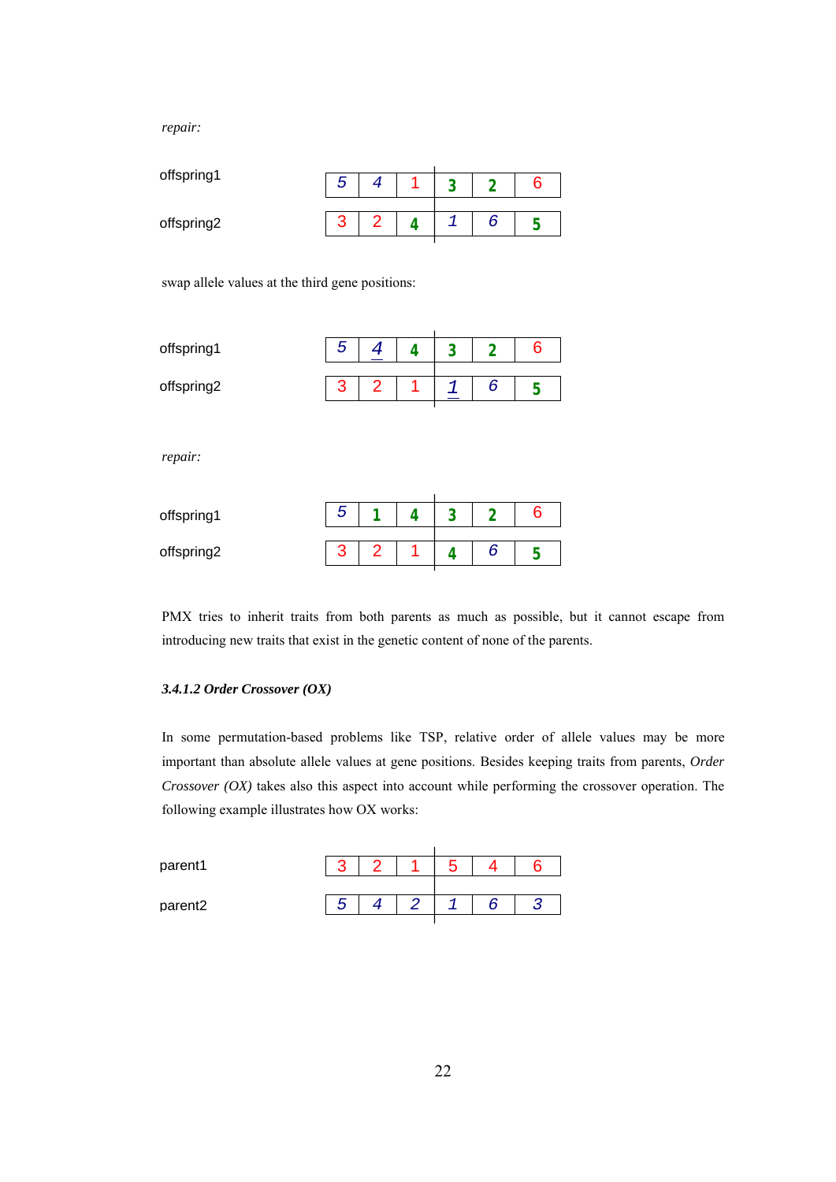*repair:*

| | | | | | | |
|---|---|---|---|---|---|---|
| offspring1 | 5 | 4 | 1 | 3 | 2 | 6 |
| offspring2 | 3 | 2 | 4 | 1 | 6 | 5 |

swap allele values at the third gene positions:

| | | | | | | |
|---|---|---|---|---|---|---|
| offspring1 | 5 | 4 | 4 | 3 | 2 | 6 |
| offspring2 | 3 | 2 | 1 | 1 | 6 | 5 |

*repair:*

| | | | | | | |
|---|---|---|---|---|---|---|
| offspring1 | 5 | 1 | 4 | 3 | 2 | 6 |
| offspring2 | 3 | 2 | 1 | 4 | 6 | 5 |

PMX tries to inherit traits from both parents as much as possible, but it cannot escape from introducing new traits that exist in the genetic content of none of the parents.

#### *3.4.1.2 Order Crossover (OX)*

In some permutation-based problems like TSP, relative order of allele values may be more important than absolute allele values at gene positions. Besides keeping traits from parents, *Order Crossover (OX)* takes also this aspect into account while performing the crossover operation. The following example illustrates how OX works:

| | | | | | | |
|---|---|---|---|---|---|---|
| parent1 | 3 | 2 | 1 | 5 | 4 | 6 |
| parent2 | 5 | 4 | 2 | 1 | 6 | 3 |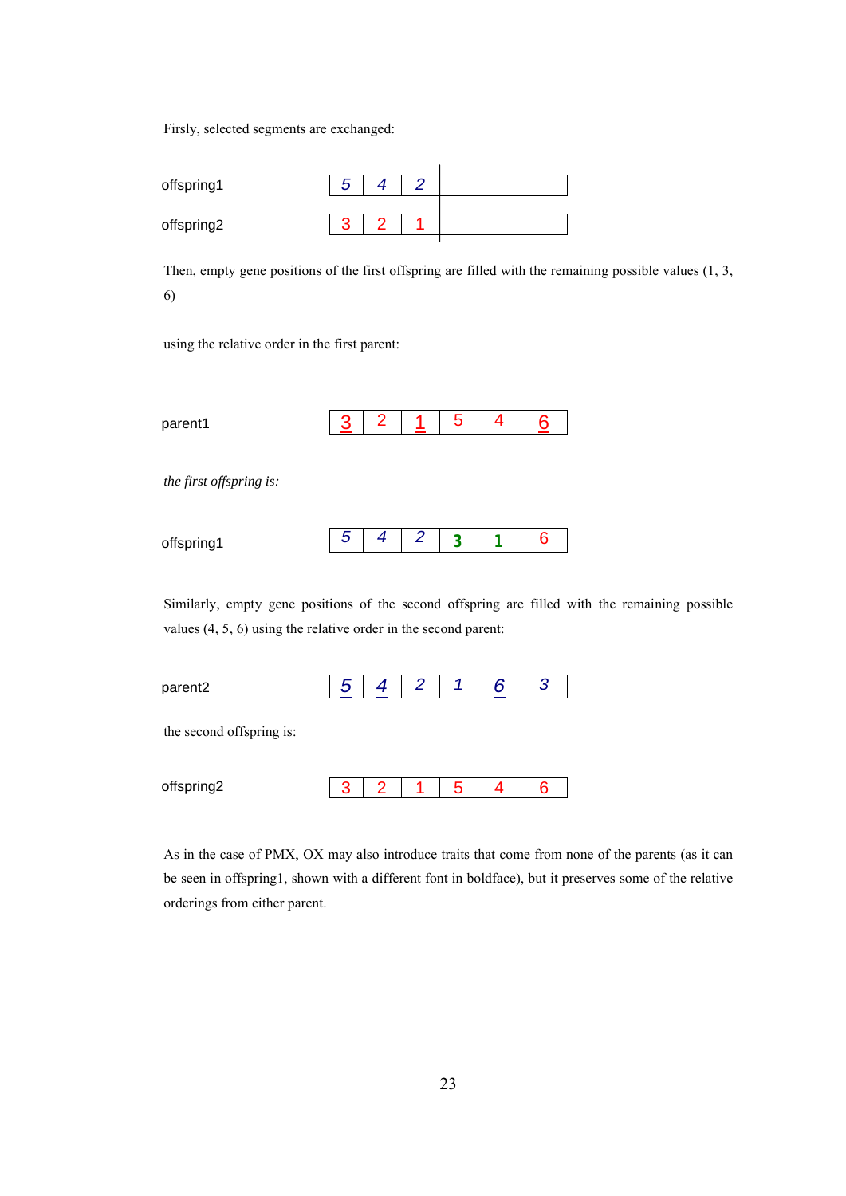Firsly, selected segments are exchanged:

| | | | | | | |
|---|---|---|---|---|---|---|
| offspring1 | 5 | 4 | 2 | | | |
| offspring2 | 3 | 2 | 1 | | | |

Then, empty gene positions of the first offspring are filled with the remaining possible values (1, 3, 6)

using the relative order in the first parent:

| | | | | | | |
|---|---|---|---|---|---|---|
| parent1 | 3 | 2 | 1 | 5 | 4 | 6 |

*the first offspring is:*

| | | | | | | |
|---|---|---|---|---|---|---|
| offspring1 | 5 | 4 | 2 | **3** | **1** | 6 |

Similarly, empty gene positions of the second offspring are filled with the remaining possible values (4, 5, 6) using the relative order in the second parent:

| | | | | | | |
|---|---|---|---|---|---|---|
| parent2 | 5 | 4 | 2 | 1 | 6 | 3 |

the second offspring is:

| | | | | | | |
|---|---|---|---|---|---|---|
| offspring2 | 3 | 2 | 1 | 5 | 4 | 6 |

As in the case of PMX, OX may also introduce traits that come from none of the parents (as it can be seen in offspring1, shown with a different font in boldface), but it preserves some of the relative orderings from either parent.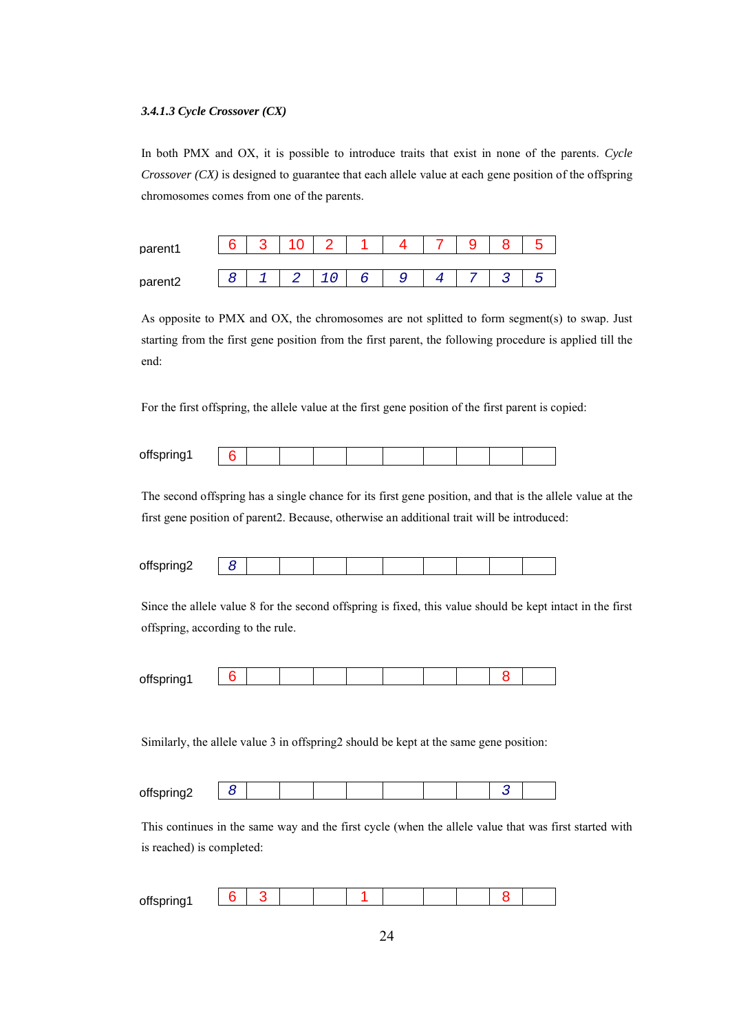*3.4.1.3 Cycle Crossover (CX)*

In both PMX and OX, it is possible to introduce traits that exist in none of the parents. *Cycle Crossover (CX)* is designed to guarantee that each allele value at each gene position of the offspring chromosomes comes from one of the parents.

| | | | | | | | | | | |
|---|---|---|---|---|---|---|---|---|---|---|
| parent1 | 6 | 3 | 10 | 2 | 1 | 4 | 7 | 9 | 8 | 5 |
| parent2 | 8 | 1 | 2 | 10 | 6 | 9 | 4 | 7 | 3 | 5 |

As opposite to PMX and OX, the chromosomes are not splitted to form segment(s) to swap. Just starting from the first gene position from the first parent, the following procedure is applied till the end:

For the first offspring, the allele value at the first gene position of the first parent is copied:

| | | | | | | | | | | |
|---|---|---|---|---|---|---|---|---|---|---|
| offspring1 | 6 | | | | | | | | | |

The second offspring has a single chance for its first gene position, and that is the allele value at the first gene position of parent2. Because, otherwise an additional trait will be introduced:

| | | | | | | | | | | |
|---|---|---|---|---|---|---|---|---|---|---|
| offspring2 | 8 | | | | | | | | | |

Since the allele value 8 for the second offspring is fixed, this value should be kept intact in the first offspring, according to the rule.

| | | | | | | | | | | |
|---|---|---|---|---|---|---|---|---|---|---|
| offspring1 | 6 | | | | | | | | 8 | |

Similarly, the allele value 3 in offspring2 should be kept at the same gene position:

| | | | | | | | | | | |
|---|---|---|---|---|---|---|---|---|---|---|
| offspring2 | 8 | | | | | | | | 3 | |

This continues in the same way and the first cycle (when the allele value that was first started with is reached) is completed:

| | | | | | | | | | | |
|---|---|---|---|---|---|---|---|---|---|---|
| offspring1 | 6 | 3 | | | 1 | | | | 8 | |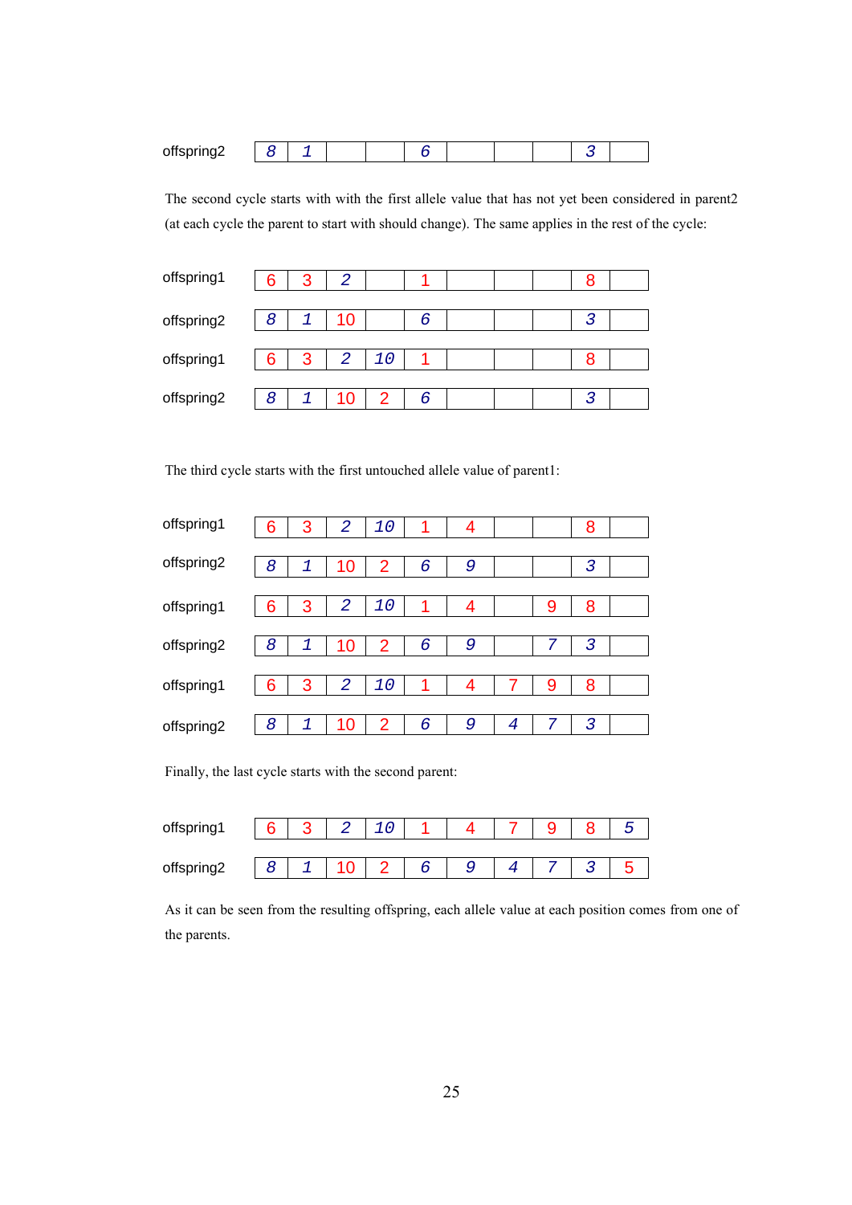| offspring2 | 8 | 1 | | | 6 | | | | 3 | |
|---|---|---|---|---|---|---|---|---|---|---|

The second cycle starts with with the first allele value that has not yet been considered in parent2 (at each cycle the parent to start with should change). The same applies in the rest of the cycle:

| offspring1 | 6 | 3 | 2 | | 1 | | | | 8 | |
|---|---|---|---|---|---|---|---|---|---|---|
| offspring2 | 8 | 1 | 10 | | 6 | | | | 3 | |
| offspring1 | 6 | 3 | 2 | 10 | 1 | | | | 8 | |
| offspring2 | 8 | 1 | 10 | 2 | 6 | | | | 3 | |

The third cycle starts with the first untouched allele value of parent1:

| offspring1 | 6 | 3 | 2 | 10 | 1 | 4 | | | 8 | |
|---|---|---|---|---|---|---|---|---|---|---|
| offspring2 | 8 | 1 | 10 | 2 | 6 | 9 | | | 3 | |
| offspring1 | 6 | 3 | 2 | 10 | 1 | 4 | | 9 | 8 | |
| offspring2 | 8 | 1 | 10 | 2 | 6 | 9 | | 7 | 3 | |
| offspring1 | 6 | 3 | 2 | 10 | 1 | 4 | 7 | 9 | 8 | |
| offspring2 | 8 | 1 | 10 | 2 | 6 | 9 | 4 | 7 | 3 | |

Finally, the last cycle starts with the second parent:

| offspring1 | 6 | 3 | 2 | 10 | 1 | 4 | 7 | 9 | 8 | 5 |
|---|---|---|---|---|---|---|---|---|---|---|
| offspring2 | 8 | 1 | 10 | 2 | 6 | 9 | 4 | 7 | 3 | 5 |

As it can be seen from the resulting offspring, each allele value at each position comes from one of the parents.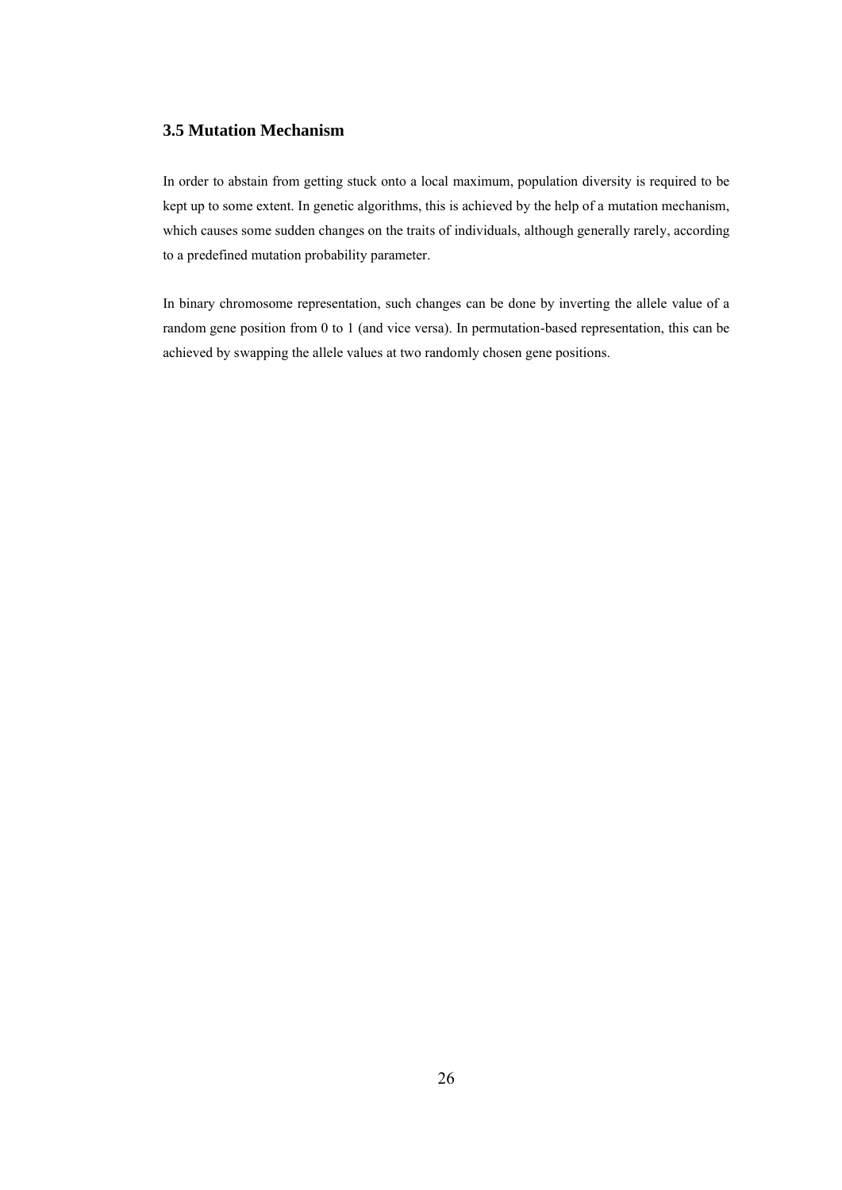### 3.5 Mutation Mechanism

In order to abstain from getting stuck onto a local maximum, population diversity is required to be kept up to some extent. In genetic algorithms, this is achieved by the help of a mutation mechanism, which causes some sudden changes on the traits of individuals, although generally rarely, according to a predefined mutation probability parameter.

In binary chromosome representation, such changes can be done by inverting the allele value of a random gene position from 0 to 1 (and vice versa). In permutation-based representation, this can be achieved by swapping the allele values at two randomly chosen gene positions.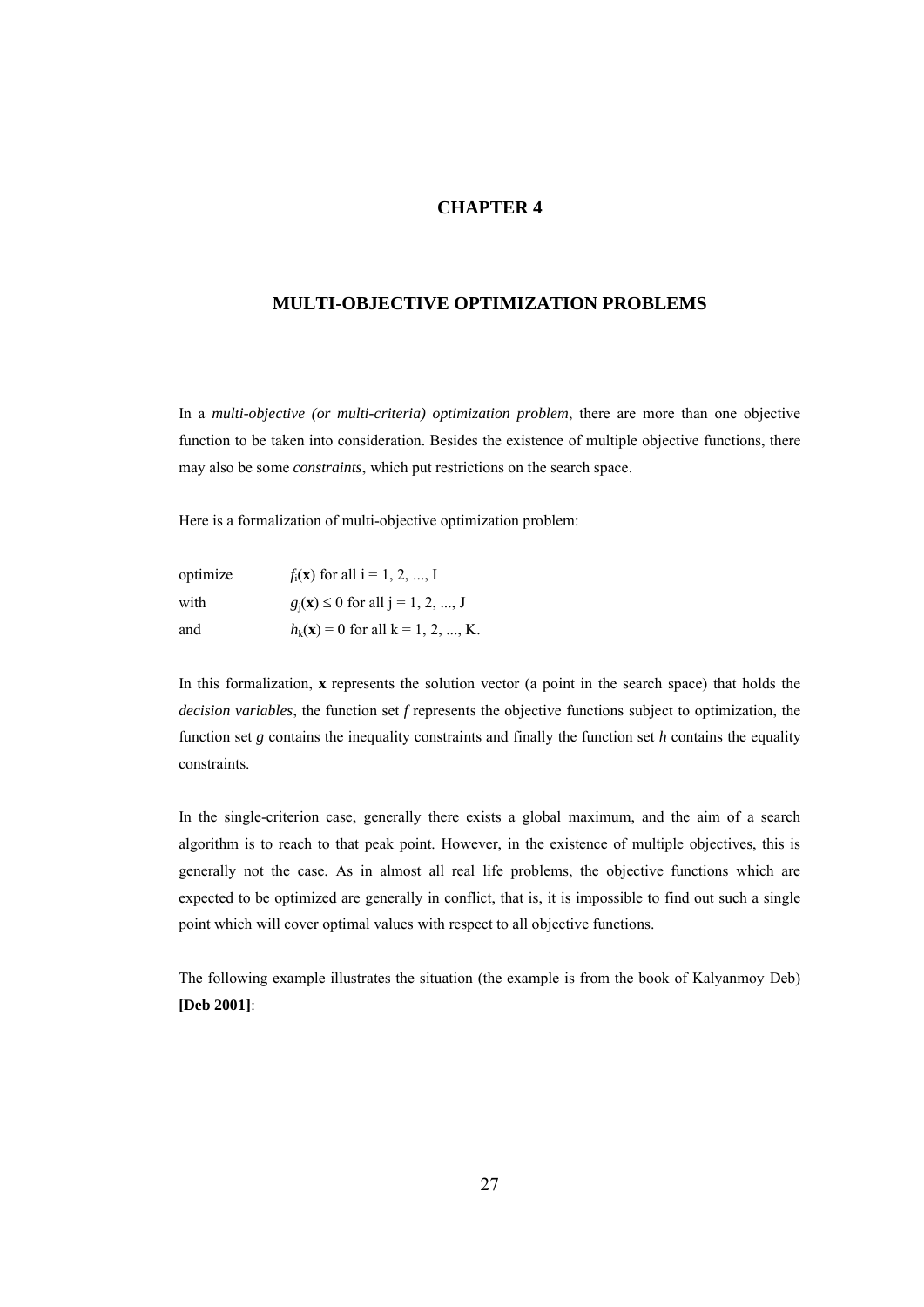# CHAPTER 4

## MULTI-OBJECTIVE OPTIMIZATION PROBLEMS

In a *multi-objective (or multi-criteria) optimization problem*, there are more than one objective function to be taken into consideration. Besides the existence of multiple objective functions, there may also be some *constraints*, which put restrictions on the search space.

Here is a formalization of multi-objective optimization problem:

| | |
|---|---|
| optimize | $f_i(\mathbf{x})$ for all i = 1, 2, ..., I |
| with | $g_j(\mathbf{x}) \leq 0$ for all j = 1, 2, ..., J |
| and | $h_k(\mathbf{x}) = 0$ for all k = 1, 2, ..., K. |

In this formalization, **x** represents the solution vector (a point in the search space) that holds the *decision variables*, the function set *f* represents the objective functions subject to optimization, the function set *g* contains the inequality constraints and finally the function set *h* contains the equality constraints.

In the single-criterion case, generally there exists a global maximum, and the aim of a search algorithm is to reach to that peak point. However, in the existence of multiple objectives, this is generally not the case. As in almost all real life problems, the objective functions which are expected to be optimized are generally in conflict, that is, it is impossible to find out such a single point which will cover optimal values with respect to all objective functions.

The following example illustrates the situation (the example is from the book of Kalyanmoy Deb) **[Deb 2001]**: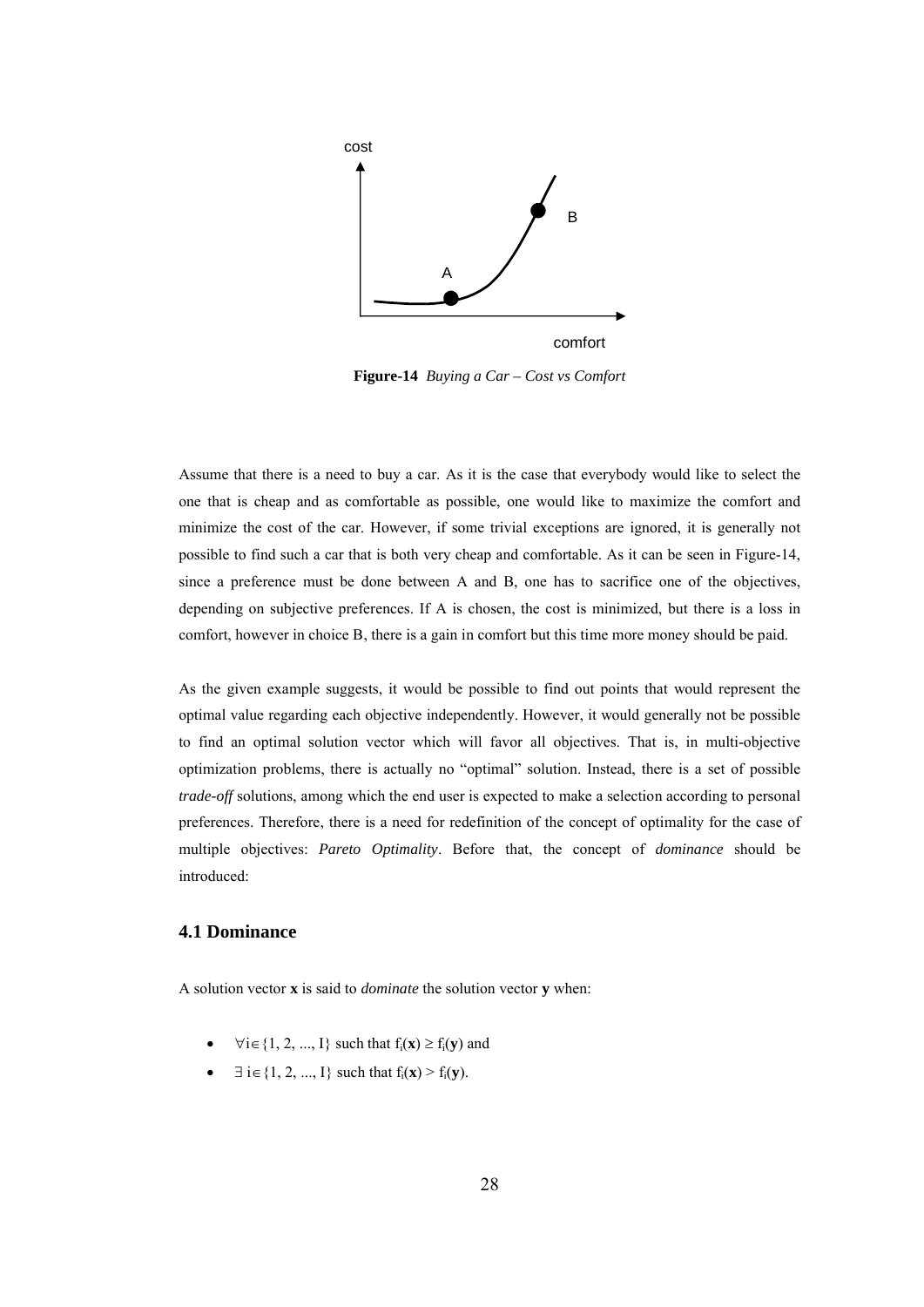cost

B

A

comfort

**Figure-14** *Buying a Car – Cost vs Comfort*

Assume that there is a need to buy a car. As it is the case that everybody would like to select the one that is cheap and as comfortable as possible, one would like to maximize the comfort and minimize the cost of the car. However, if some trivial exceptions are ignored, it is generally not possible to find such a car that is both very cheap and comfortable. As it can be seen in Figure-14, since a preference must be done between A and B, one has to sacrifice one of the objectives, depending on subjective preferences. If A is chosen, the cost is minimized, but there is a loss in comfort, however in choice B, there is a gain in comfort but this time more money should be paid.

As the given example suggests, it would be possible to find out points that would represent the optimal value regarding each objective independently. However, it would generally not be possible to find an optimal solution vector which will favor all objectives. That is, in multi-objective optimization problems, there is actually no "optimal" solution. Instead, there is a set of possible *trade-off* solutions, among which the end user is expected to make a selection according to personal preferences. Therefore, there is a need for redefinition of the concept of optimality for the case of multiple objectives: *Pareto Optimality*. Before that, the concept of *dominance* should be introduced:

### 4.1 Dominance

A solution vector **x** is said to *dominate* the solution vector **y** when:

- $\forall i \in \{1, 2, ..., I\}$ such that $f_i(\mathbf{x}) \geq f_i(\mathbf{y})$ and
- $\exists\, i \in \{1, 2, ..., I\}$ such that $f_i(\mathbf{x}) > f_i(\mathbf{y})$.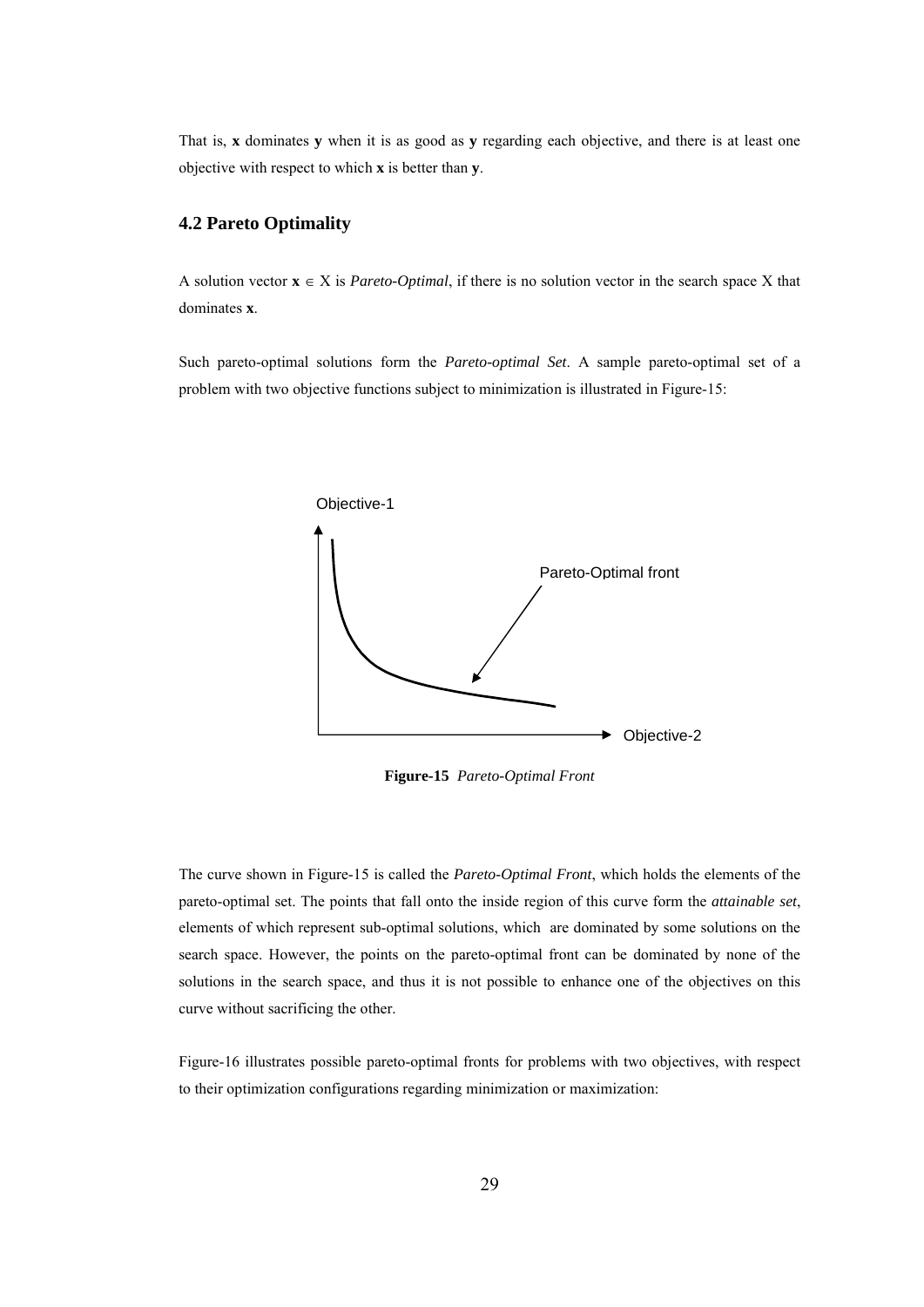That is, **x** dominates **y** when it is as good as **y** regarding each objective, and there is at least one objective with respect to which **x** is better than **y**.

## 4.2 Pareto Optimality

A solution vector $\mathbf{x} \in X$ is *Pareto-Optimal*, if there is no solution vector in the search space X that dominates **x**.

Such pareto-optimal solutions form the *Pareto-optimal Set*. A sample pareto-optimal set of a problem with two objective functions subject to minimization is illustrated in Figure-15:

Objective-1

Pareto-Optimal front

Objective-2

**Figure-15** *Pareto-Optimal Front*

The curve shown in Figure-15 is called the *Pareto-Optimal Front*, which holds the elements of the pareto-optimal set. The points that fall onto the inside region of this curve form the *attainable set*, elements of which represent sub-optimal solutions, which are dominated by some solutions on the search space. However, the points on the pareto-optimal front can be dominated by none of the solutions in the search space, and thus it is not possible to enhance one of the objectives on this curve without sacrificing the other.

Figure-16 illustrates possible pareto-optimal fronts for problems with two objectives, with respect to their optimization configurations regarding minimization or maximization: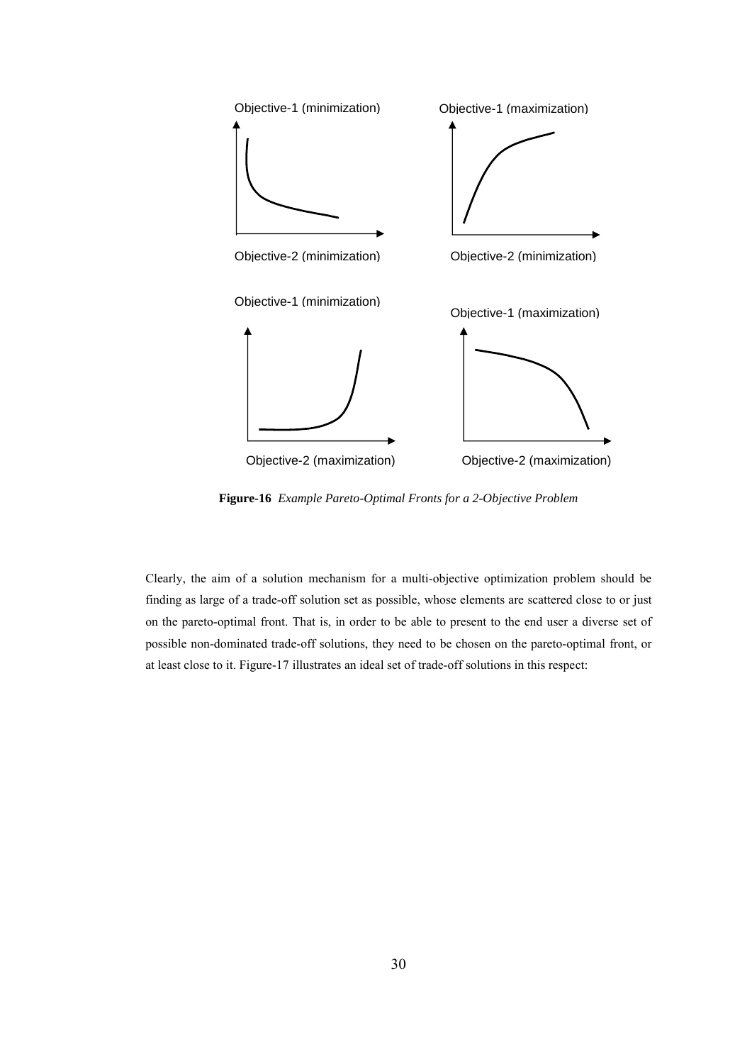Objective-1 (minimization)

Objective-2 (minimization)

Objective-1 (maximization)

Objective-2 (minimization)

Objective-1 (minimization)

Objective-2 (maximization)

Objective-1 (maximization)

Objective-2 (maximization)

**Figure-16** *Example Pareto-Optimal Fronts for a 2-Objective Problem*

Clearly, the aim of a solution mechanism for a multi-objective optimization problem should be finding as large of a trade-off solution set as possible, whose elements are scattered close to or just on the pareto-optimal front. That is, in order to be able to present to the end user a diverse set of possible non-dominated trade-off solutions, they need to be chosen on the pareto-optimal front, or at least close to it. Figure-17 illustrates an ideal set of trade-off solutions in this respect: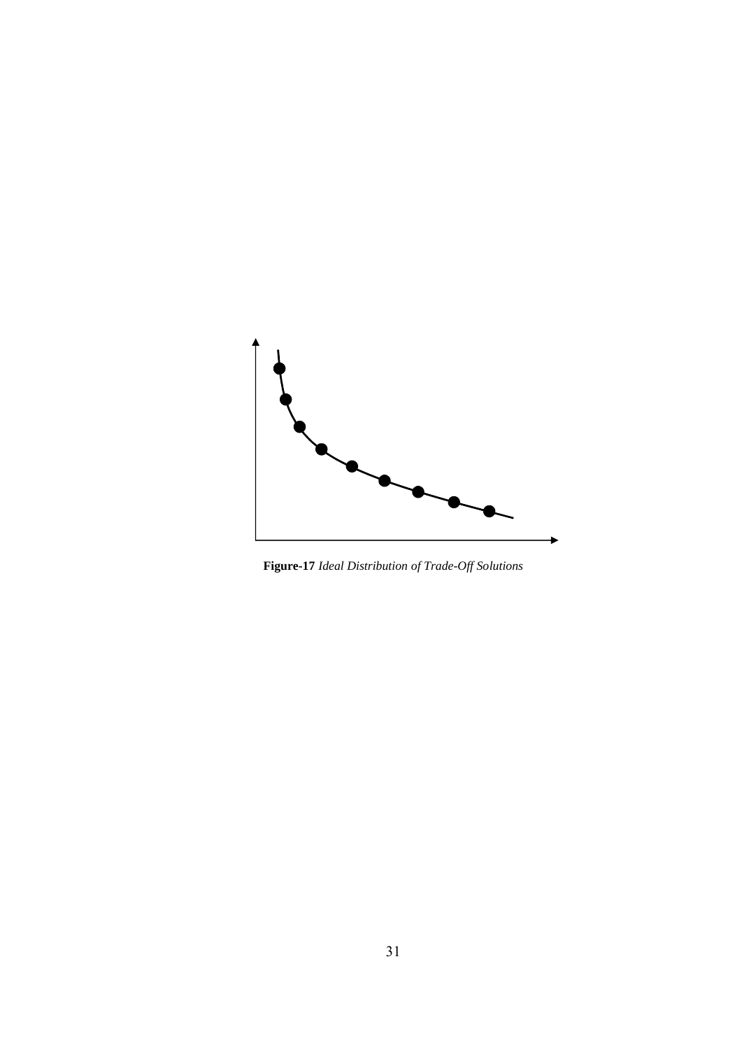**Figure-17** *Ideal Distribution of Trade-Off Solutions*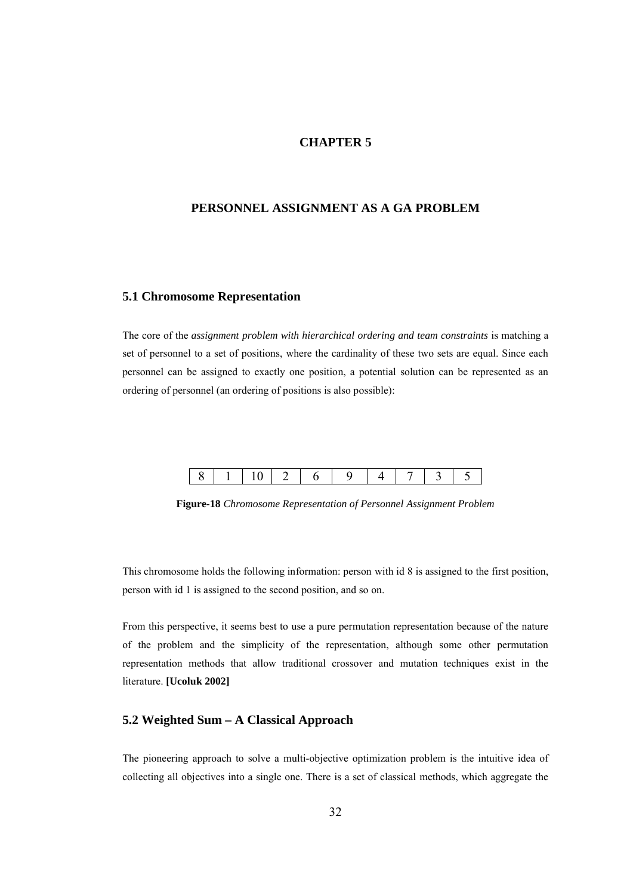# CHAPTER 5

# PERSONNEL ASSIGNMENT AS A GA PROBLEM

## 5.1 Chromosome Representation

The core of the *assignment problem with hierarchical ordering and team constraints* is matching a set of personnel to a set of positions, where the cardinality of these two sets are equal. Since each personnel can be assigned to exactly one position, a potential solution can be represented as an ordering of personnel (an ordering of positions is also possible):

| | | | | | | | | | |
|---|---|---|---|---|---|---|---|---|---|
| 8 | 1 | 10 | 2 | 6 | 9 | 4 | 7 | 3 | 5 |

**Figure-18** *Chromosome Representation of Personnel Assignment Problem*

This chromosome holds the following information: person with id 8 is assigned to the first position, person with id 1 is assigned to the second position, and so on.

From this perspective, it seems best to use a pure permutation representation because of the nature of the problem and the simplicity of the representation, although some other permutation representation methods that allow traditional crossover and mutation techniques exist in the literature. **[Ucoluk 2002]**

## 5.2 Weighted Sum – A Classical Approach

The pioneering approach to solve a multi-objective optimization problem is the intuitive idea of collecting all objectives into a single one. There is a set of classical methods, which aggregate the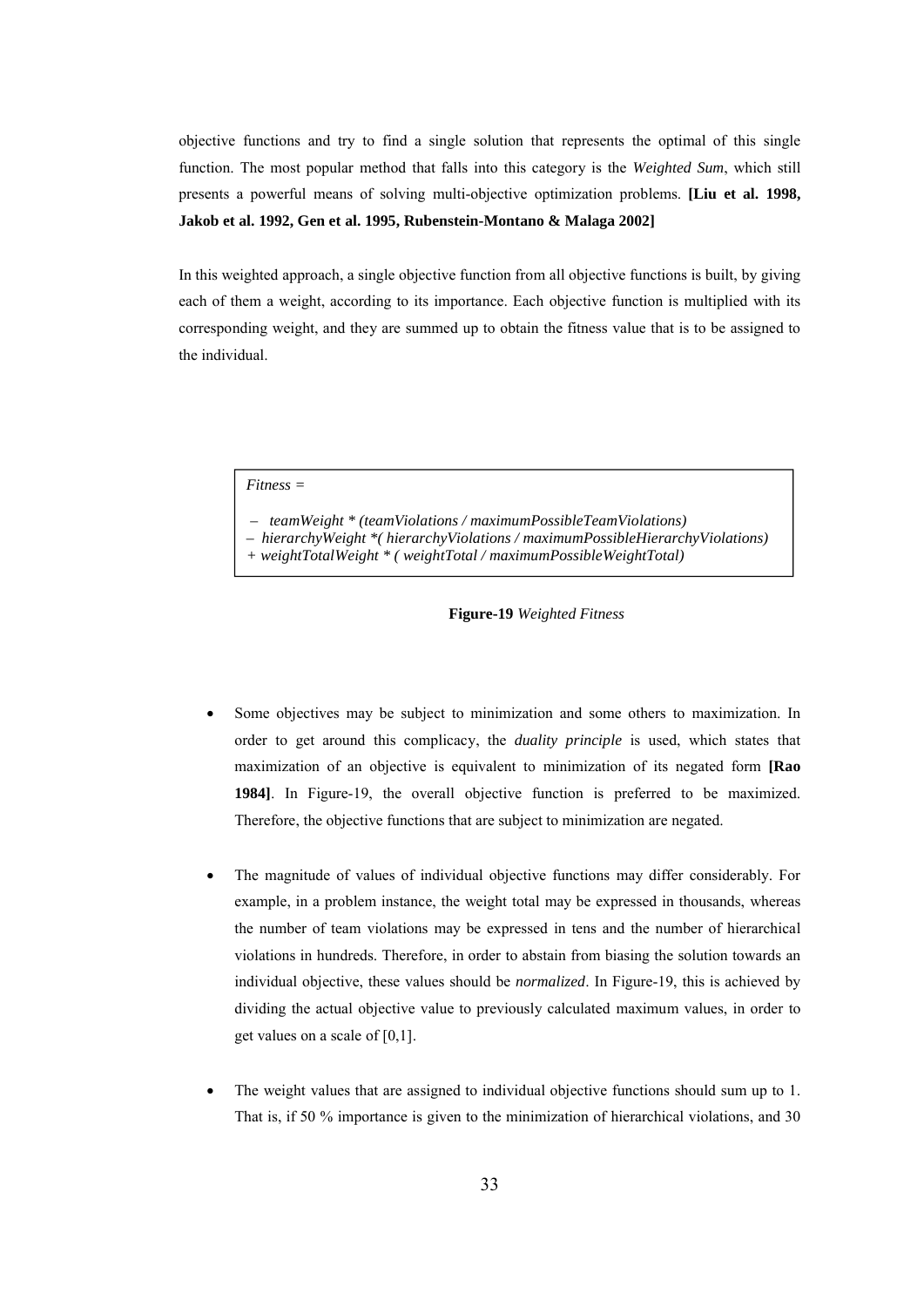objective functions and try to find a single solution that represents the optimal of this single function. The most popular method that falls into this category is the *Weighted Sum*, which still presents a powerful means of solving multi-objective optimization problems. **[Liu et al. 1998, Jakob et al. 1992, Gen et al. 1995, Rubenstein-Montano & Malaga 2002]**

In this weighted approach, a single objective function from all objective functions is built, by giving each of them a weight, according to its importance. Each objective function is multiplied with its corresponding weight, and they are summed up to obtain the fitness value that is to be assigned to the individual.

```
Fitness =

 –  teamWeight * (teamViolations / maximumPossibleTeamViolations)
 –  hierarchyWeight *( hierarchyViolations / maximumPossibleHierarchyViolations)
 +  weightTotalWeight * ( weightTotal / maximumPossibleWeightTotal)
```

**Figure-19** *Weighted Fitness*

- Some objectives may be subject to minimization and some others to maximization. In order to get around this complicacy, the *duality principle* is used, which states that maximization of an objective is equivalent to minimization of its negated form **[Rao 1984]**. In Figure-19, the overall objective function is preferred to be maximized. Therefore, the objective functions that are subject to minimization are negated.

- The magnitude of values of individual objective functions may differ considerably. For example, in a problem instance, the weight total may be expressed in thousands, whereas the number of team violations may be expressed in tens and the number of hierarchical violations in hundreds. Therefore, in order to abstain from biasing the solution towards an individual objective, these values should be *normalized*. In Figure-19, this is achieved by dividing the actual objective value to previously calculated maximum values, in order to get values on a scale of [0,1].

- The weight values that are assigned to individual objective functions should sum up to 1. That is, if 50 % importance is given to the minimization of hierarchical violations, and 30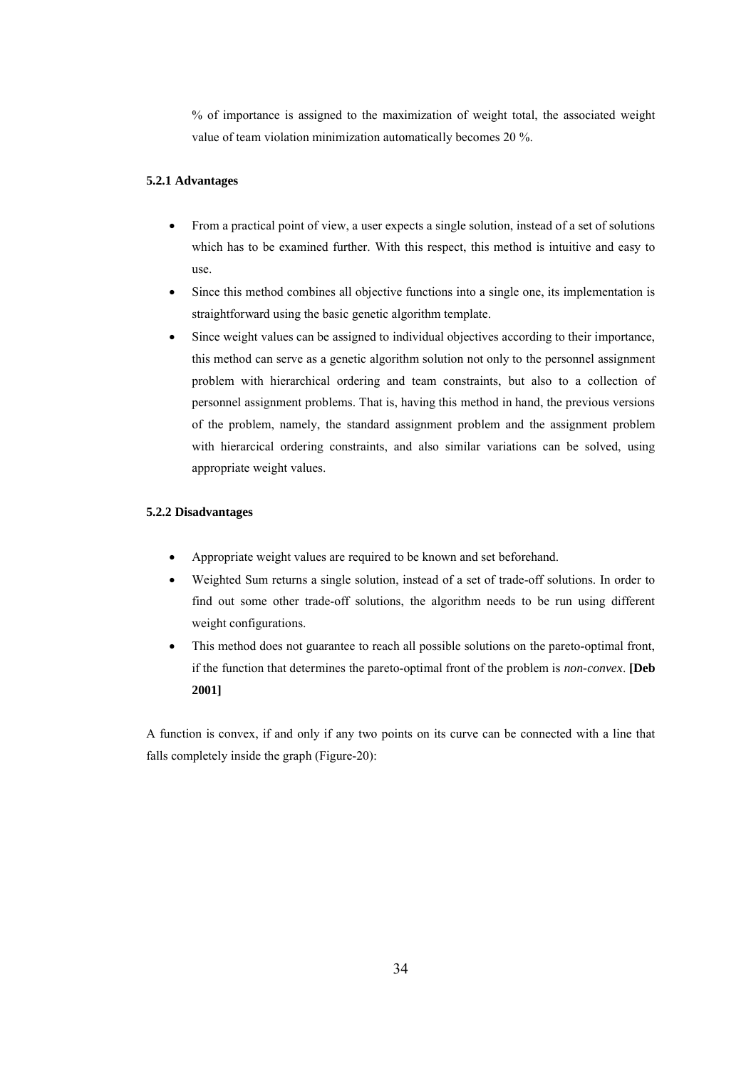% of importance is assigned to the maximization of weight total, the associated weight value of team violation minimization automatically becomes 20 %.

### 5.2.1 Advantages

- From a practical point of view, a user expects a single solution, instead of a set of solutions which has to be examined further. With this respect, this method is intuitive and easy to use.
- Since this method combines all objective functions into a single one, its implementation is straightforward using the basic genetic algorithm template.
- Since weight values can be assigned to individual objectives according to their importance, this method can serve as a genetic algorithm solution not only to the personnel assignment problem with hierarchical ordering and team constraints, but also to a collection of personnel assignment problems. That is, having this method in hand, the previous versions of the problem, namely, the standard assignment problem and the assignment problem with hierarcical ordering constraints, and also similar variations can be solved, using appropriate weight values.

### 5.2.2 Disadvantages

- Appropriate weight values are required to be known and set beforehand.
- Weighted Sum returns a single solution, instead of a set of trade-off solutions. In order to find out some other trade-off solutions, the algorithm needs to be run using different weight configurations.
- This method does not guarantee to reach all possible solutions on the pareto-optimal front, if the function that determines the pareto-optimal front of the problem is *non-convex*. **[Deb 2001]**

A function is convex, if and only if any two points on its curve can be connected with a line that falls completely inside the graph (Figure-20):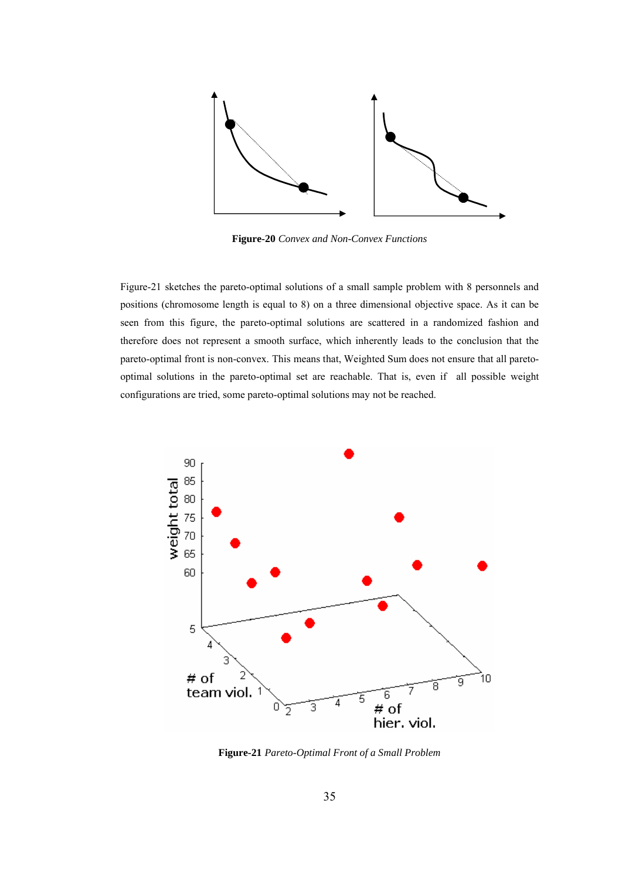Figure-20 *Convex and Non-Convex Functions*

Figure-21 sketches the pareto-optimal solutions of a small sample problem with 8 personnels and positions (chromosome length is equal to 8) on a three dimensional objective space. As it can be seen from this figure, the pareto-optimal solutions are scattered in a randomized fashion and therefore does not represent a smooth surface, which inherently leads to the conclusion that the pareto-optimal front is non-convex. This means that, Weighted Sum does not ensure that all pareto-optimal solutions in the pareto-optimal set are reachable. That is, even if all possible weight configurations are tried, some pareto-optimal solutions may not be reached.

weight total
90
85
80
75
70
65
60
5
4
3
2
1
0
# of
team viol.
2
3
4
5
6
7
8
9
10
# of
hier. viol.

Figure-21 *Pareto-Optimal Front of a Small Problem*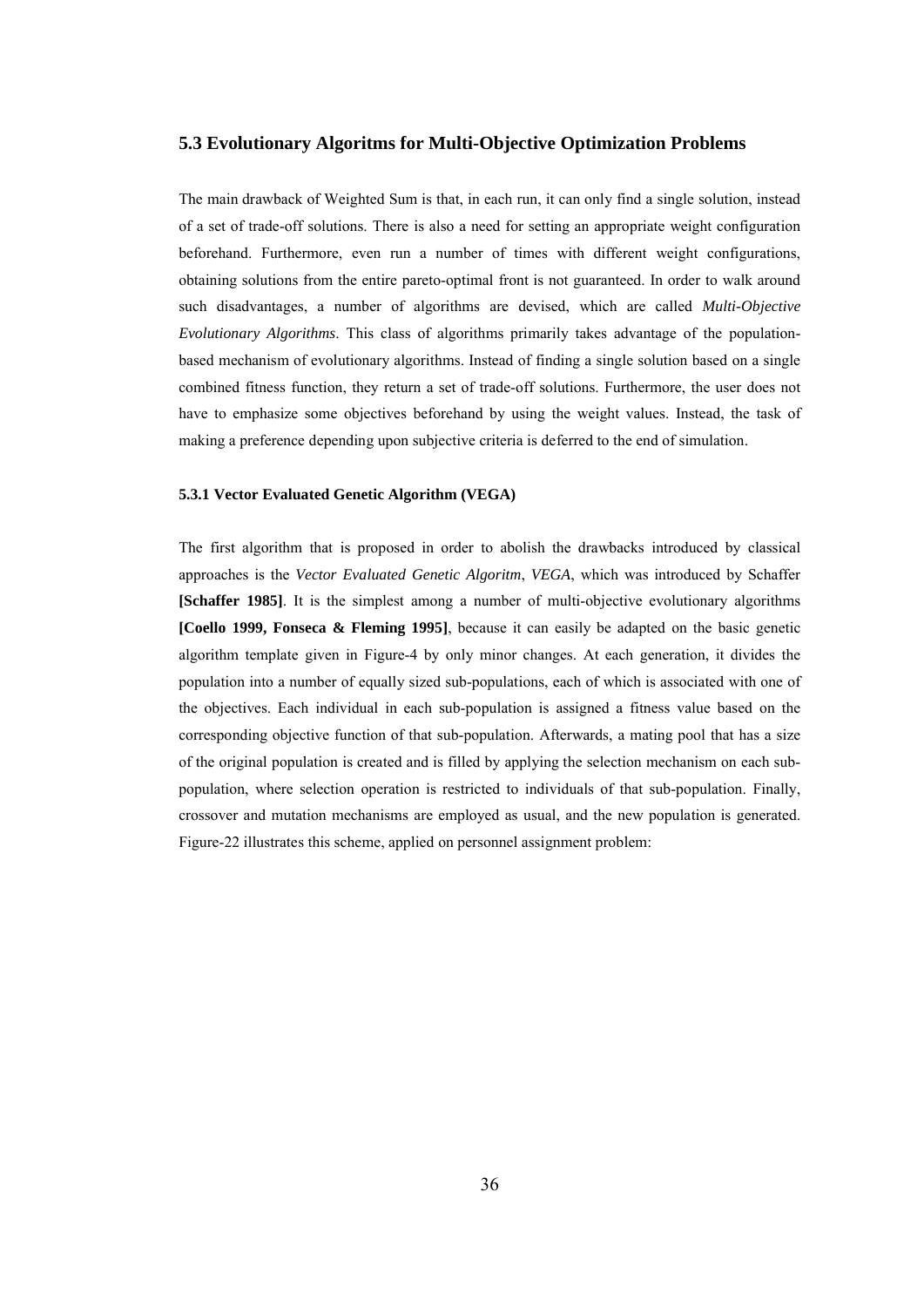## 5.3 Evolutionary Algoritms for Multi-Objective Optimization Problems

The main drawback of Weighted Sum is that, in each run, it can only find a single solution, instead of a set of trade-off solutions. There is also a need for setting an appropriate weight configuration beforehand. Furthermore, even run a number of times with different weight configurations, obtaining solutions from the entire pareto-optimal front is not guaranteed. In order to walk around such disadvantages, a number of algorithms are devised, which are called *Multi-Objective Evolutionary Algorithms*. This class of algorithms primarily takes advantage of the population-based mechanism of evolutionary algorithms. Instead of finding a single solution based on a single combined fitness function, they return a set of trade-off solutions. Furthermore, the user does not have to emphasize some objectives beforehand by using the weight values. Instead, the task of making a preference depending upon subjective criteria is deferred to the end of simulation.

### 5.3.1 Vector Evaluated Genetic Algorithm (VEGA)

The first algorithm that is proposed in order to abolish the drawbacks introduced by classical approaches is the *Vector Evaluated Genetic Algoritm*, *VEGA*, which was introduced by Schaffer **[Schaffer 1985]**. It is the simplest among a number of multi-objective evolutionary algorithms **[Coello 1999, Fonseca & Fleming 1995]**, because it can easily be adapted on the basic genetic algorithm template given in Figure-4 by only minor changes. At each generation, it divides the population into a number of equally sized sub-populations, each of which is associated with one of the objectives. Each individual in each sub-population is assigned a fitness value based on the corresponding objective function of that sub-population. Afterwards, a mating pool that has a size of the original population is created and is filled by applying the selection mechanism on each sub-population, where selection operation is restricted to individuals of that sub-population. Finally, crossover and mutation mechanisms are employed as usual, and the new population is generated. Figure-22 illustrates this scheme, applied on personnel assignment problem: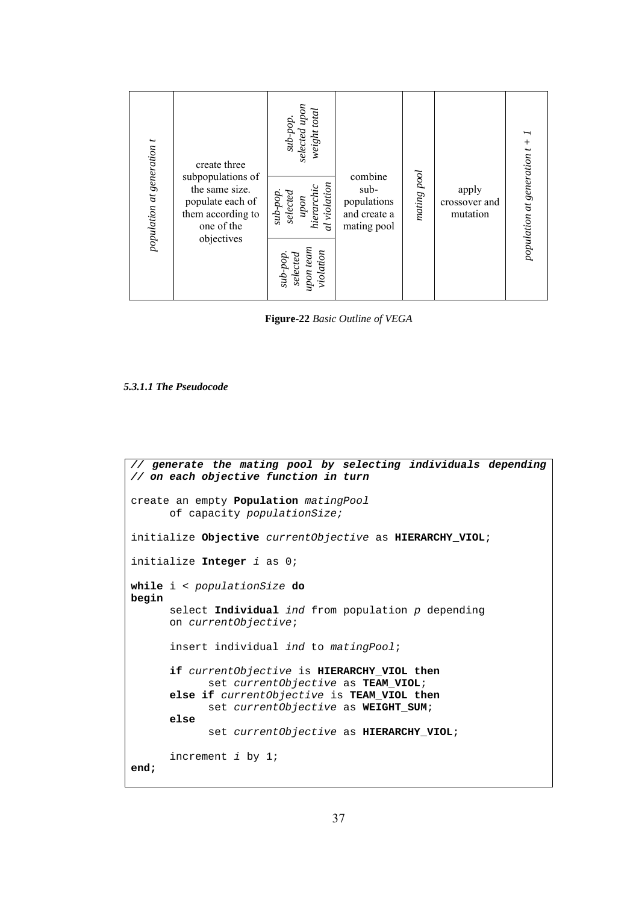| population at generation t | create three subpopulations of the same size. populate each of them according to one of the objectives | sub-pop. selected upon weight total | combine sub-populations and create a mating pool | mating pool | apply crossover and mutation | population at generation t + 1 |
|---|---|---|---|---|---|---|
| | | sub-pop. selected upon hierarchical violation | | | | |
| | | sub-pop. selected upon team violation | | | | |

**Figure-22** *Basic Outline of VEGA*

#### *5.3.1.1 The Pseudocode*

```
// generate the mating pool by selecting individuals depending
// on each objective function in turn

create an empty Population matingPool
      of capacity populationSize;

initialize Objective currentObjective as HIERARCHY_VIOL;

initialize Integer i as 0;

while i < populationSize do
begin
      select Individual ind from population p depending
      on currentObjective;

      insert individual ind to matingPool;

      if currentObjective is HIERARCHY_VIOL then
            set currentObjective as TEAM_VIOL;
      else if currentObjective is TEAM_VIOL then
            set currentObjective as WEIGHT_SUM;
      else
            set currentObjective as HIERARCHY_VIOL;

      increment i by 1;
end;
```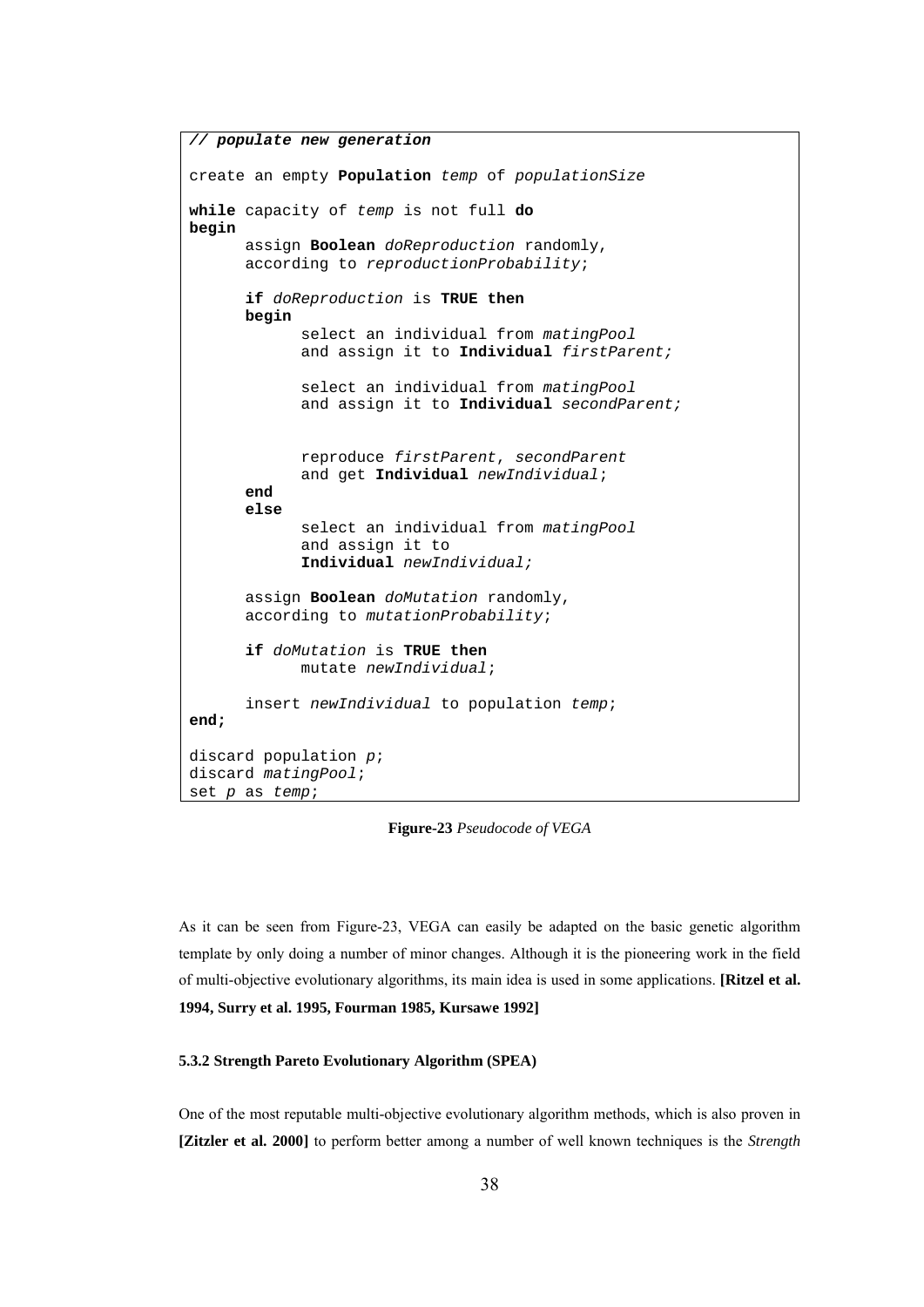```
// populate new generation

create an empty Population temp of populationSize

while capacity of temp is not full do
begin
      assign Boolean doReproduction randomly,
      according to reproductionProbability;

      if doReproduction is TRUE then
      begin
            select an individual from matingPool
            and assign it to Individual firstParent;

            select an individual from matingPool
            and assign it to Individual secondParent;


            reproduce firstParent, secondParent
            and get Individual newIndividual;
      end
      else
            select an individual from matingPool
            and assign it to
            Individual newIndividual;

      assign Boolean doMutation randomly,
      according to mutationProbability;

      if doMutation is TRUE then
            mutate newIndividual;

      insert newIndividual to population temp;
end;

discard population p;
discard matingPool;
set p as temp;
```

**Figure-23** *Pseudocode of VEGA*

As it can be seen from Figure-23, VEGA can easily be adapted on the basic genetic algorithm template by only doing a number of minor changes. Although it is the pioneering work in the field of multi-objective evolutionary algorithms, its main idea is used in some applications. **[Ritzel et al. 1994, Surry et al. 1995, Fourman 1985, Kursawe 1992]**

#### 5.3.2 Strength Pareto Evolutionary Algorithm (SPEA)

One of the most reputable multi-objective evolutionary algorithm methods, which is also proven in **[Zitzler et al. 2000]** to perform better among a number of well known techniques is the *Strength*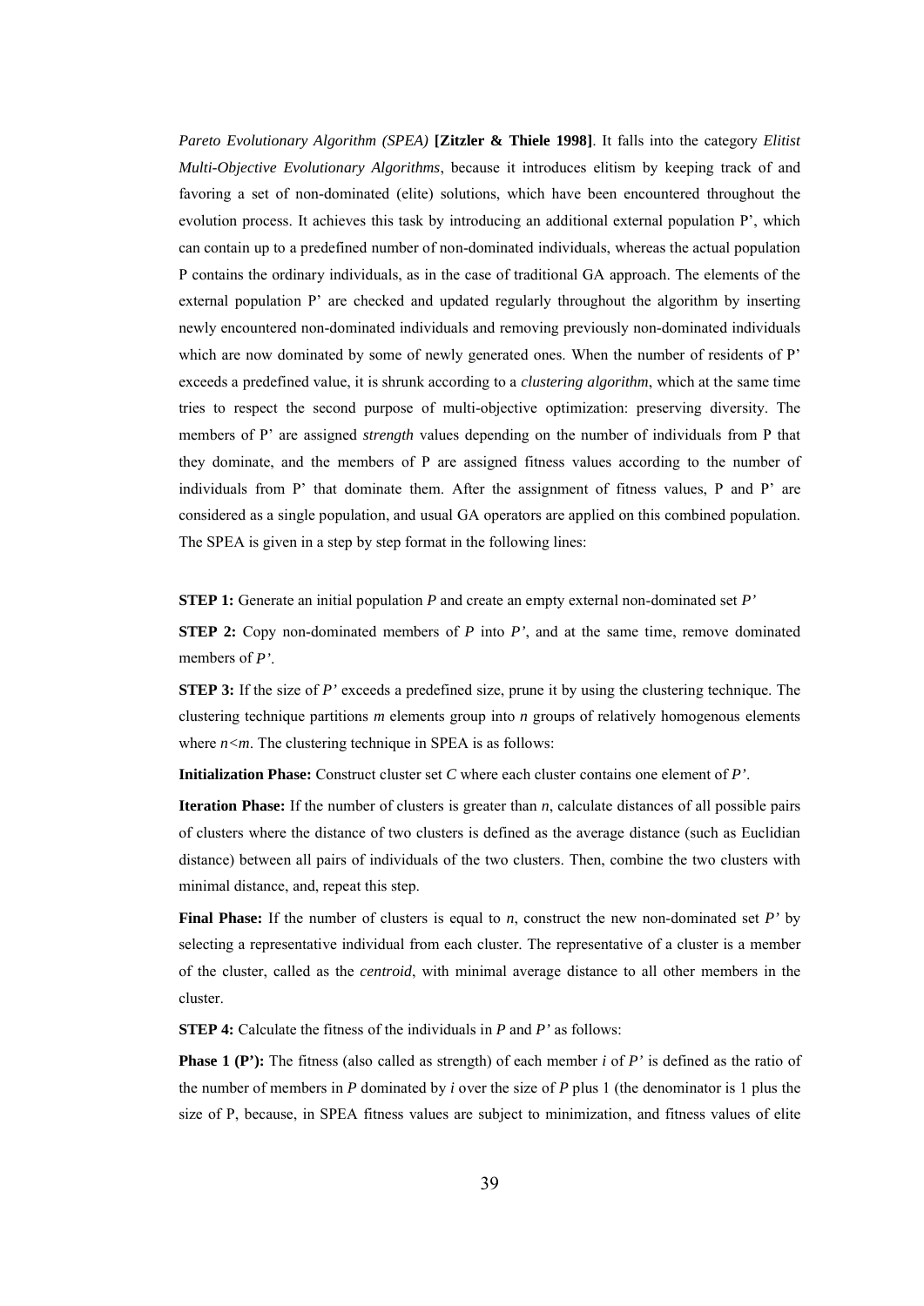*Pareto Evolutionary Algorithm (SPEA)* **[Zitzler & Thiele 1998]**. It falls into the category *Elitist Multi-Objective Evolutionary Algorithms*, because it introduces elitism by keeping track of and favoring a set of non-dominated (elite) solutions, which have been encountered throughout the evolution process. It achieves this task by introducing an additional external population P', which can contain up to a predefined number of non-dominated individuals, whereas the actual population P contains the ordinary individuals, as in the case of traditional GA approach. The elements of the external population P' are checked and updated regularly throughout the algorithm by inserting newly encountered non-dominated individuals and removing previously non-dominated individuals which are now dominated by some of newly generated ones. When the number of residents of P' exceeds a predefined value, it is shrunk according to a *clustering algorithm*, which at the same time tries to respect the second purpose of multi-objective optimization: preserving diversity. The members of P' are assigned *strength* values depending on the number of individuals from P that they dominate, and the members of P are assigned fitness values according to the number of individuals from P' that dominate them. After the assignment of fitness values, P and P' are considered as a single population, and usual GA operators are applied on this combined population. The SPEA is given in a step by step format in the following lines:

**STEP 1:** Generate an initial population *P* and create an empty external non-dominated set *P'*

**STEP 2:** Copy non-dominated members of *P* into *P'*, and at the same time, remove dominated members of *P'*.

**STEP 3:** If the size of *P'* exceeds a predefined size, prune it by using the clustering technique. The clustering technique partitions $m$ elements group into $n$ groups of relatively homogenous elements where $n<m$. The clustering technique in SPEA is as follows:

**Initialization Phase:** Construct cluster set *C* where each cluster contains one element of *P'*.

**Iteration Phase:** If the number of clusters is greater than $n$, calculate distances of all possible pairs of clusters where the distance of two clusters is defined as the average distance (such as Euclidian distance) between all pairs of individuals of the two clusters. Then, combine the two clusters with minimal distance, and, repeat this step.

**Final Phase:** If the number of clusters is equal to $n$, construct the new non-dominated set *P'* by selecting a representative individual from each cluster. The representative of a cluster is a member of the cluster, called as the *centroid*, with minimal average distance to all other members in the cluster.

**STEP 4:** Calculate the fitness of the individuals in *P* and *P'* as follows:

**Phase 1 (P'):** The fitness (also called as strength) of each member $i$ of *P'* is defined as the ratio of the number of members in *P* dominated by $i$ over the size of *P* plus 1 (the denominator is 1 plus the size of P, because, in SPEA fitness values are subject to minimization, and fitness values of elite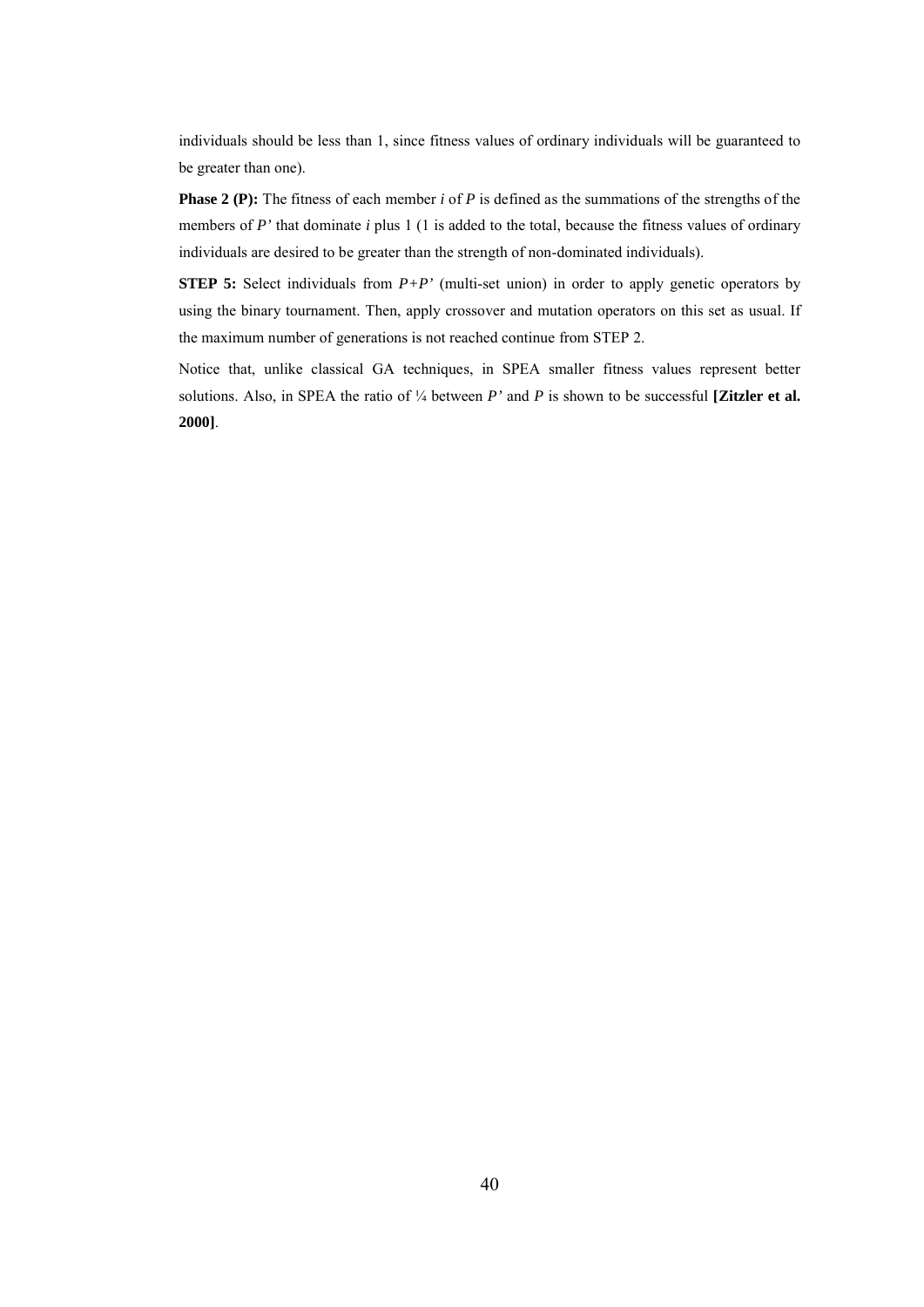individuals should be less than 1, since fitness values of ordinary individuals will be guaranteed to be greater than one).

**Phase 2 (P):** The fitness of each member $i$ of $P$ is defined as the summations of the strengths of the members of $P'$ that dominate $i$ plus 1 (1 is added to the total, because the fitness values of ordinary individuals are desired to be greater than the strength of non-dominated individuals).

**STEP 5:** Select individuals from $P+P'$ (multi-set union) in order to apply genetic operators by using the binary tournament. Then, apply crossover and mutation operators on this set as usual. If the maximum number of generations is not reached continue from STEP 2.

Notice that, unlike classical GA techniques, in SPEA smaller fitness values represent better solutions. Also, in SPEA the ratio of ¼ between $P'$ and $P$ is shown to be successful **[Zitzler et al. 2000]**.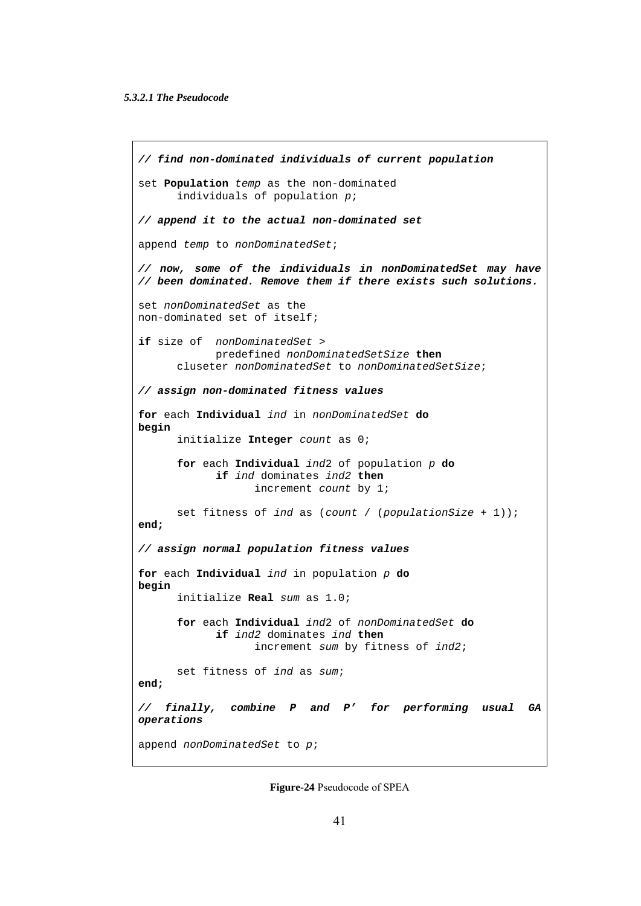*5.3.2.1 The Pseudocode*

```
// find non-dominated individuals of current population

set Population temp as the non-dominated
      individuals of population p;

// append it to the actual non-dominated set

append temp to nonDominatedSet;

// now, some of the individuals in nonDominatedSet may have
// been dominated. Remove them if there exists such solutions.

set nonDominatedSet as the
non-dominated set of itself;

if size of  nonDominatedSet >
            predefined nonDominatedSetSize then
      cluseter nonDominatedSet to nonDominatedSetSize;

// assign non-dominated fitness values

for each Individual ind in nonDominatedSet do
begin
      initialize Integer count as 0;

      for each Individual ind2 of population p do
            if ind dominates ind2 then
                  increment count by 1;

      set fitness of ind as (count / (populationSize + 1));
end;

// assign normal population fitness values

for each Individual ind in population p do
begin
      initialize Real sum as 1.0;

      for each Individual ind2 of nonDominatedSet do
            if ind2 dominates ind then
                  increment sum by fitness of ind2;

      set fitness of ind as sum;
end;

// finally, combine P and P' for performing usual GA
operations

append nonDominatedSet to p;
```

**Figure-24** Pseudocode of SPEA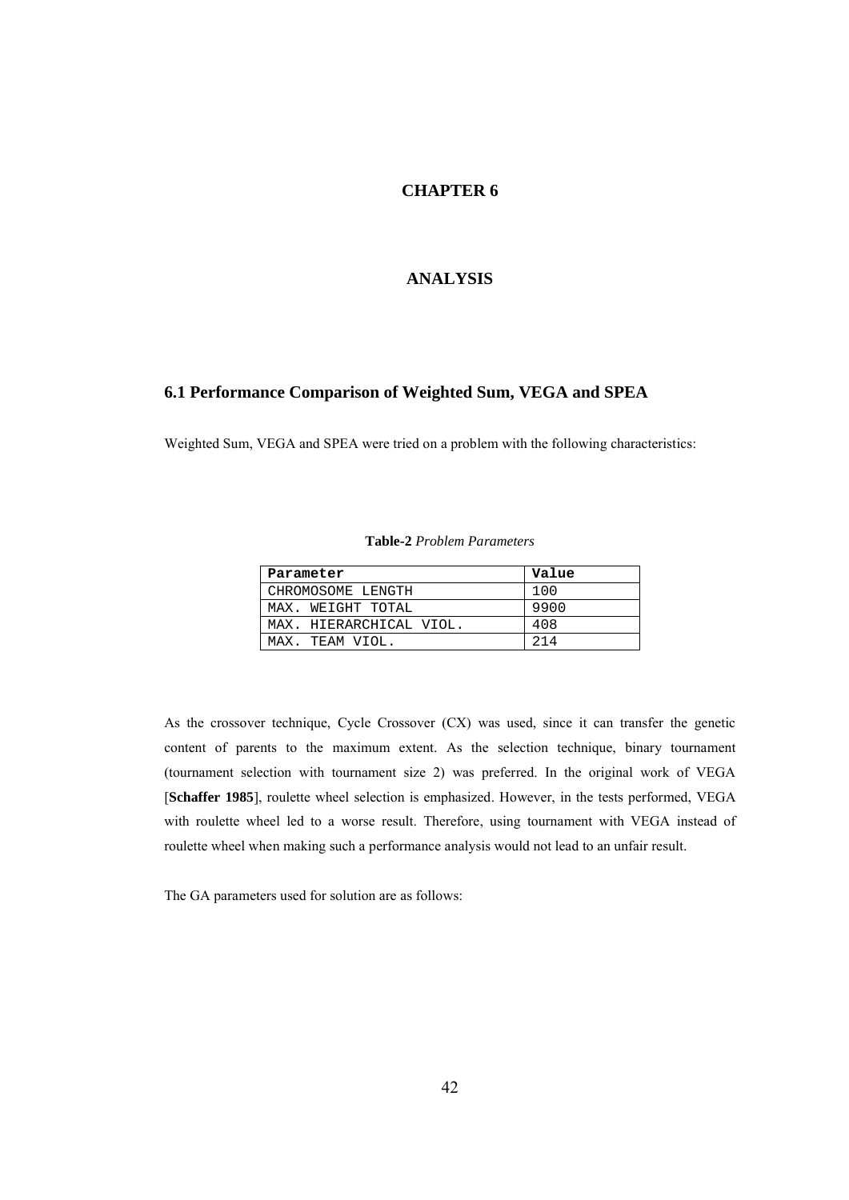# CHAPTER 6

# ANALYSIS

## 6.1 Performance Comparison of Weighted Sum, VEGA and SPEA

Weighted Sum, VEGA and SPEA were tried on a problem with the following characteristics:

**Table-2** *Problem Parameters*

| Parameter | Value |
|---|---|
| CHROMOSOME LENGTH | 100 |
| MAX. WEIGHT TOTAL | 9900 |
| MAX. HIERARCHICAL VIOL. | 408 |
| MAX. TEAM VIOL. | 214 |

As the crossover technique, Cycle Crossover (CX) was used, since it can transfer the genetic content of parents to the maximum extent. As the selection technique, binary tournament (tournament selection with tournament size 2) was preferred. In the original work of VEGA [**Schaffer 1985**], roulette wheel selection is emphasized. However, in the tests performed, VEGA with roulette wheel led to a worse result. Therefore, using tournament with VEGA instead of roulette wheel when making such a performance analysis would not lead to an unfair result.

The GA parameters used for solution are as follows: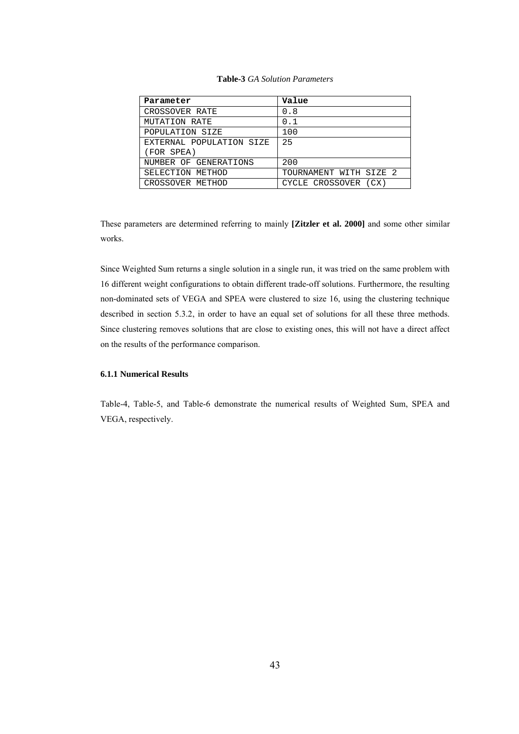**Table-3** *GA Solution Parameters*

| Parameter | Value |
|---|---|
| CROSSOVER RATE | 0.8 |
| MUTATION RATE | 0.1 |
| POPULATION SIZE | 100 |
| EXTERNAL POPULATION SIZE (FOR SPEA) | 25 |
| NUMBER OF GENERATIONS | 200 |
| SELECTION METHOD | TOURNAMENT WITH SIZE 2 |
| CROSSOVER METHOD | CYCLE CROSSOVER (CX) |

These parameters are determined referring to mainly **[Zitzler et al. 2000]** and some other similar works.

Since Weighted Sum returns a single solution in a single run, it was tried on the same problem with 16 different weight configurations to obtain different trade-off solutions. Furthermore, the resulting non-dominated sets of VEGA and SPEA were clustered to size 16, using the clustering technique described in section 5.3.2, in order to have an equal set of solutions for all these three methods. Since clustering removes solutions that are close to existing ones, this will not have a direct affect on the results of the performance comparison.

### 6.1.1 Numerical Results

Table-4, Table-5, and Table-6 demonstrate the numerical results of Weighted Sum, SPEA and VEGA, respectively.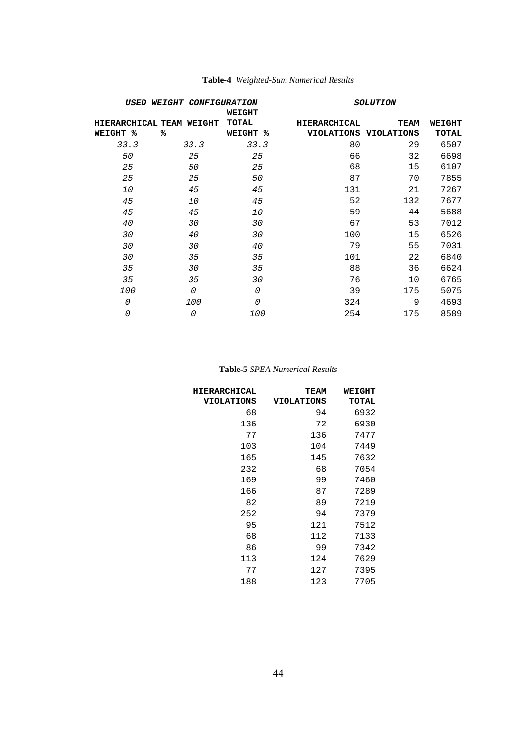**Table-4** *Weighted-Sum Numerical Results*

| *USED WEIGHT CONFIGURATION* | | | *SOLUTION* | | |
|---|---|---|---|---|---|
| **HIERARCHICAL WEIGHT %** | **TEAM WEIGHT %** | **WEIGHT TOTAL WEIGHT %** | **HIERARCHICAL VIOLATIONS** | **TEAM VIOLATIONS** | **WEIGHT TOTAL** |
| *33.3* | *33.3* | *33.3* | 80 | 29 | 6507 |
| *50* | *25* | *25* | 66 | 32 | 6698 |
| *25* | *50* | *25* | 68 | 15 | 6107 |
| *25* | *25* | *50* | 87 | 70 | 7855 |
| *10* | *45* | *45* | 131 | 21 | 7267 |
| *45* | *10* | *45* | 52 | 132 | 7677 |
| *45* | *45* | *10* | 59 | 44 | 5688 |
| *40* | *30* | *30* | 67 | 53 | 7012 |
| *30* | *40* | *30* | 100 | 15 | 6526 |
| *30* | *30* | *40* | 79 | 55 | 7031 |
| *30* | *35* | *35* | 101 | 22 | 6840 |
| *35* | *30* | *35* | 88 | 36 | 6624 |
| *35* | *35* | *30* | 76 | 10 | 6765 |
| *100* | *0* | *0* | 39 | 175 | 5075 |
| *0* | *100* | *0* | 324 | 9 | 4693 |
| *0* | *0* | *100* | 254 | 175 | 8589 |

**Table-5** *SPEA Numerical Results*

| **HIERARCHICAL VIOLATIONS** | **TEAM VIOLATIONS** | **WEIGHT TOTAL** |
|---|---|---|
| 68 | 94 | 6932 |
| 136 | 72 | 6930 |
| 77 | 136 | 7477 |
| 103 | 104 | 7449 |
| 165 | 145 | 7632 |
| 232 | 68 | 7054 |
| 169 | 99 | 7460 |
| 166 | 87 | 7289 |
| 82 | 89 | 7219 |
| 252 | 94 | 7379 |
| 95 | 121 | 7512 |
| 68 | 112 | 7133 |
| 86 | 99 | 7342 |
| 113 | 124 | 7629 |
| 77 | 127 | 7395 |
| 188 | 123 | 7705 |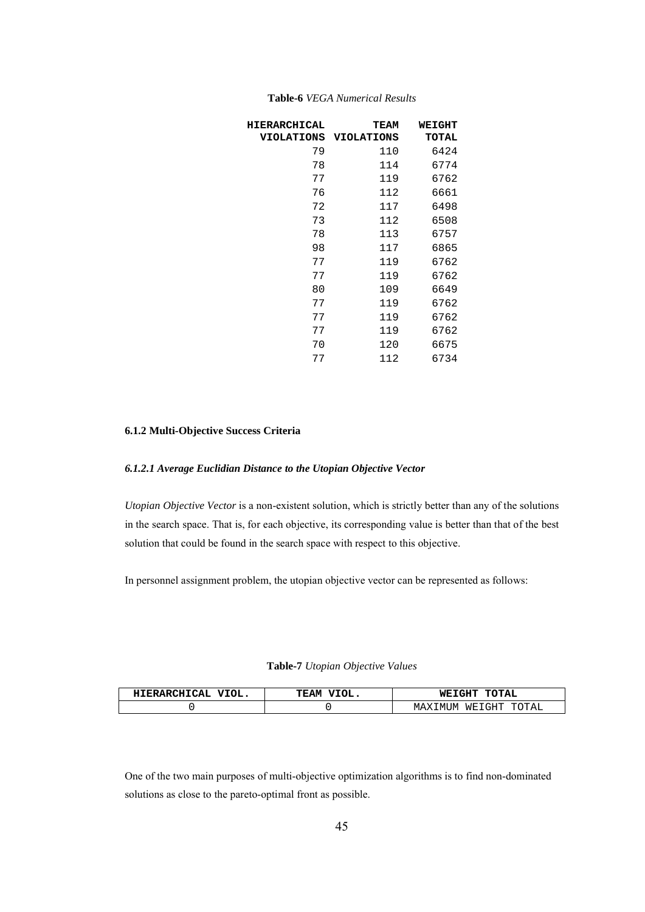**Table-6** *VEGA Numerical Results*

| HIERARCHICAL VIOLATIONS | TEAM VIOLATIONS | WEIGHT TOTAL |
|---|---|---|
| 79 | 110 | 6424 |
| 78 | 114 | 6774 |
| 77 | 119 | 6762 |
| 76 | 112 | 6661 |
| 72 | 117 | 6498 |
| 73 | 112 | 6508 |
| 78 | 113 | 6757 |
| 98 | 117 | 6865 |
| 77 | 119 | 6762 |
| 77 | 119 | 6762 |
| 80 | 109 | 6649 |
| 77 | 119 | 6762 |
| 77 | 119 | 6762 |
| 77 | 119 | 6762 |
| 70 | 120 | 6675 |
| 77 | 112 | 6734 |

### 6.1.2 Multi-Objective Success Criteria

#### *6.1.2.1 Average Euclidian Distance to the Utopian Objective Vector*

*Utopian Objective Vector* is a non-existent solution, which is strictly better than any of the solutions in the search space. That is, for each objective, its corresponding value is better than that of the best solution that could be found in the search space with respect to this objective.

In personnel assignment problem, the utopian objective vector can be represented as follows:

**Table-7** *Utopian Objective Values*

| HIERARCHICAL VIOL. | TEAM VIOL. | WEIGHT TOTAL |
|---|---|---|
| 0 | 0 | MAXIMUM WEIGHT TOTAL |

One of the two main purposes of multi-objective optimization algorithms is to find non-dominated solutions as close to the pareto-optimal front as possible.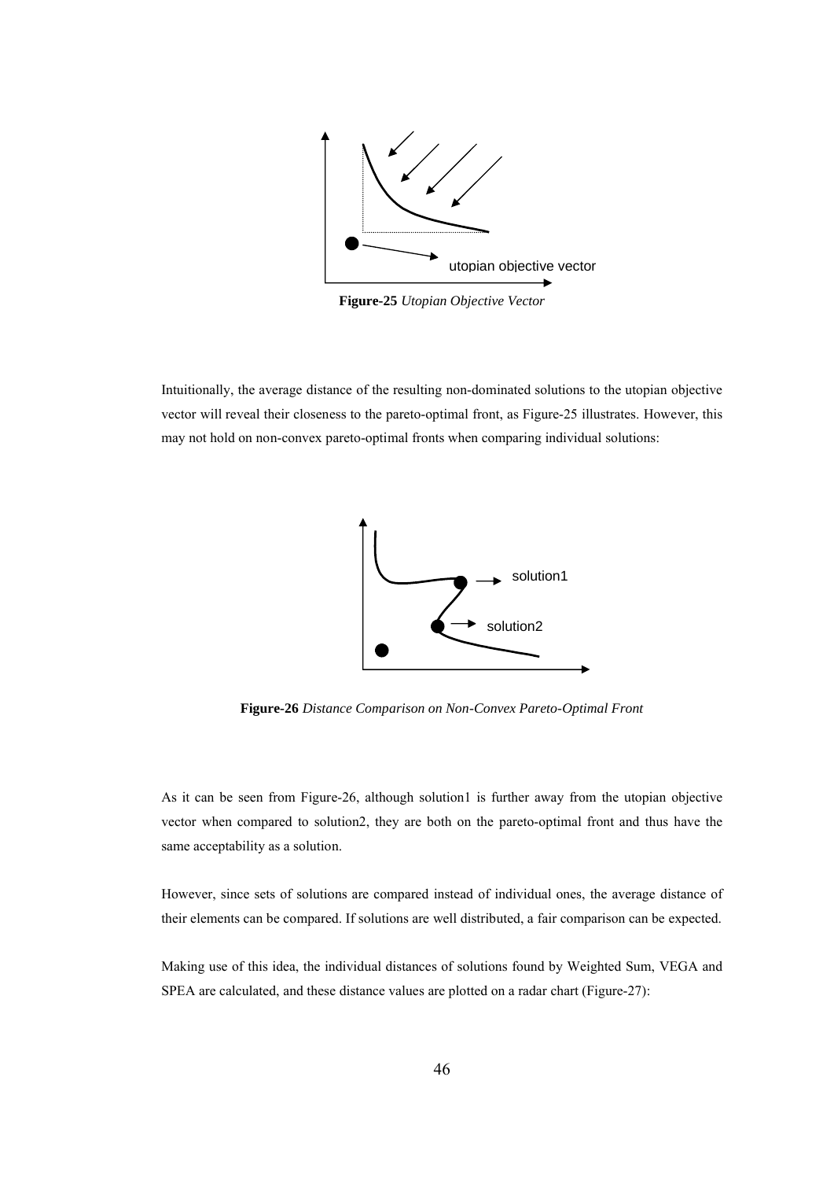utopian objective vector

**Figure-25** *Utopian Objective Vector*

Intuitionally, the average distance of the resulting non-dominated solutions to the utopian objective vector will reveal their closeness to the pareto-optimal front, as Figure-25 illustrates. However, this may not hold on non-convex pareto-optimal fronts when comparing individual solutions:

solution1

solution2

**Figure-26** *Distance Comparison on Non-Convex Pareto-Optimal Front*

As it can be seen from Figure-26, although solution1 is further away from the utopian objective vector when compared to solution2, they are both on the pareto-optimal front and thus have the same acceptability as a solution.

However, since sets of solutions are compared instead of individual ones, the average distance of their elements can be compared. If solutions are well distributed, a fair comparison can be expected.

Making use of this idea, the individual distances of solutions found by Weighted Sum, VEGA and SPEA are calculated, and these distance values are plotted on a radar chart (Figure-27):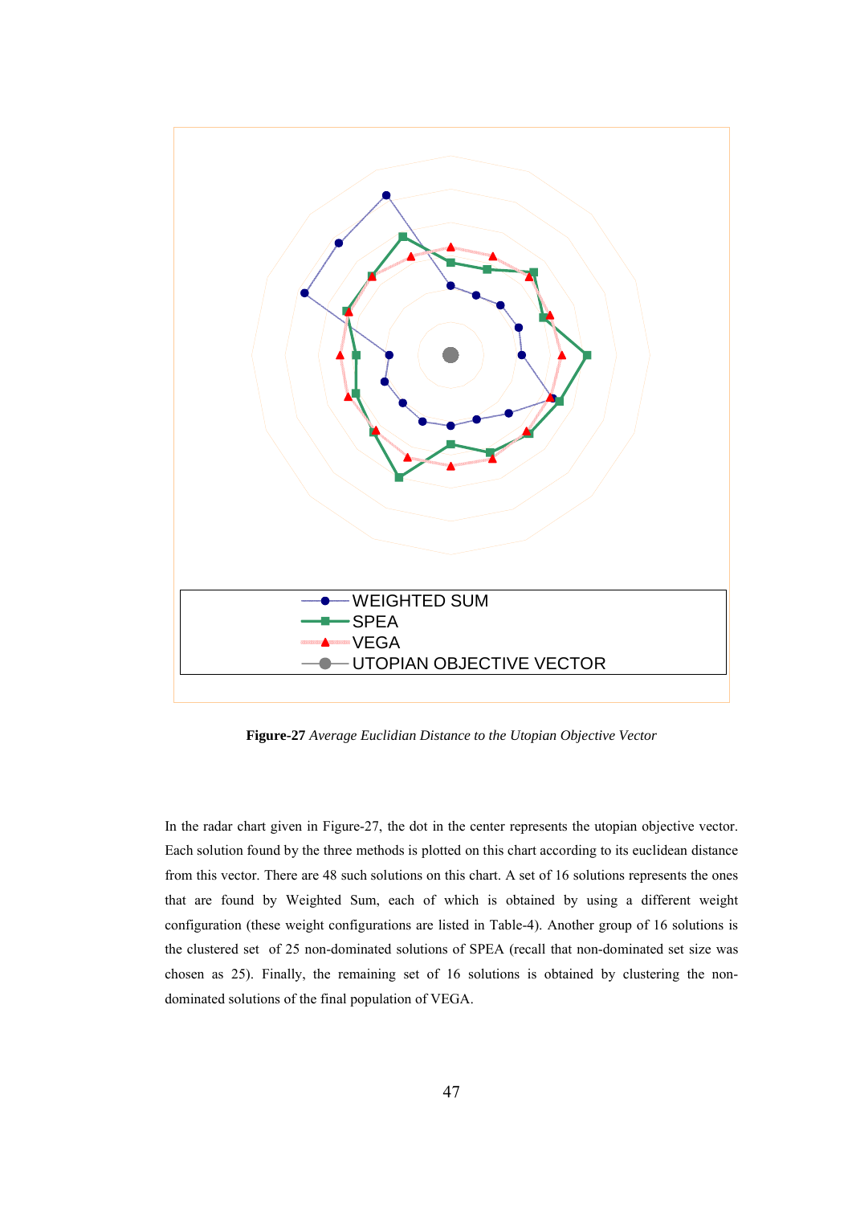WEIGHTED SUM
SPEA
VEGA
UTOPIAN OBJECTIVE VECTOR

**Figure-27** *Average Euclidian Distance to the Utopian Objective Vector*

In the radar chart given in Figure-27, the dot in the center represents the utopian objective vector. Each solution found by the three methods is plotted on this chart according to its euclidean distance from this vector. There are 48 such solutions on this chart. A set of 16 solutions represents the ones that are found by Weighted Sum, each of which is obtained by using a different weight configuration (these weight configurations are listed in Table-4). Another group of 16 solutions is the clustered set of 25 non-dominated solutions of SPEA (recall that non-dominated set size was chosen as 25). Finally, the remaining set of 16 solutions is obtained by clustering the non-dominated solutions of the final population of VEGA.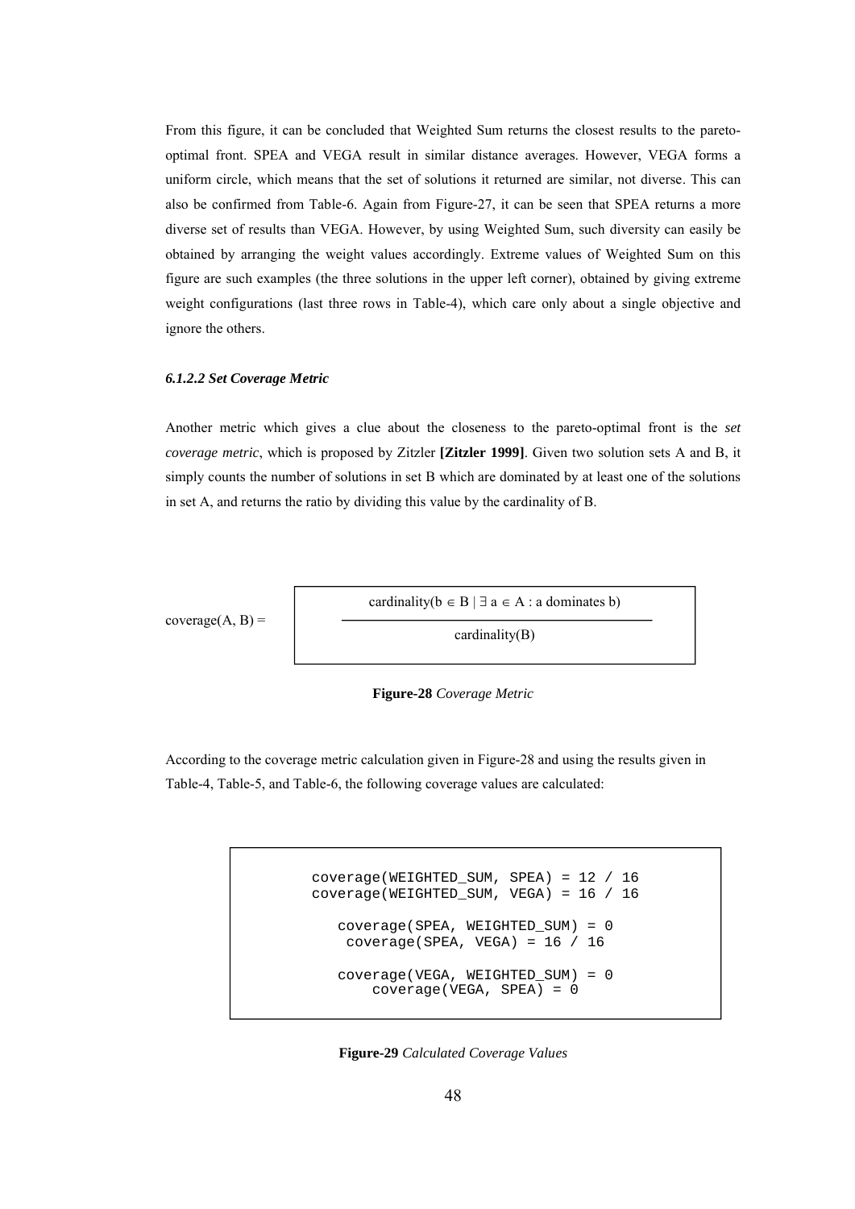From this figure, it can be concluded that Weighted Sum returns the closest results to the pareto-optimal front. SPEA and VEGA result in similar distance averages. However, VEGA forms a uniform circle, which means that the set of solutions it returned are similar, not diverse. This can also be confirmed from Table-6. Again from Figure-27, it can be seen that SPEA returns a more diverse set of results than VEGA. However, by using Weighted Sum, such diversity can easily be obtained by arranging the weight values accordingly. Extreme values of Weighted Sum on this figure are such examples (the three solutions in the upper left corner), obtained by giving extreme weight configurations (last three rows in Table-4), which care only about a single objective and ignore the others.

#### *6.1.2.2 Set Coverage Metric*

Another metric which gives a clue about the closeness to the pareto-optimal front is the *set coverage metric*, which is proposed by Zitzler **[Zitzler 1999]**. Given two solution sets A and B, it simply counts the number of solutions in set B which are dominated by at least one of the solutions in set A, and returns the ratio by dividing this value by the cardinality of B.

$$\text{coverage}(A, B) = \frac{\text{cardinality}(b \in B \mid \exists\, a \in A : a \text{ dominates } b)}{\text{cardinality}(B)}$$

**Figure-28** *Coverage Metric*

According to the coverage metric calculation given in Figure-28 and using the results given in Table-4, Table-5, and Table-6, the following coverage values are calculated:

```
coverage(WEIGHTED_SUM, SPEA) = 12 / 16
coverage(WEIGHTED_SUM, VEGA) = 16 / 16

coverage(SPEA, WEIGHTED_SUM) = 0
coverage(SPEA, VEGA) = 16 / 16

coverage(VEGA, WEIGHTED_SUM) = 0
coverage(VEGA, SPEA) = 0
```

**Figure-29** *Calculated Coverage Values*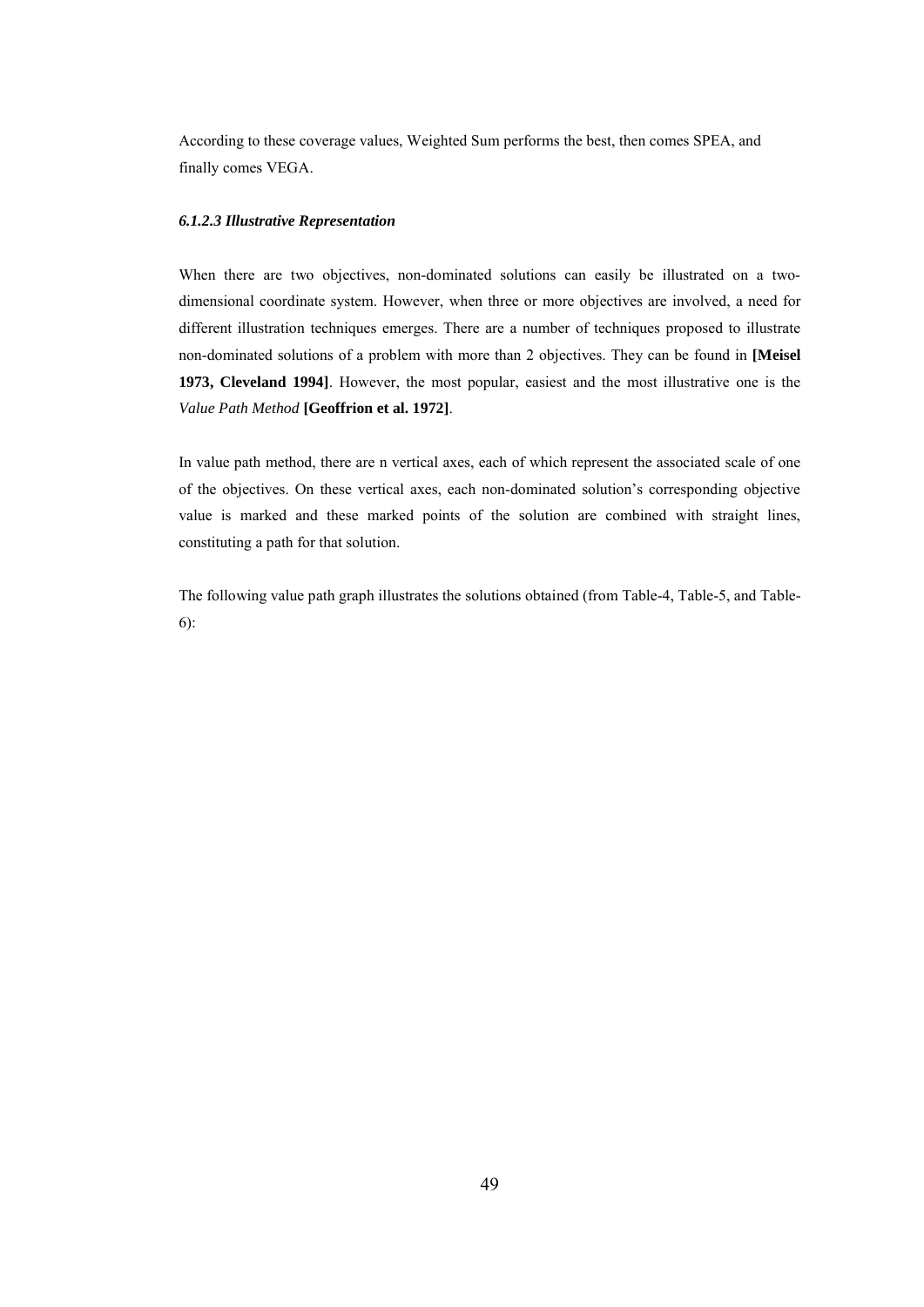According to these coverage values, Weighted Sum performs the best, then comes SPEA, and finally comes VEGA.

#### *6.1.2.3 Illustrative Representation*

When there are two objectives, non-dominated solutions can easily be illustrated on a two-dimensional coordinate system. However, when three or more objectives are involved, a need for different illustration techniques emerges. There are a number of techniques proposed to illustrate non-dominated solutions of a problem with more than 2 objectives. They can be found in **[Meisel 1973, Cleveland 1994]**. However, the most popular, easiest and the most illustrative one is the *Value Path Method* **[Geoffrion et al. 1972]**.

In value path method, there are n vertical axes, each of which represent the associated scale of one of the objectives. On these vertical axes, each non-dominated solution's corresponding objective value is marked and these marked points of the solution are combined with straight lines, constituting a path for that solution.

The following value path graph illustrates the solutions obtained (from Table-4, Table-5, and Table-6):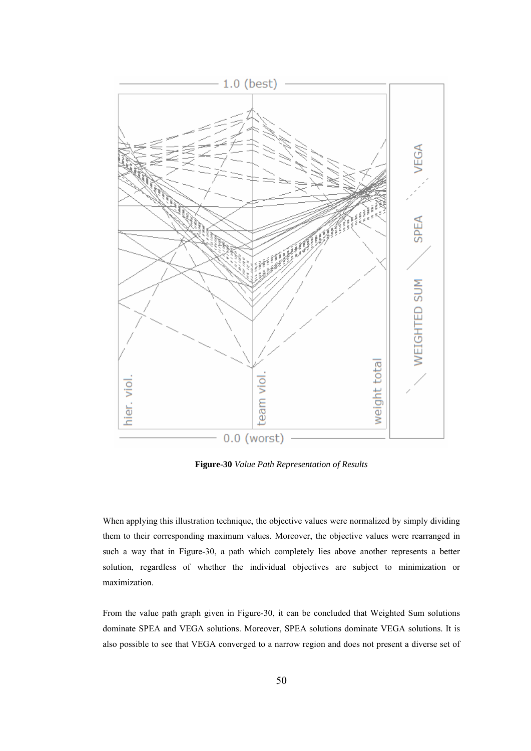1.0 (best)

hier. viol.

team viol.

weight total

0.0 (worst)

VEGA

SPEA

WEIGHTED SUM

**Figure-30** *Value Path Representation of Results*

When applying this illustration technique, the objective values were normalized by simply dividing them to their corresponding maximum values. Moreover, the objective values were rearranged in such a way that in Figure-30, a path which completely lies above another represents a better solution, regardless of whether the individual objectives are subject to minimization or maximization.

From the value path graph given in Figure-30, it can be concluded that Weighted Sum solutions dominate SPEA and VEGA solutions. Moreover, SPEA solutions dominate VEGA solutions. It is also possible to see that VEGA converged to a narrow region and does not present a diverse set of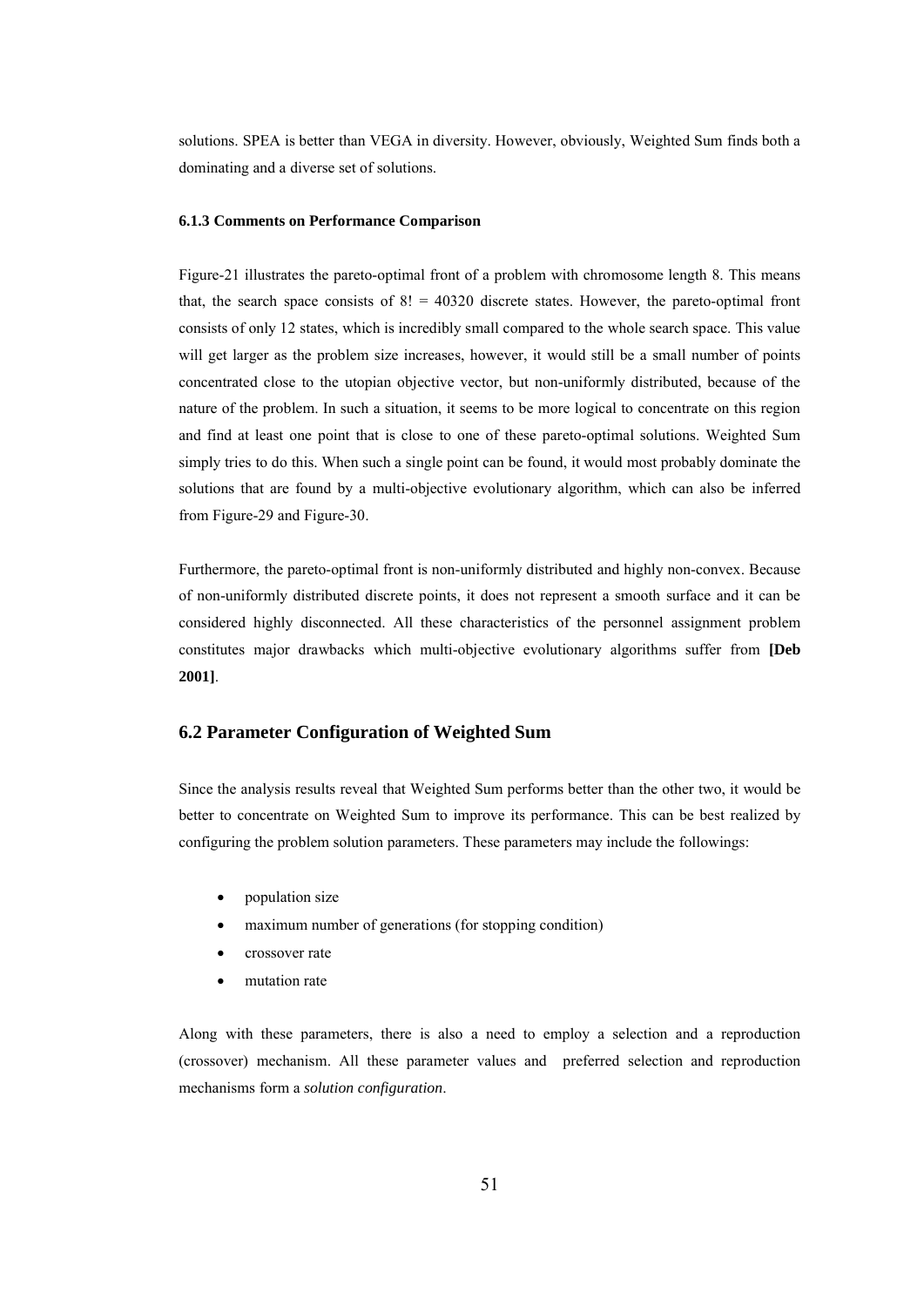solutions. SPEA is better than VEGA in diversity. However, obviously, Weighted Sum finds both a dominating and a diverse set of solutions.

#### 6.1.3 Comments on Performance Comparison

Figure-21 illustrates the pareto-optimal front of a problem with chromosome length 8. This means that, the search space consists of $8! = 40320$ discrete states. However, the pareto-optimal front consists of only 12 states, which is incredibly small compared to the whole search space. This value will get larger as the problem size increases, however, it would still be a small number of points concentrated close to the utopian objective vector, but non-uniformly distributed, because of the nature of the problem. In such a situation, it seems to be more logical to concentrate on this region and find at least one point that is close to one of these pareto-optimal solutions. Weighted Sum simply tries to do this. When such a single point can be found, it would most probably dominate the solutions that are found by a multi-objective evolutionary algorithm, which can also be inferred from Figure-29 and Figure-30.

Furthermore, the pareto-optimal front is non-uniformly distributed and highly non-convex. Because of non-uniformly distributed discrete points, it does not represent a smooth surface and it can be considered highly disconnected. All these characteristics of the personnel assignment problem constitutes major drawbacks which multi-objective evolutionary algorithms suffer from **[Deb 2001]**.

### 6.2 Parameter Configuration of Weighted Sum

Since the analysis results reveal that Weighted Sum performs better than the other two, it would be better to concentrate on Weighted Sum to improve its performance. This can be best realized by configuring the problem solution parameters. These parameters may include the followings:

- population size
- maximum number of generations (for stopping condition)
- crossover rate
- mutation rate

Along with these parameters, there is also a need to employ a selection and a reproduction (crossover) mechanism. All these parameter values and preferred selection and reproduction mechanisms form a *solution configuration*.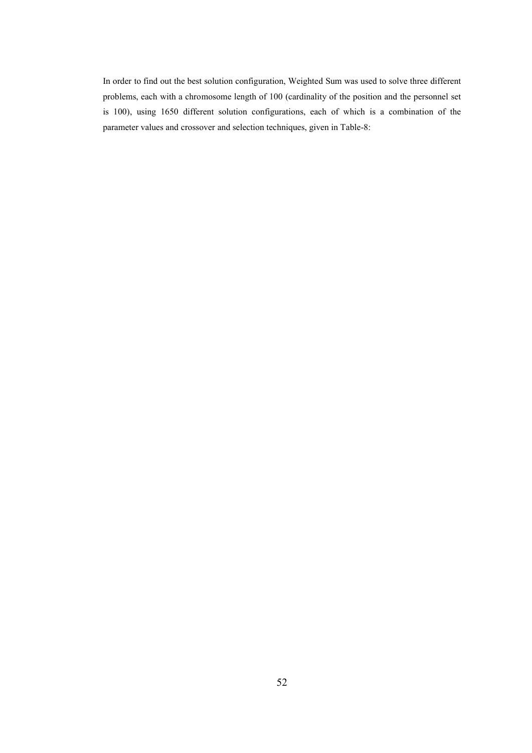In order to find out the best solution configuration, Weighted Sum was used to solve three different problems, each with a chromosome length of 100 (cardinality of the position and the personnel set is 100), using 1650 different solution configurations, each of which is a combination of the parameter values and crossover and selection techniques, given in Table-8: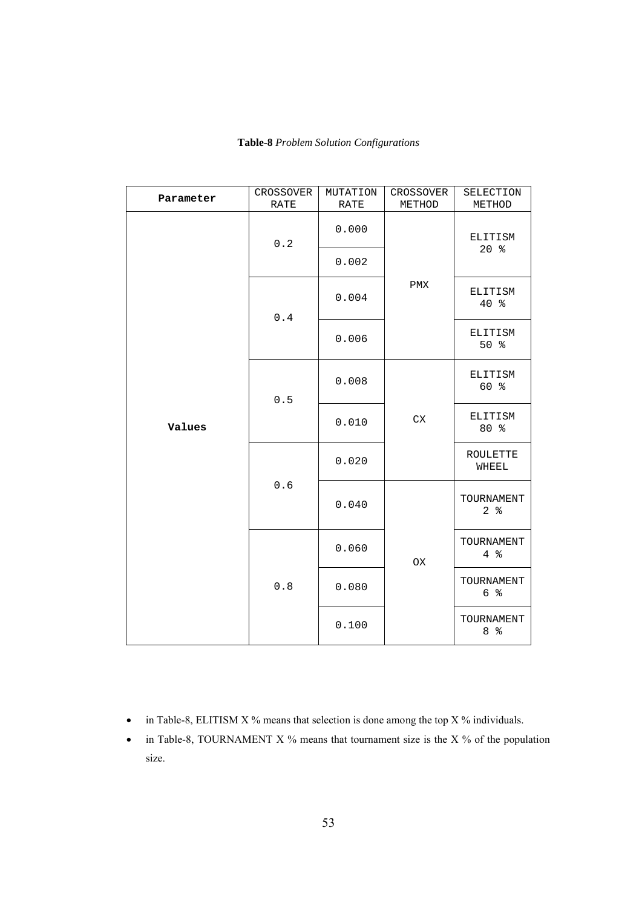**Table-8** *Problem Solution Configurations*

| Parameter | CROSSOVER RATE | MUTATION RATE | CROSSOVER METHOD | SELECTION METHOD |
|---|---|---|---|---|
| **Values** | 0.2 | 0.000 | PMX | ELITISM 20 % |
| | | 0.002 | | |
| | 0.4 | 0.004 | | ELITISM 40 % |
| | | 0.006 | | ELITISM 50 % |
| | 0.5 | 0.008 | CX | ELITISM 60 % |
| | | 0.010 | | ELITISM 80 % |
| | 0.6 | 0.020 | | ROULETTE WHEEL |
| | | 0.040 | OX | TOURNAMENT 2 % |
| | 0.8 | 0.060 | | TOURNAMENT 4 % |
| | | 0.080 | | TOURNAMENT 6 % |
| | | 0.100 | | TOURNAMENT 8 % |

- in Table-8, ELITISM X % means that selection is done among the top X % individuals.
- in Table-8, TOURNAMENT X % means that tournament size is the X % of the population size.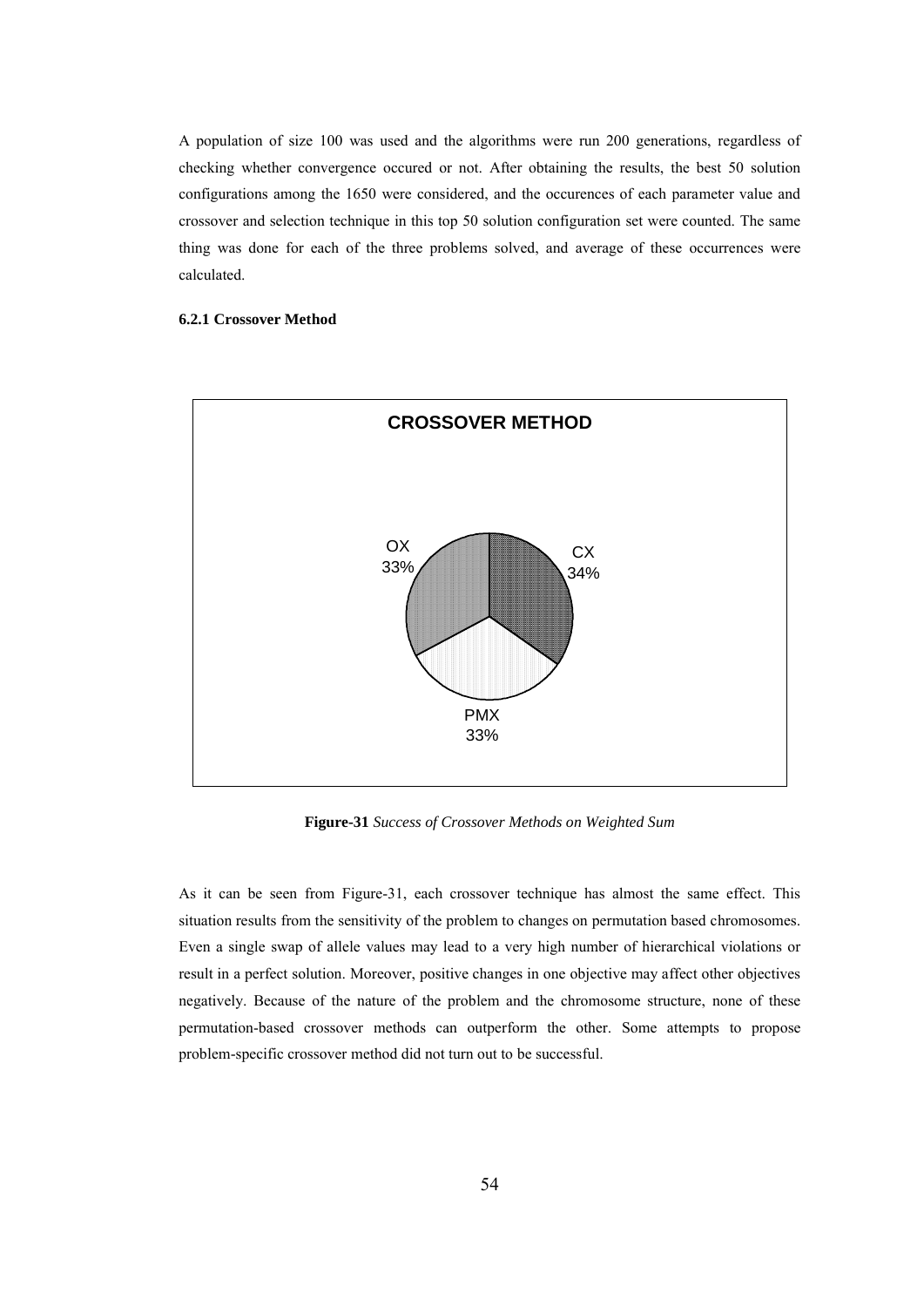A population of size 100 was used and the algorithms were run 200 generations, regardless of checking whether convergence occured or not. After obtaining the results, the best 50 solution configurations among the 1650 were considered, and the occurences of each parameter value and crossover and selection technique in this top 50 solution configuration set were counted. The same thing was done for each of the three problems solved, and average of these occurrences were calculated.

### 6.2.1 Crossover Method

CROSSOVER METHOD

OX
33%

CX
34%

PMX
33%

**Figure-31** *Success of Crossover Methods on Weighted Sum*

As it can be seen from Figure-31, each crossover technique has almost the same effect. This situation results from the sensitivity of the problem to changes on permutation based chromosomes. Even a single swap of allele values may lead to a very high number of hierarchical violations or result in a perfect solution. Moreover, positive changes in one objective may affect other objectives negatively. Because of the nature of the problem and the chromosome structure, none of these permutation-based crossover methods can outperform the other. Some attempts to propose problem-specific crossover method did not turn out to be successful.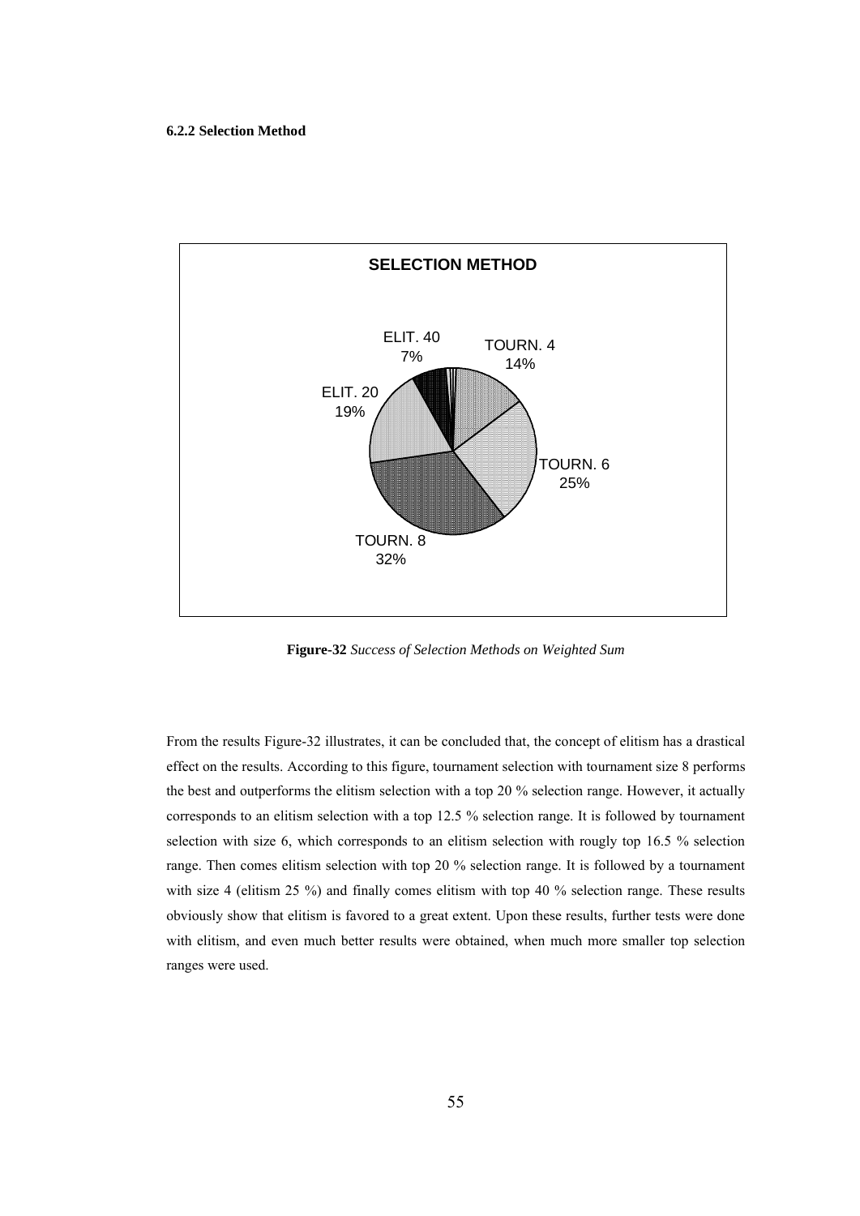**6.2.2 Selection Method**

SELECTION METHOD

ELIT. 40
7%

TOURN. 4
14%

ELIT. 20
19%

TOURN. 6
25%

TOURN. 8
32%

**Figure-32** *Success of Selection Methods on Weighted Sum*

From the results Figure-32 illustrates, it can be concluded that, the concept of elitism has a drastical effect on the results. According to this figure, tournament selection with tournament size 8 performs the best and outperforms the elitism selection with a top 20 % selection range. However, it actually corresponds to an elitism selection with a top 12.5 % selection range. It is followed by tournament selection with size 6, which corresponds to an elitism selection with rougly top 16.5 % selection range. Then comes elitism selection with top 20 % selection range. It is followed by a tournament with size 4 (elitism 25 %) and finally comes elitism with top 40 % selection range. These results obviously show that elitism is favored to a great extent. Upon these results, further tests were done with elitism, and even much better results were obtained, when much more smaller top selection ranges were used.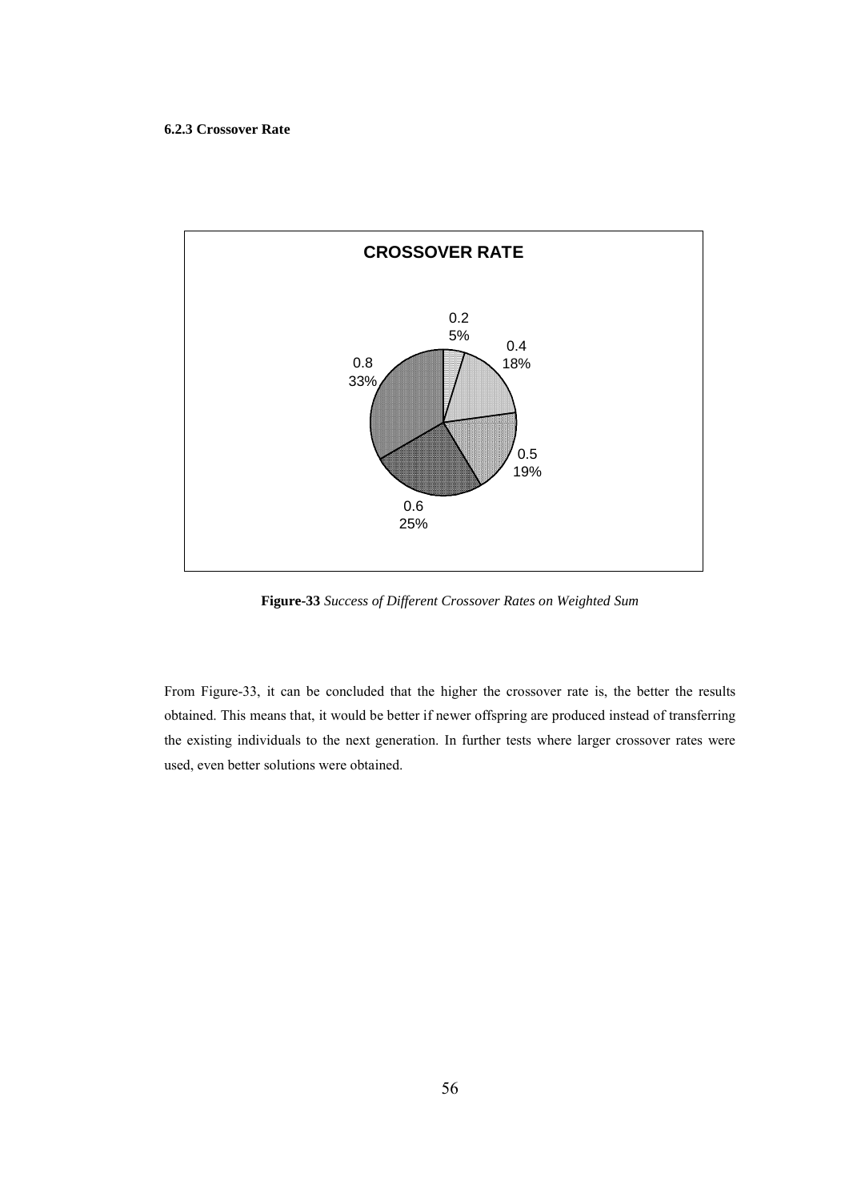### 6.2.3 Crossover Rate

CROSSOVER RATE

0.2
5%

0.4
18%

0.5
19%

0.6
25%

0.8
33%

**Figure-33** *Success of Different Crossover Rates on Weighted Sum*

From Figure-33, it can be concluded that the higher the crossover rate is, the better the results obtained. This means that, it would be better if newer offspring are produced instead of transferring the existing individuals to the next generation. In further tests where larger crossover rates were used, even better solutions were obtained.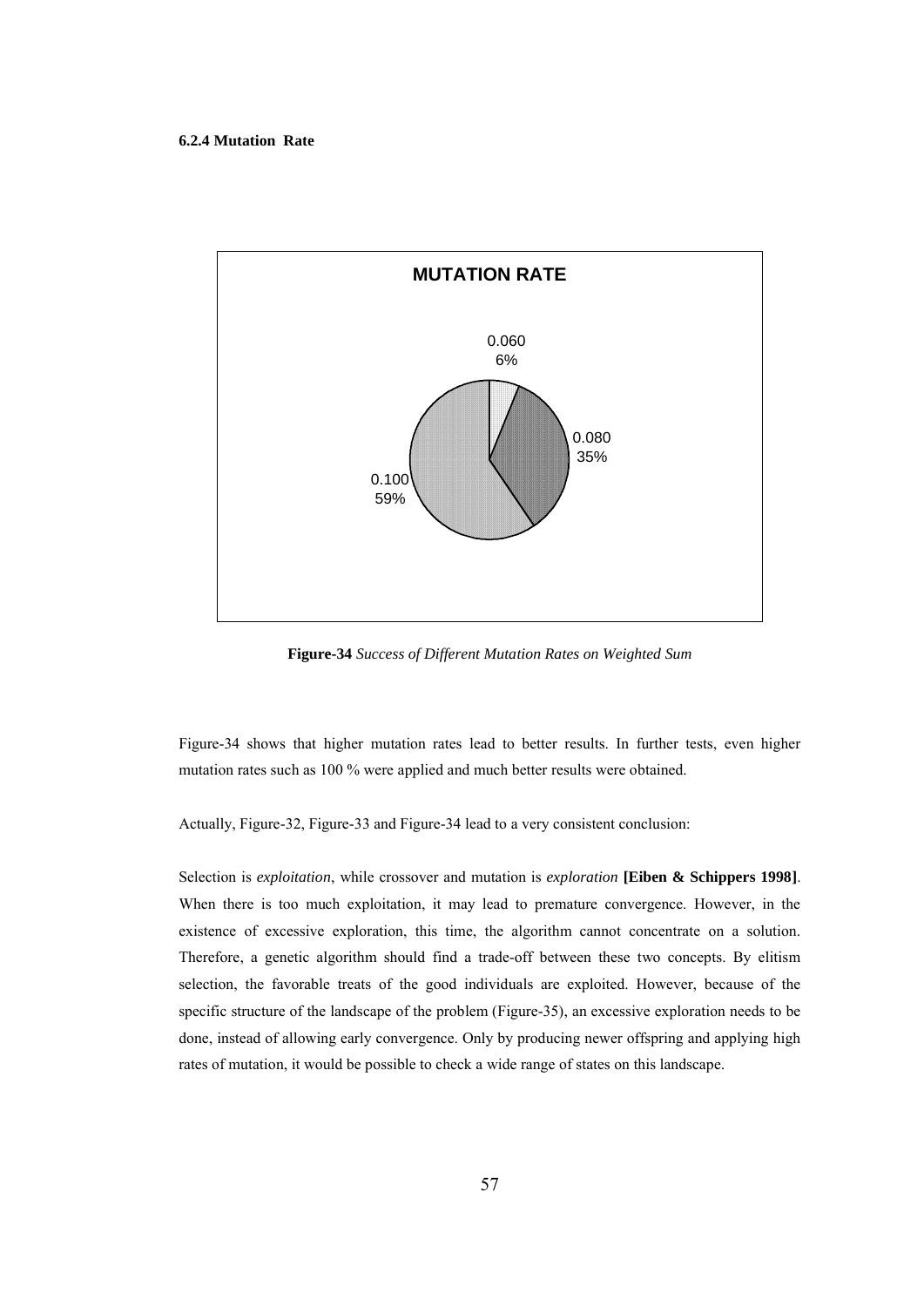### 6.2.4 Mutation Rate

MUTATION RATE

0.060
6%

0.080
35%

0.100
59%

**Figure-34** *Success of Different Mutation Rates on Weighted Sum*

Figure-34 shows that higher mutation rates lead to better results. In further tests, even higher mutation rates such as 100 % were applied and much better results were obtained.

Actually, Figure-32, Figure-33 and Figure-34 lead to a very consistent conclusion:

Selection is *exploitation*, while crossover and mutation is *exploration* **[Eiben & Schippers 1998]**. When there is too much exploitation, it may lead to premature convergence. However, in the existence of excessive exploration, this time, the algorithm cannot concentrate on a solution. Therefore, a genetic algorithm should find a trade-off between these two concepts. By elitism selection, the favorable treats of the good individuals are exploited. However, because of the specific structure of the landscape of the problem (Figure-35), an excessive exploration needs to be done, instead of allowing early convergence. Only by producing newer offspring and applying high rates of mutation, it would be possible to check a wide range of states on this landscape.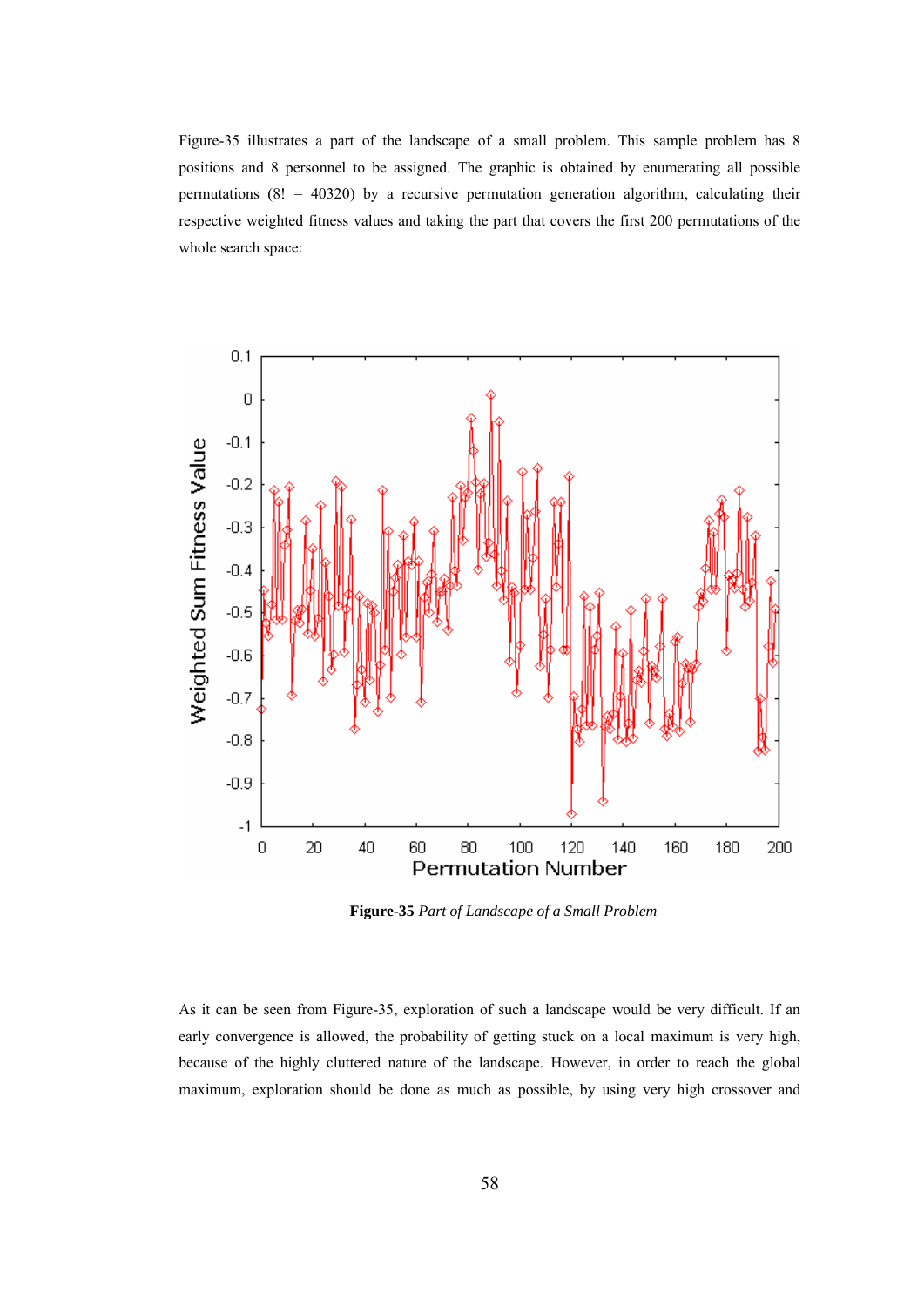Figure-35 illustrates a part of the landscape of a small problem. This sample problem has 8 positions and 8 personnel to be assigned. The graphic is obtained by enumerating all possible permutations (8! = 40320) by a recursive permutation generation algorithm, calculating their respective weighted fitness values and taking the part that covers the first 200 permutations of the whole search space:

Weighted Sum Fitness Value

0.1
0
-0.1
-0.2
-0.3
-0.4
-0.5
-0.6
-0.7
-0.8
-0.9
-1

0 20 40 60 80 100 120 140 160 180 200

Permutation Number

**Figure-35** *Part of Landscape of a Small Problem*

As it can be seen from Figure-35, exploration of such a landscape would be very difficult. If an early convergence is allowed, the probability of getting stuck on a local maximum is very high, because of the highly cluttered nature of the landscape. However, in order to reach the global maximum, exploration should be done as much as possible, by using very high crossover and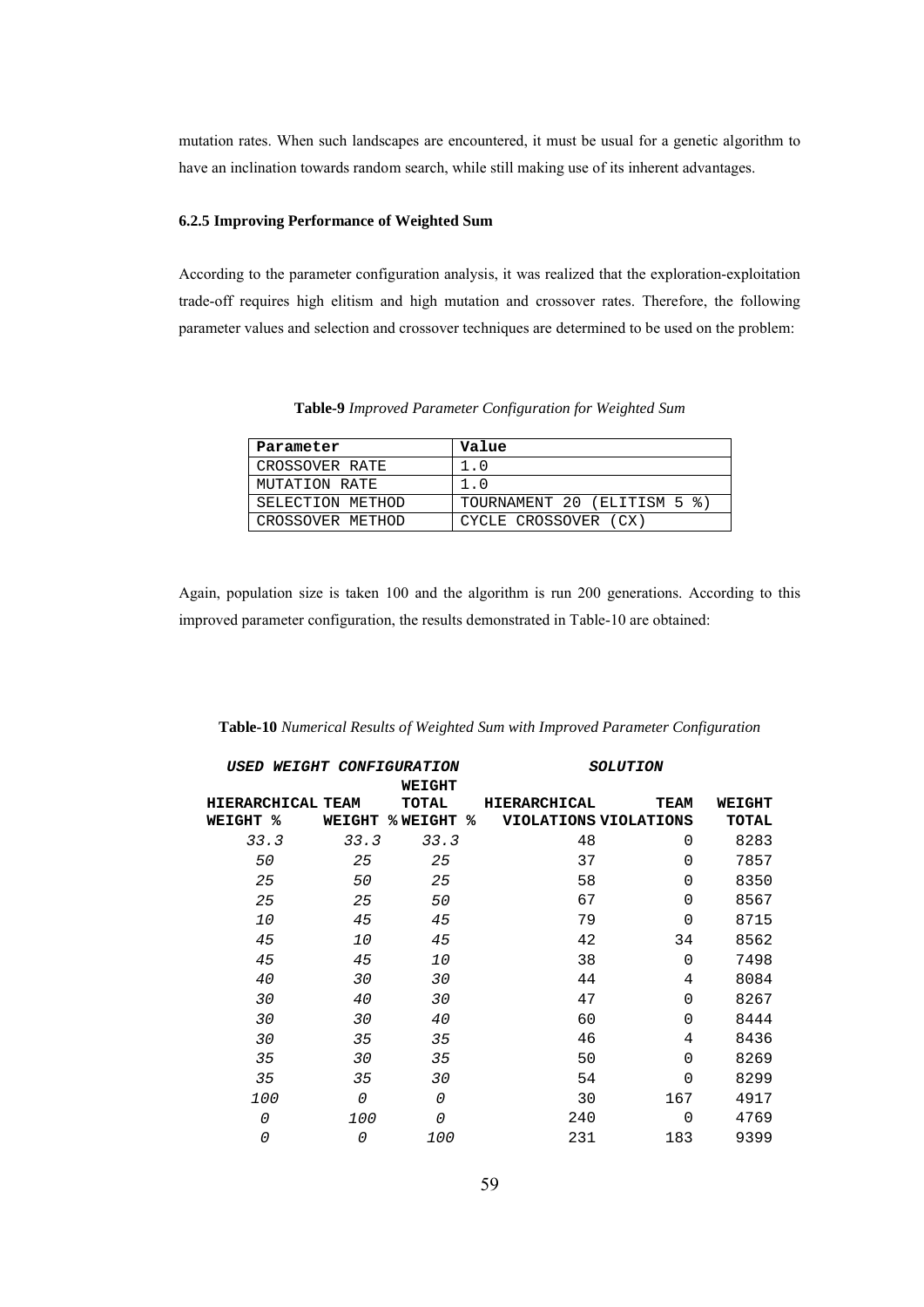mutation rates. When such landscapes are encountered, it must be usual for a genetic algorithm to have an inclination towards random search, while still making use of its inherent advantages.

### 6.2.5 Improving Performance of Weighted Sum

According to the parameter configuration analysis, it was realized that the exploration-exploitation trade-off requires high elitism and high mutation and crossover rates. Therefore, the following parameter values and selection and crossover techniques are determined to be used on the problem:

**Table-9** *Improved Parameter Configuration for Weighted Sum*

| Parameter | Value |
|---|---|
| CROSSOVER RATE | 1.0 |
| MUTATION RATE | 1.0 |
| SELECTION METHOD | TOURNAMENT 20 (ELITISM 5 %) |
| CROSSOVER METHOD | CYCLE CROSSOVER (CX) |

Again, population size is taken 100 and the algorithm is run 200 generations. According to this improved parameter configuration, the results demonstrated in Table-10 are obtained:

**Table-10** *Numerical Results of Weighted Sum with Improved Parameter Configuration*

| *USED WEIGHT CONFIGURATION* | | | *SOLUTION* | | |
|---|---|---|---|---|---|
| **HIERARCHICAL WEIGHT %** | **TEAM WEIGHT %** | **WEIGHT TOTAL WEIGHT %** | **HIERARCHICAL VIOLATIONS** | **TEAM VIOLATIONS** | **WEIGHT TOTAL** |
| *33.3* | *33.3* | *33.3* | 48 | 0 | 8283 |
| *50* | *25* | *25* | 37 | 0 | 7857 |
| *25* | *50* | *25* | 58 | 0 | 8350 |
| *25* | *25* | *50* | 67 | 0 | 8567 |
| *10* | *45* | *45* | 79 | 0 | 8715 |
| *45* | *10* | *45* | 42 | 34 | 8562 |
| *45* | *45* | *10* | 38 | 0 | 7498 |
| *40* | *30* | *30* | 44 | 4 | 8084 |
| *30* | *40* | *30* | 47 | 0 | 8267 |
| *30* | *30* | *40* | 60 | 0 | 8444 |
| *30* | *35* | *35* | 46 | 4 | 8436 |
| *35* | *30* | *35* | 50 | 0 | 8269 |
| *35* | *35* | *30* | 54 | 0 | 8299 |
| *100* | *0* | *0* | 30 | 167 | 4917 |
| *0* | *100* | *0* | 240 | 0 | 4769 |
| *0* | *0* | *100* | 231 | 183 | 9399 |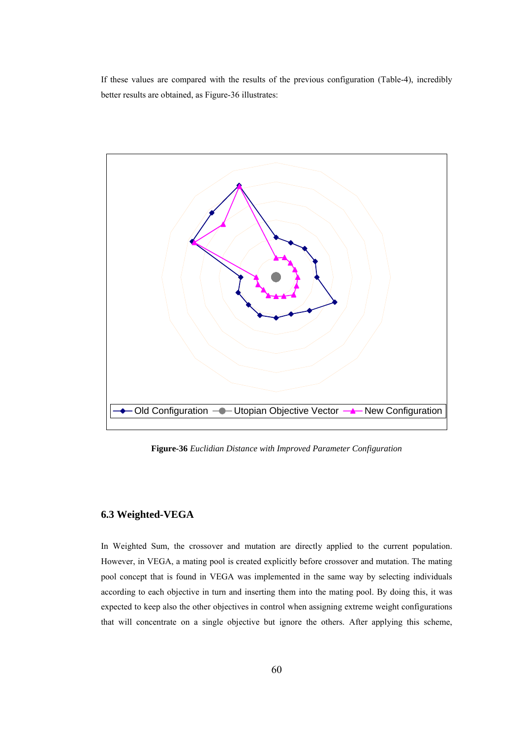If these values are compared with the results of the previous configuration (Table-4), incredibly better results are obtained, as Figure-36 illustrates:

Old Configuration
Utopian Objective Vector
New Configuration

**Figure-36** *Euclidian Distance with Improved Parameter Configuration*

### 6.3 Weighted-VEGA

In Weighted Sum, the crossover and mutation are directly applied to the current population. However, in VEGA, a mating pool is created explicitly before crossover and mutation. The mating pool concept that is found in VEGA was implemented in the same way by selecting individuals according to each objective in turn and inserting them into the mating pool. By doing this, it was expected to keep also the other objectives in control when assigning extreme weight configurations that will concentrate on a single objective but ignore the others. After applying this scheme,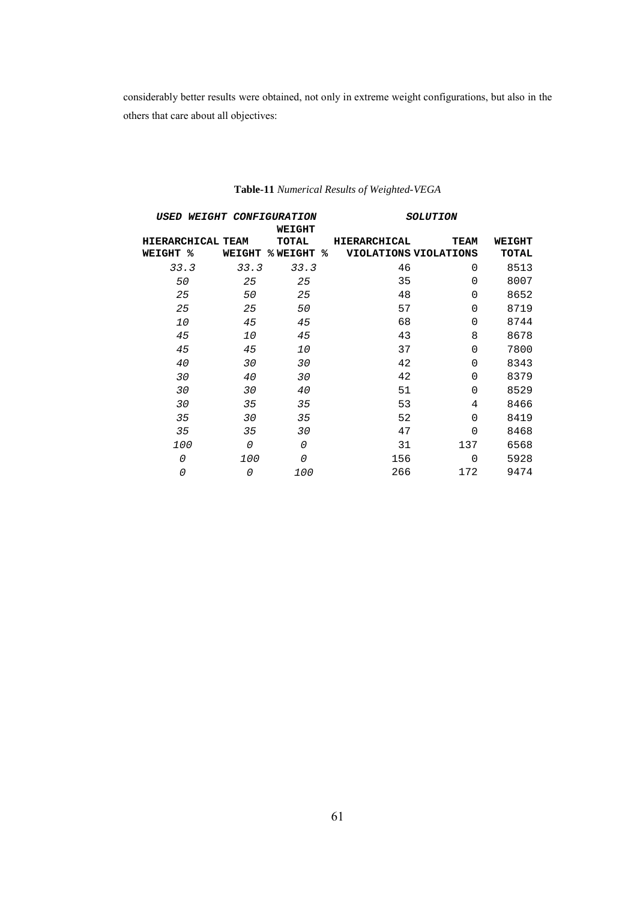considerably better results were obtained, not only in extreme weight configurations, but also in the others that care about all objectives:

**Table-11** *Numerical Results of Weighted-VEGA*

| ***USED WEIGHT CONFIGURATION*** | | | ***SOLUTION*** | | |
|---|---|---|---|---|---|
| **HIERARCHICAL WEIGHT %** | **TEAM WEIGHT %** | **WEIGHT TOTAL WEIGHT %** | **HIERARCHICAL VIOLATIONS** | **TEAM VIOLATIONS** | **WEIGHT TOTAL** |
| *33.3* | *33.3* | *33.3* | 46 | 0 | 8513 |
| *50* | *25* | *25* | 35 | 0 | 8007 |
| *25* | *50* | *25* | 48 | 0 | 8652 |
| *25* | *25* | *50* | 57 | 0 | 8719 |
| *10* | *45* | *45* | 68 | 0 | 8744 |
| *45* | *10* | *45* | 43 | 8 | 8678 |
| *45* | *45* | *10* | 37 | 0 | 7800 |
| *40* | *30* | *30* | 42 | 0 | 8343 |
| *30* | *40* | *30* | 42 | 0 | 8379 |
| *30* | *30* | *40* | 51 | 0 | 8529 |
| *30* | *35* | *35* | 53 | 4 | 8466 |
| *35* | *30* | *35* | 52 | 0 | 8419 |
| *35* | *35* | *30* | 47 | 0 | 8468 |
| *100* | *0* | *0* | 31 | 137 | 6568 |
| *0* | *100* | *0* | 156 | 0 | 5928 |
| *0* | *0* | *100* | 266 | 172 | 9474 |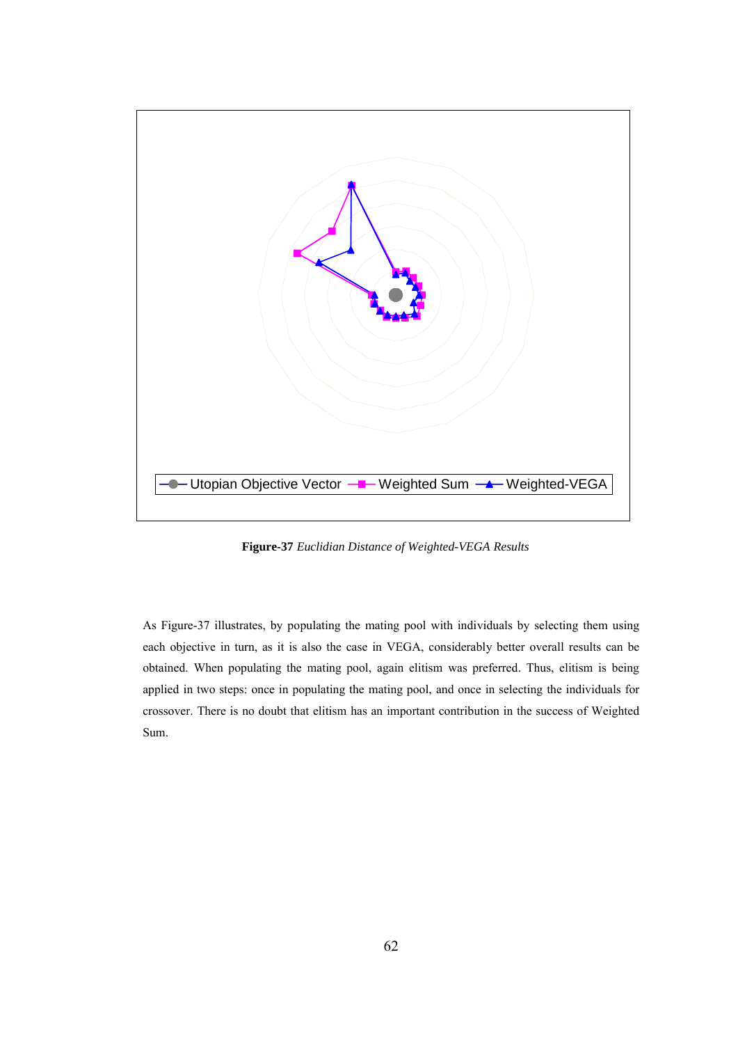Utopian Objective Vector
Weighted Sum
Weighted-VEGA

**Figure-37** *Euclidian Distance of Weighted-VEGA Results*

As Figure-37 illustrates, by populating the mating pool with individuals by selecting them using each objective in turn, as it is also the case in VEGA, considerably better overall results can be obtained. When populating the mating pool, again elitism was preferred. Thus, elitism is being applied in two steps: once in populating the mating pool, and once in selecting the individuals for crossover. There is no doubt that elitism has an important contribution in the success of Weighted Sum.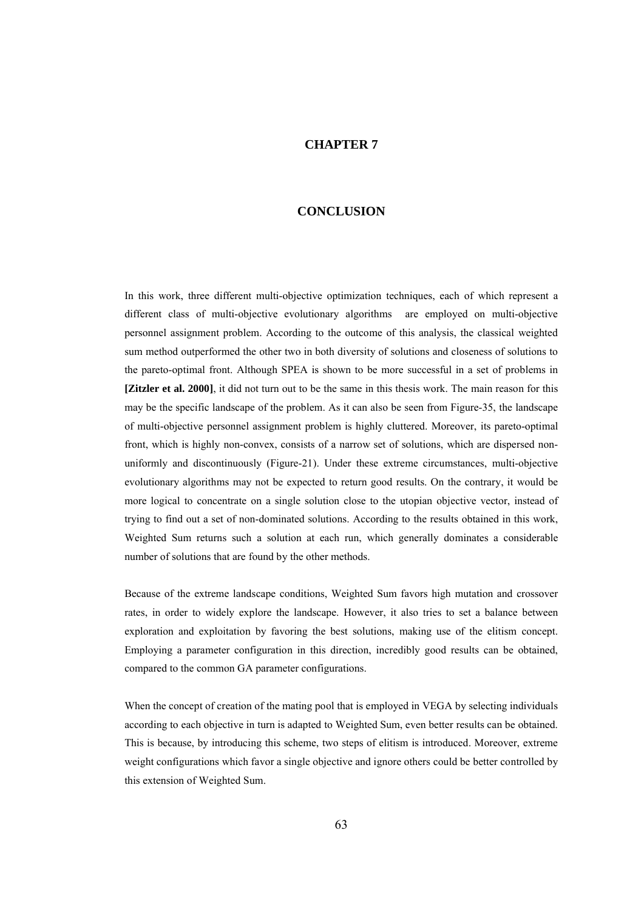# CHAPTER 7

# CONCLUSION

In this work, three different multi-objective optimization techniques, each of which represent a different class of multi-objective evolutionary algorithms are employed on multi-objective personnel assignment problem. According to the outcome of this analysis, the classical weighted sum method outperformed the other two in both diversity of solutions and closeness of solutions to the pareto-optimal front. Although SPEA is shown to be more successful in a set of problems in **[Zitzler et al. 2000]**, it did not turn out to be the same in this thesis work. The main reason for this may be the specific landscape of the problem. As it can also be seen from Figure-35, the landscape of multi-objective personnel assignment problem is highly cluttered. Moreover, its pareto-optimal front, which is highly non-convex, consists of a narrow set of solutions, which are dispersed non-uniformly and discontinuously (Figure-21). Under these extreme circumstances, multi-objective evolutionary algorithms may not be expected to return good results. On the contrary, it would be more logical to concentrate on a single solution close to the utopian objective vector, instead of trying to find out a set of non-dominated solutions. According to the results obtained in this work, Weighted Sum returns such a solution at each run, which generally dominates a considerable number of solutions that are found by the other methods.

Because of the extreme landscape conditions, Weighted Sum favors high mutation and crossover rates, in order to widely explore the landscape. However, it also tries to set a balance between exploration and exploitation by favoring the best solutions, making use of the elitism concept. Employing a parameter configuration in this direction, incredibly good results can be obtained, compared to the common GA parameter configurations.

When the concept of creation of the mating pool that is employed in VEGA by selecting individuals according to each objective in turn is adapted to Weighted Sum, even better results can be obtained. This is because, by introducing this scheme, two steps of elitism is introduced. Moreover, extreme weight configurations which favor a single objective and ignore others could be better controlled by this extension of Weighted Sum.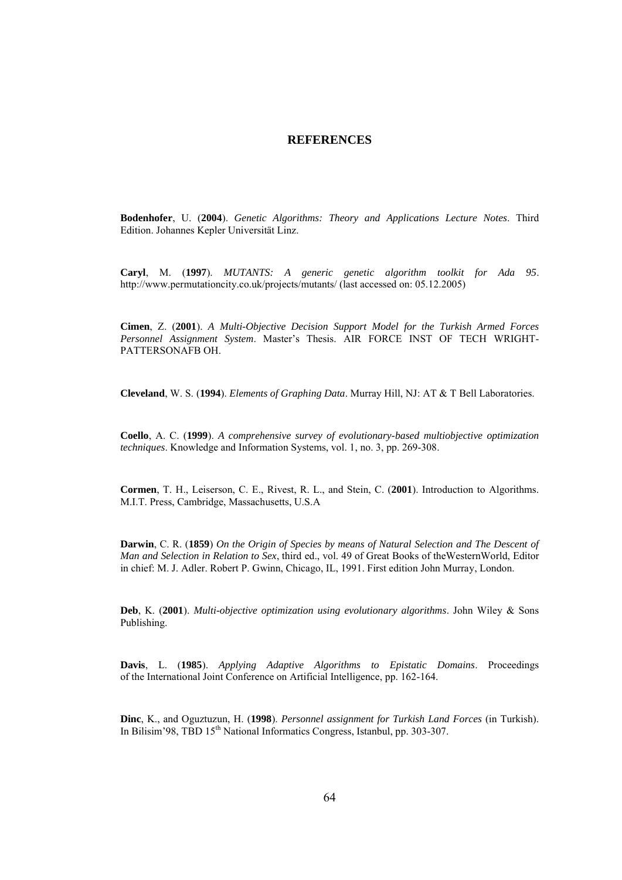# REFERENCES

**Bodenhofer**, U. (**2004**). *Genetic Algorithms: Theory and Applications Lecture Notes*. Third Edition. Johannes Kepler Universität Linz.

**Caryl**, M. (**1997**). *MUTANTS: A generic genetic algorithm toolkit for Ada 95*. http://www.permutationcity.co.uk/projects/mutants/ (last accessed on: 05.12.2005)

**Cimen**, Z. (**2001**). *A Multi-Objective Decision Support Model for the Turkish Armed Forces Personnel Assignment System*. Master's Thesis. AIR FORCE INST OF TECH WRIGHT-PATTERSONAFB OH.

**Cleveland**, W. S. (**1994**). *Elements of Graphing Data*. Murray Hill, NJ: AT & T Bell Laboratories.

**Coello**, A. C. (**1999**). *A comprehensive survey of evolutionary-based multiobjective optimization techniques*. Knowledge and Information Systems, vol. 1, no. 3, pp. 269-308.

**Cormen**, T. H., Leiserson, C. E., Rivest, R. L., and Stein, C. (**2001**). Introduction to Algorithms. M.I.T. Press, Cambridge, Massachusetts, U.S.A

**Darwin**, C. R. (**1859**) *On the Origin of Species by means of Natural Selection and The Descent of Man and Selection in Relation to Sex*, third ed., vol. 49 of Great Books of theWesternWorld, Editor in chief: M. J. Adler. Robert P. Gwinn, Chicago, IL, 1991. First edition John Murray, London.

**Deb**, K. (**2001**). *Multi-objective optimization using evolutionary algorithms*. John Wiley & Sons Publishing.

**Davis**, L. (**1985**). *Applying Adaptive Algorithms to Epistatic Domains*. Proceedings of the International Joint Conference on Artificial Intelligence, pp. 162-164.

**Dinc**, K., and Oguztuzun, H. (**1998**). *Personnel assignment for Turkish Land Forces* (in Turkish). In Bilisim'98, TBD 15th National Informatics Congress, Istanbul, pp. 303-307.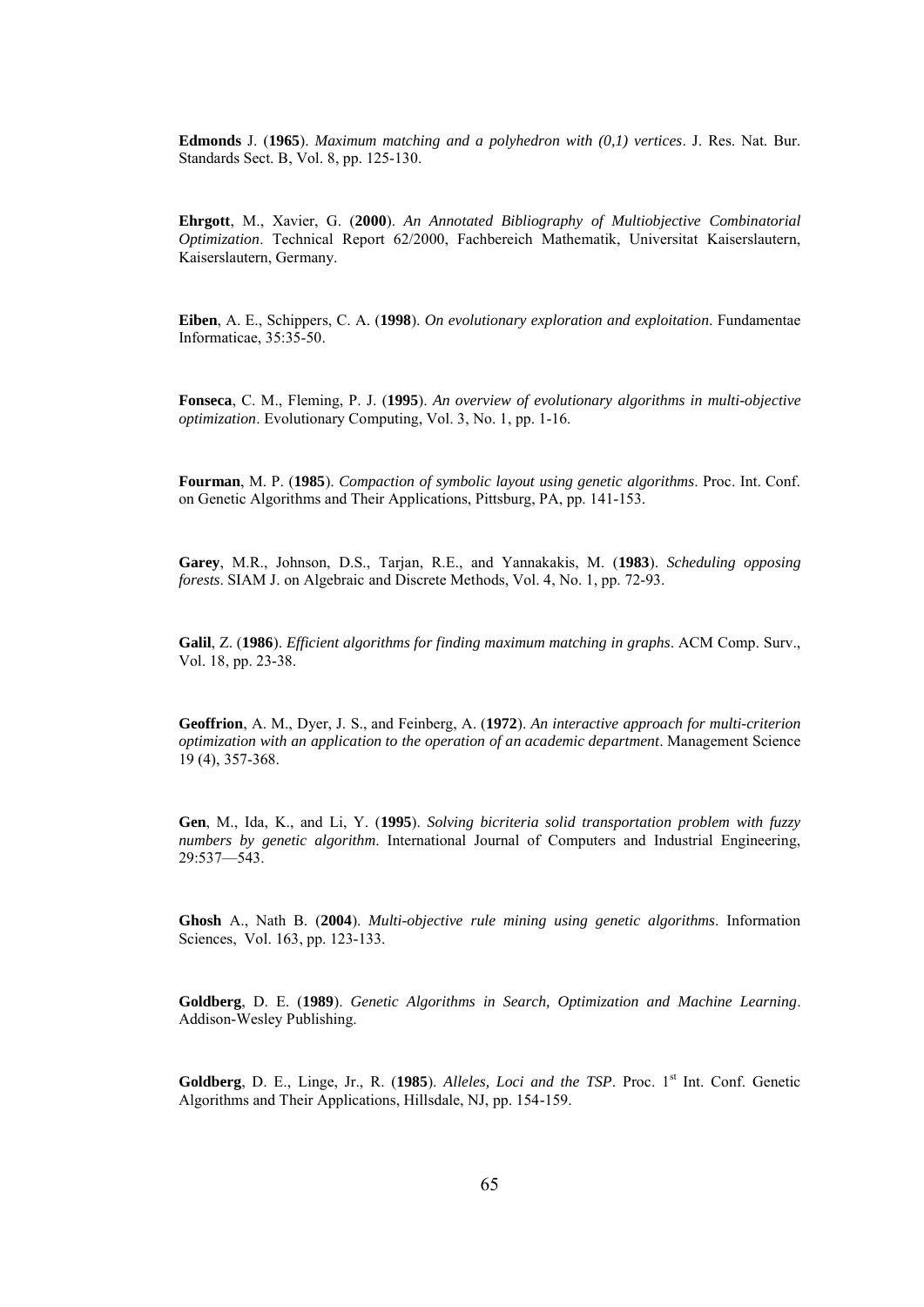**Edmonds** J. (**1965**). *Maximum matching and a polyhedron with (0,1) vertices*. J. Res. Nat. Bur. Standards Sect. B, Vol. 8, pp. 125-130.

**Ehrgott**, M., Xavier, G. (**2000**). *An Annotated Bibliography of Multiobjective Combinatorial Optimization*. Technical Report 62/2000, Fachbereich Mathematik, Universitat Kaiserslautern, Kaiserslautern, Germany.

**Eiben**, A. E., Schippers, C. A. (**1998**). *On evolutionary exploration and exploitation*. Fundamentae Informaticae, 35:35-50.

**Fonseca**, C. M., Fleming, P. J. (**1995**). *An overview of evolutionary algorithms in multi-objective optimization*. Evolutionary Computing, Vol. 3, No. 1, pp. 1-16.

**Fourman**, M. P. (**1985**). *Compaction of symbolic layout using genetic algorithms*. Proc. Int. Conf. on Genetic Algorithms and Their Applications, Pittsburg, PA, pp. 141-153.

**Garey**, M.R., Johnson, D.S., Tarjan, R.E., and Yannakakis, M. (**1983**). *Scheduling opposing forests*. SIAM J. on Algebraic and Discrete Methods, Vol. 4, No. 1, pp. 72-93.

**Galil**, Z. (**1986**). *Efficient algorithms for finding maximum matching in graphs*. ACM Comp. Surv., Vol. 18, pp. 23-38.

**Geoffrion**, A. M., Dyer, J. S., and Feinberg, A. (**1972**). *An interactive approach for multi-criterion optimization with an application to the operation of an academic department*. Management Science 19 (4), 357-368.

**Gen**, M., Ida, K., and Li, Y. (**1995**). *Solving bicriteria solid transportation problem with fuzzy numbers by genetic algorithm*. International Journal of Computers and Industrial Engineering, 29:537—543.

**Ghosh** A., Nath B. (**2004**). *Multi-objective rule mining using genetic algorithms*. Information Sciences, Vol. 163, pp. 123-133.

**Goldberg**, D. E. (**1989**). *Genetic Algorithms in Search, Optimization and Machine Learning*. Addison-Wesley Publishing.

**Goldberg**, D. E., Linge, Jr., R. (**1985**). *Alleles, Loci and the TSP*. Proc. 1st Int. Conf. Genetic Algorithms and Their Applications, Hillsdale, NJ, pp. 154-159.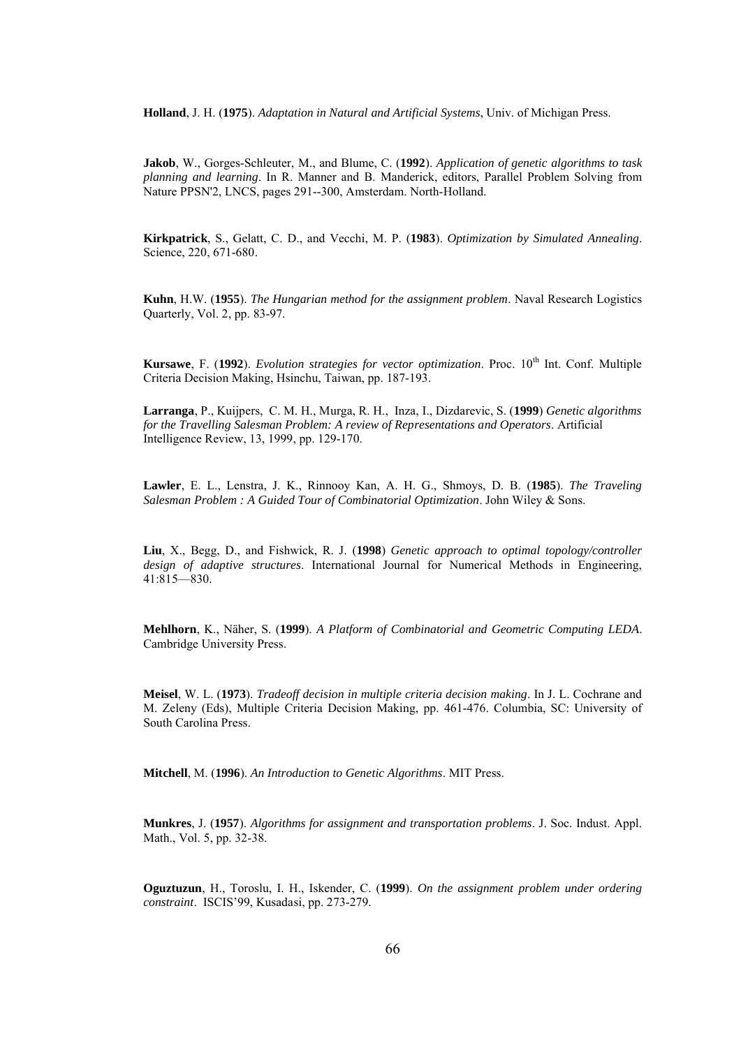**Holland**, J. H. (**1975**). *Adaptation in Natural and Artificial Systems*, Univ. of Michigan Press.

**Jakob**, W., Gorges-Schleuter, M., and Blume, C. (**1992**). *Application of genetic algorithms to task planning and learning*. In R. Manner and B. Manderick, editors, Parallel Problem Solving from Nature PPSN'2, LNCS, pages 291--300, Amsterdam. North-Holland.

**Kirkpatrick**, S., Gelatt, C. D., and Vecchi, M. P. (**1983**). *Optimization by Simulated Annealing*. Science, 220, 671-680.

**Kuhn**, H.W. (**1955**). *The Hungarian method for the assignment problem*. Naval Research Logistics Quarterly, Vol. 2, pp. 83-97.

**Kursawe**, F. (**1992**). *Evolution strategies for vector optimization*. Proc. 10th Int. Conf. Multiple Criteria Decision Making, Hsinchu, Taiwan, pp. 187-193.

**Larranga**, P., Kuijpers, C. M. H., Murga, R. H., Inza, I., Dizdarevic, S. (**1999**) *Genetic algorithms for the Travelling Salesman Problem: A review of Representations and Operators*. Artificial Intelligence Review, 13, 1999, pp. 129-170.

**Lawler**, E. L., Lenstra, J. K., Rinnooy Kan, A. H. G., Shmoys, D. B. (**1985**). *The Traveling Salesman Problem : A Guided Tour of Combinatorial Optimization*. John Wiley & Sons.

**Liu**, X., Begg, D., and Fishwick, R. J. (**1998**) *Genetic approach to optimal topology/controller design of adaptive structures*. International Journal for Numerical Methods in Engineering, 41:815—830.

**Mehlhorn**, K., Näher, S. (**1999**). *A Platform of Combinatorial and Geometric Computing LEDA*. Cambridge University Press.

**Meisel**, W. L. (**1973**). *Tradeoff decision in multiple criteria decision making*. In J. L. Cochrane and M. Zeleny (Eds), Multiple Criteria Decision Making, pp. 461-476. Columbia, SC: University of South Carolina Press.

**Mitchell**, M. (**1996**). *An Introduction to Genetic Algorithms*. MIT Press.

**Munkres**, J. (**1957**). *Algorithms for assignment and transportation problems*. J. Soc. Indust. Appl. Math., Vol. 5, pp. 32-38.

**Oguztuzun**, H., Toroslu, I. H., Iskender, C. (**1999**). *On the assignment problem under ordering constraint*. ISCIS'99, Kusadasi, pp. 273-279.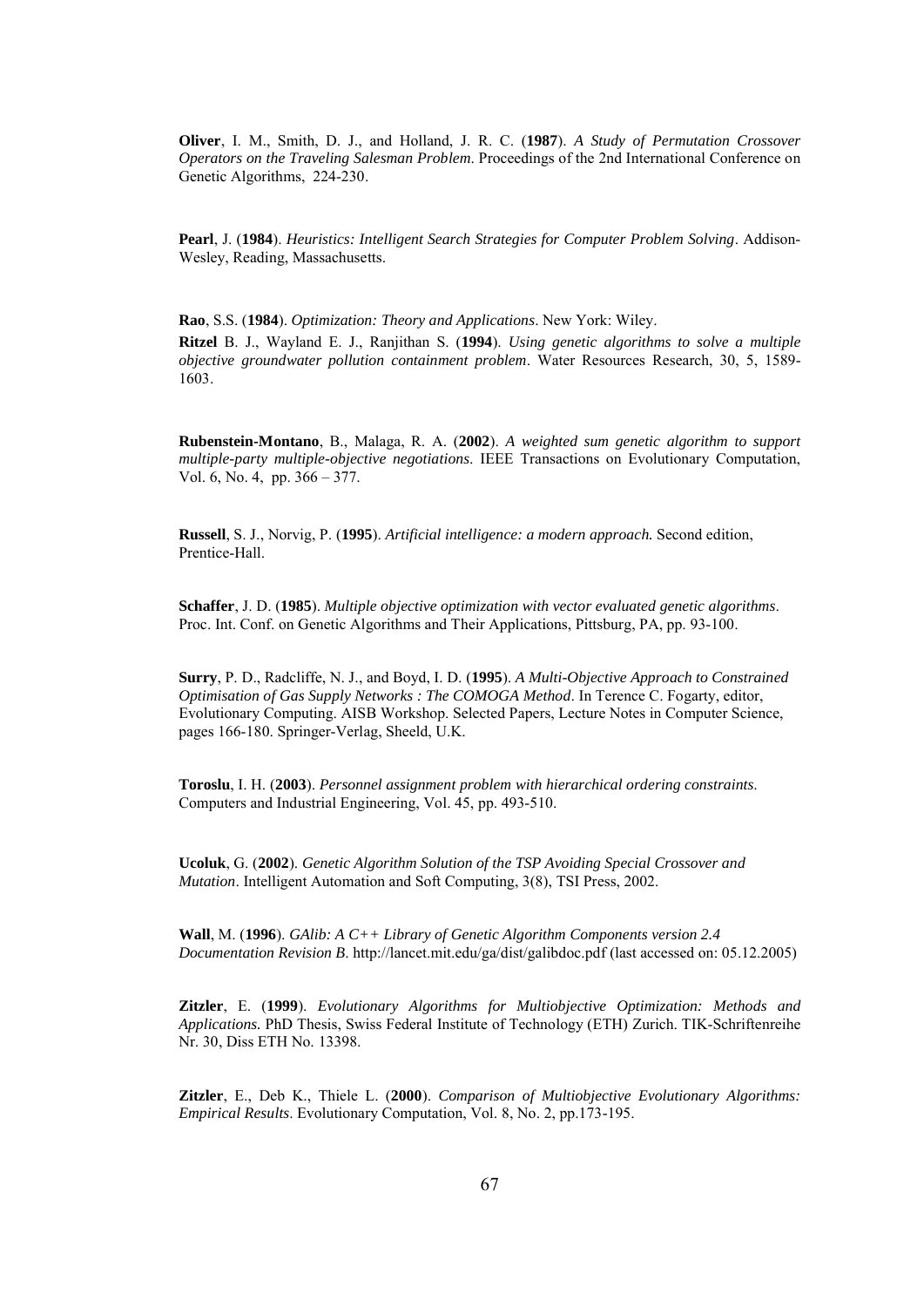**Oliver**, I. M., Smith, D. J., and Holland, J. R. C. (**1987**). *A Study of Permutation Crossover Operators on the Traveling Salesman Problem*. Proceedings of the 2nd International Conference on Genetic Algorithms, 224-230.

**Pearl**, J. (**1984**). *Heuristics: Intelligent Search Strategies for Computer Problem Solving*. Addison-Wesley, Reading, Massachusetts.

**Rao**, S.S. (**1984**). *Optimization: Theory and Applications*. New York: Wiley.

**Ritzel** B. J., Wayland E. J., Ranjithan S. (**1994**). *Using genetic algorithms to solve a multiple objective groundwater pollution containment problem*. Water Resources Research, 30, 5, 1589-1603.

**Rubenstein-Montano**, B., Malaga, R. A. (**2002**). *A weighted sum genetic algorithm to support multiple-party multiple-objective negotiations*. IEEE Transactions on Evolutionary Computation, Vol. 6, No. 4, pp. 366 – 377.

**Russell**, S. J., Norvig, P. (**1995**). *Artificial intelligence: a modern approach.* Second edition, Prentice-Hall.

**Schaffer**, J. D. (**1985**). *Multiple objective optimization with vector evaluated genetic algorithms*. Proc. Int. Conf. on Genetic Algorithms and Their Applications, Pittsburg, PA, pp. 93-100.

**Surry**, P. D., Radcliffe, N. J., and Boyd, I. D. (**1995**). *A Multi-Objective Approach to Constrained Optimisation of Gas Supply Networks : The COMOGA Method*. In Terence C. Fogarty, editor, Evolutionary Computing. AISB Workshop. Selected Papers, Lecture Notes in Computer Science, pages 166-180. Springer-Verlag, Sheeld, U.K.

**Toroslu**, I. H. (**2003**). *Personnel assignment problem with hierarchical ordering constraints.* Computers and Industrial Engineering, Vol. 45, pp. 493-510.

**Ucoluk**, G. (**2002**). *Genetic Algorithm Solution of the TSP Avoiding Special Crossover and Mutation*. Intelligent Automation and Soft Computing, 3(8), TSI Press, 2002.

**Wall**, M. (**1996**). *GAlib: A C++ Library of Genetic Algorithm Components version 2.4 Documentation Revision B*. http://lancet.mit.edu/ga/dist/galibdoc.pdf (last accessed on: 05.12.2005)

**Zitzler**, E. (**1999**). *Evolutionary Algorithms for Multiobjective Optimization: Methods and Applications.* PhD Thesis, Swiss Federal Institute of Technology (ETH) Zurich. TIK-Schriftenreihe Nr. 30, Diss ETH No. 13398.

**Zitzler**, E., Deb K., Thiele L. (**2000**). *Comparison of Multiobjective Evolutionary Algorithms: Empirical Results*. Evolutionary Computation, Vol. 8, No. 2, pp.173-195.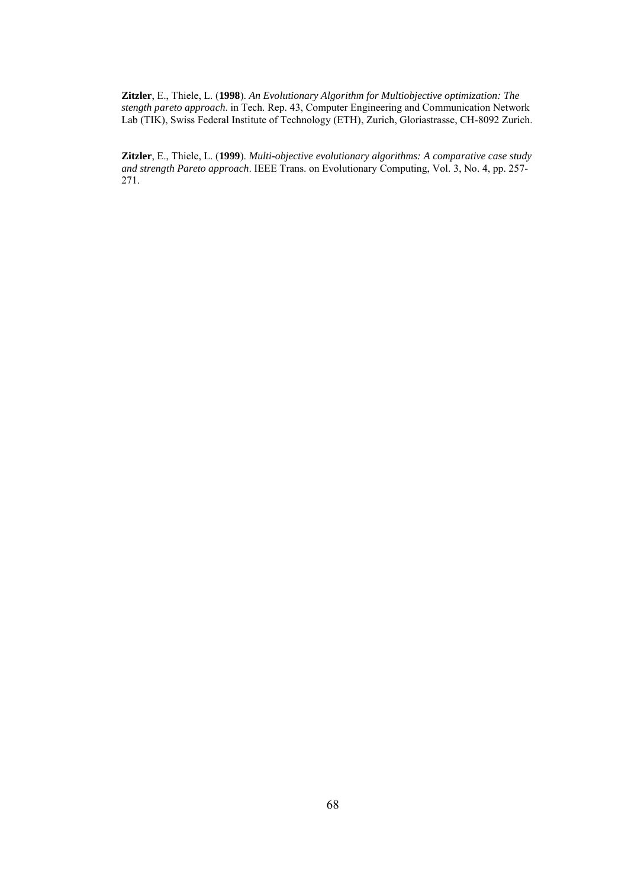**Zitzler**, E., Thiele, L. (**1998**). *An Evolutionary Algorithm for Multiobjective optimization: The stength pareto approach*. in Tech. Rep. 43, Computer Engineering and Communication Network Lab (TIK), Swiss Federal Institute of Technology (ETH), Zurich, Gloriastrasse, CH-8092 Zurich.

**Zitzler**, E., Thiele, L. (**1999**). *Multi-objective evolutionary algorithms: A comparative case study and strength Pareto approach*. IEEE Trans. on Evolutionary Computing, Vol. 3, No. 4, pp. 257-271.